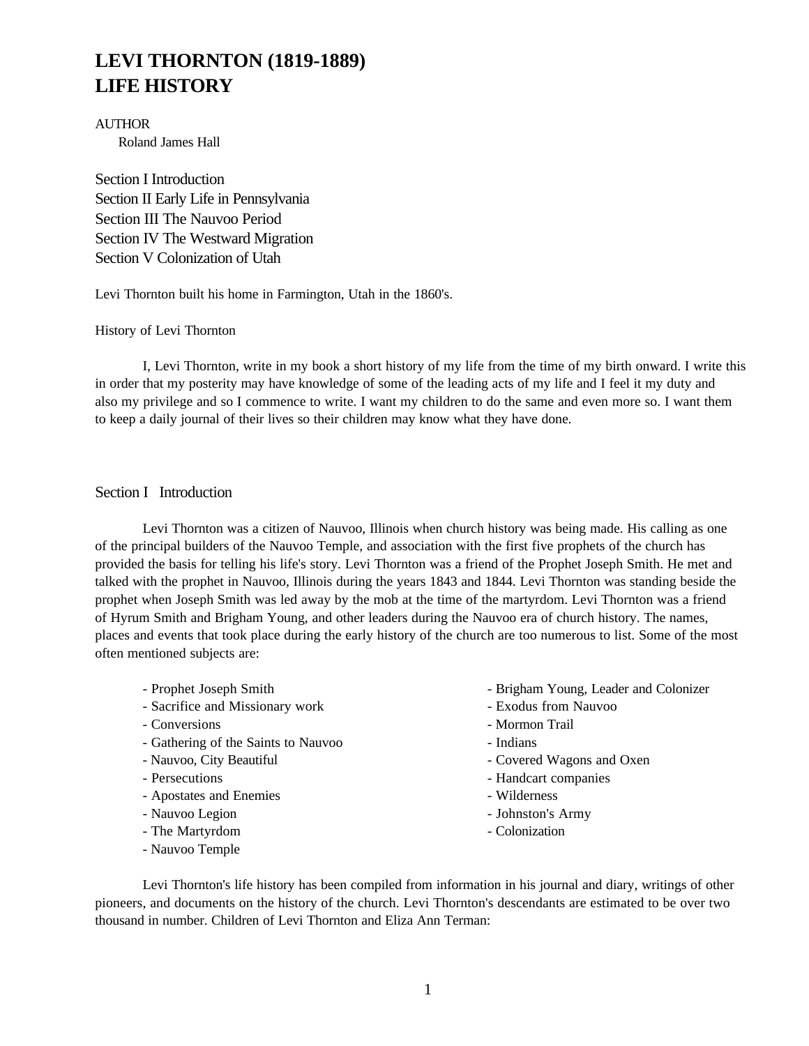# LEVI THORNTON (1819-1889)
# LIFE HISTORY

AUTHOR

Roland James Hall

Section I Introduction
Section II Early Life in Pennsylvania
Section III The Nauvoo Period
Section IV The Westward Migration
Section V Colonization of Utah

Levi Thornton built his home in Farmington, Utah in the 1860's.

History of Levi Thornton

I, Levi Thornton, write in my book a short history of my life from the time of my birth onward. I write this in order that my posterity may have knowledge of some of the leading acts of my life and I feel it my duty and also my privilege and so I commence to write. I want my children to do the same and even more so. I want them to keep a daily journal of their lives so their children may know what they have done.

## Section I Introduction

Levi Thornton was a citizen of Nauvoo, Illinois when church history was being made. His calling as one of the principal builders of the Nauvoo Temple, and association with the first five prophets of the church has provided the basis for telling his life's story. Levi Thornton was a friend of the Prophet Joseph Smith. He met and talked with the prophet in Nauvoo, Illinois during the years 1843 and 1844. Levi Thornton was standing beside the prophet when Joseph Smith was led away by the mob at the time of the martyrdom. Levi Thornton was a friend of Hyrum Smith and Brigham Young, and other leaders during the Nauvoo era of church history. The names, places and events that took place during the early history of the church are too numerous to list. Some of the most often mentioned subjects are:

- Prophet Joseph Smith
- Sacrifice and Missionary work
- Conversions
- Gathering of the Saints to Nauvoo
- Nauvoo, City Beautiful
- Persecutions
- Apostates and Enemies
- Nauvoo Legion
- The Martyrdom
- Nauvoo Temple
- Brigham Young, Leader and Colonizer
- Exodus from Nauvoo
- Mormon Trail
- Indians
- Covered Wagons and Oxen
- Handcart companies
- Wilderness
- Johnston's Army
- Colonization

Levi Thornton's life history has been compiled from information in his journal and diary, writings of other pioneers, and documents on the history of the church. Levi Thornton's descendants are estimated to be over two thousand in number. Children of Levi Thornton and Eliza Ann Terman: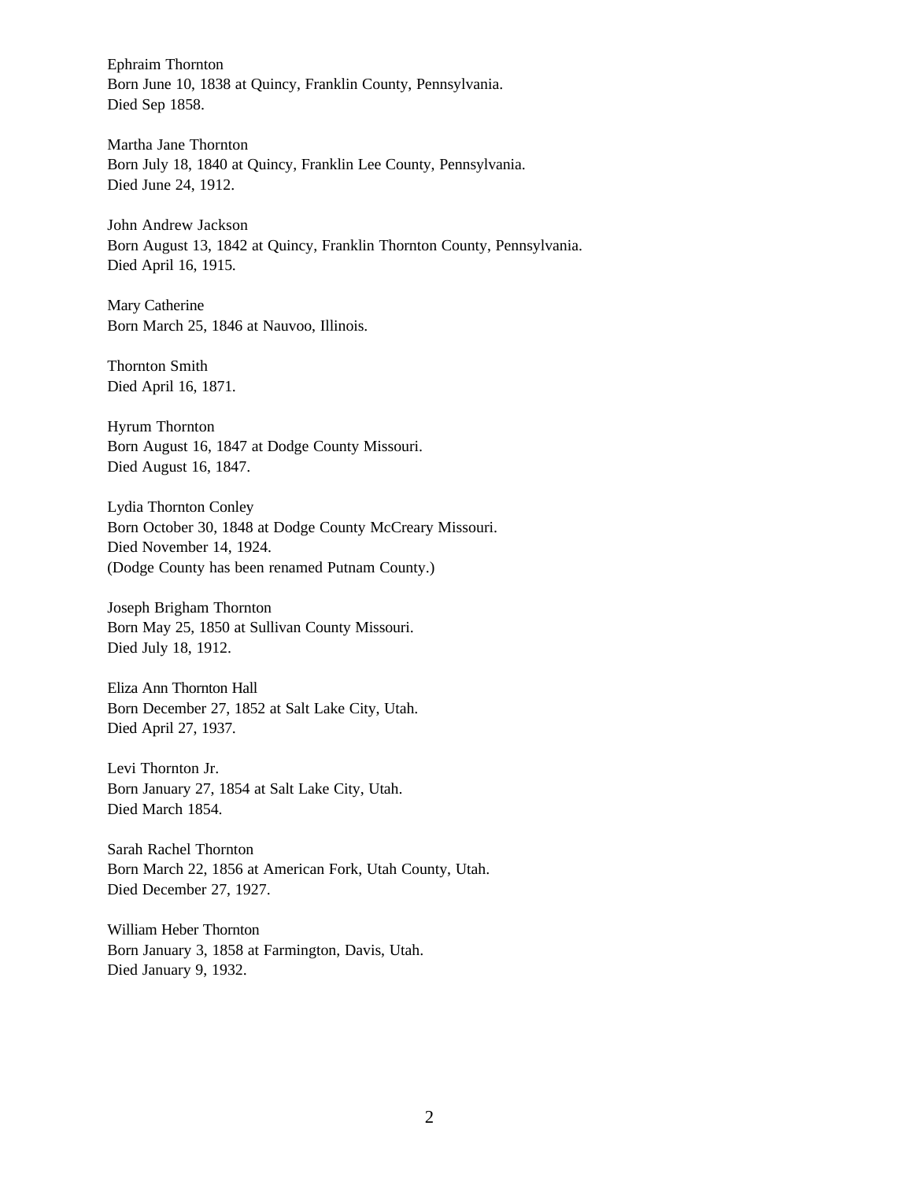Ephraim Thornton
Born June 10, 1838 at Quincy, Franklin County, Pennsylvania.
Died Sep 1858.

Martha Jane Thornton
Born July 18, 1840 at Quincy, Franklin Lee County, Pennsylvania.
Died June 24, 1912.

John Andrew Jackson
Born August 13, 1842 at Quincy, Franklin Thornton County, Pennsylvania.
Died April 16, 1915.

Mary Catherine
Born March 25, 1846 at Nauvoo, Illinois.

Thornton Smith
Died April 16, 1871.

Hyrum Thornton
Born August 16, 1847 at Dodge County Missouri.
Died August 16, 1847.

Lydia Thornton Conley
Born October 30, 1848 at Dodge County McCreary Missouri.
Died November 14, 1924.
(Dodge County has been renamed Putnam County.)

Joseph Brigham Thornton
Born May 25, 1850 at Sullivan County Missouri.
Died July 18, 1912.

Eliza Ann Thornton Hall
Born December 27, 1852 at Salt Lake City, Utah.
Died April 27, 1937.

Levi Thornton Jr.
Born January 27, 1854 at Salt Lake City, Utah.
Died March 1854.

Sarah Rachel Thornton
Born March 22, 1856 at American Fork, Utah County, Utah.
Died December 27, 1927.

William Heber Thornton
Born January 3, 1858 at Farmington, Davis, Utah.
Died January 9, 1932.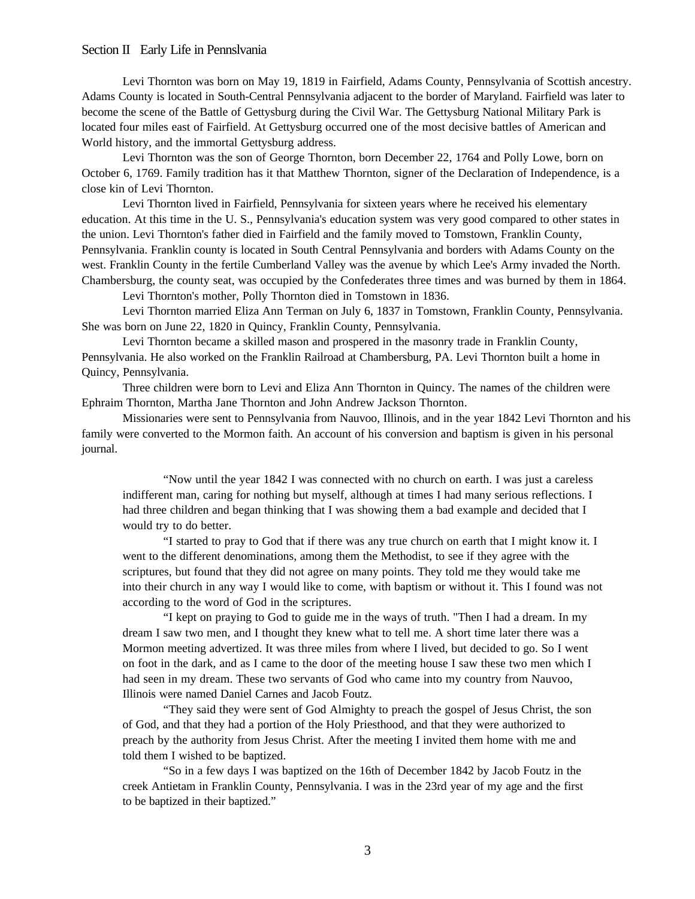## Section II Early Life in Pennslvania

Levi Thornton was born on May 19, 1819 in Fairfield, Adams County, Pennsylvania of Scottish ancestry. Adams County is located in South-Central Pennsylvania adjacent to the border of Maryland. Fairfield was later to become the scene of the Battle of Gettysburg during the Civil War. The Gettysburg National Military Park is located four miles east of Fairfield. At Gettysburg occurred one of the most decisive battles of American and World history, and the immortal Gettysburg address.

Levi Thornton was the son of George Thornton, born December 22, 1764 and Polly Lowe, born on October 6, 1769. Family tradition has it that Matthew Thornton, signer of the Declaration of Independence, is a close kin of Levi Thornton.

Levi Thornton lived in Fairfield, Pennsylvania for sixteen years where he received his elementary education. At this time in the U. S., Pennsylvania's education system was very good compared to other states in the union. Levi Thornton's father died in Fairfield and the family moved to Tomstown, Franklin County, Pennsylvania. Franklin county is located in South Central Pennsylvania and borders with Adams County on the west. Franklin County in the fertile Cumberland Valley was the avenue by which Lee's Army invaded the North. Chambersburg, the county seat, was occupied by the Confederates three times and was burned by them in 1864.

Levi Thornton's mother, Polly Thornton died in Tomstown in 1836.

Levi Thornton married Eliza Ann Terman on July 6, 1837 in Tomstown, Franklin County, Pennsylvania. She was born on June 22, 1820 in Quincy, Franklin County, Pennsylvania.

Levi Thornton became a skilled mason and prospered in the masonry trade in Franklin County, Pennsylvania. He also worked on the Franklin Railroad at Chambersburg, PA. Levi Thornton built a home in Quincy, Pennsylvania.

Three children were born to Levi and Eliza Ann Thornton in Quincy. The names of the children were Ephraim Thornton, Martha Jane Thornton and John Andrew Jackson Thornton.

Missionaries were sent to Pennsylvania from Nauvoo, Illinois, and in the year 1842 Levi Thornton and his family were converted to the Mormon faith. An account of his conversion and baptism is given in his personal journal.

> "Now until the year 1842 I was connected with no church on earth. I was just a careless indifferent man, caring for nothing but myself, although at times I had many serious reflections. I had three children and began thinking that I was showing them a bad example and decided that I would try to do better.
>
> "I started to pray to God that if there was any true church on earth that I might know it. I went to the different denominations, among them the Methodist, to see if they agree with the scriptures, but found that they did not agree on many points. They told me they would take me into their church in any way I would like to come, with baptism or without it. This I found was not according to the word of God in the scriptures.
>
> "I kept on praying to God to guide me in the ways of truth. "Then I had a dream. In my dream I saw two men, and I thought they knew what to tell me. A short time later there was a Mormon meeting advertized. It was three miles from where I lived, but decided to go. So I went on foot in the dark, and as I came to the door of the meeting house I saw these two men which I had seen in my dream. These two servants of God who came into my country from Nauvoo, Illinois were named Daniel Carnes and Jacob Foutz.
>
> "They said they were sent of God Almighty to preach the gospel of Jesus Christ, the son of God, and that they had a portion of the Holy Priesthood, and that they were authorized to preach by the authority from Jesus Christ. After the meeting I invited them home with me and told them I wished to be baptized.
>
> "So in a few days I was baptized on the 16th of December 1842 by Jacob Foutz in the creek Antietam in Franklin County, Pennsylvania. I was in the 23rd year of my age and the first to be baptized in their baptized."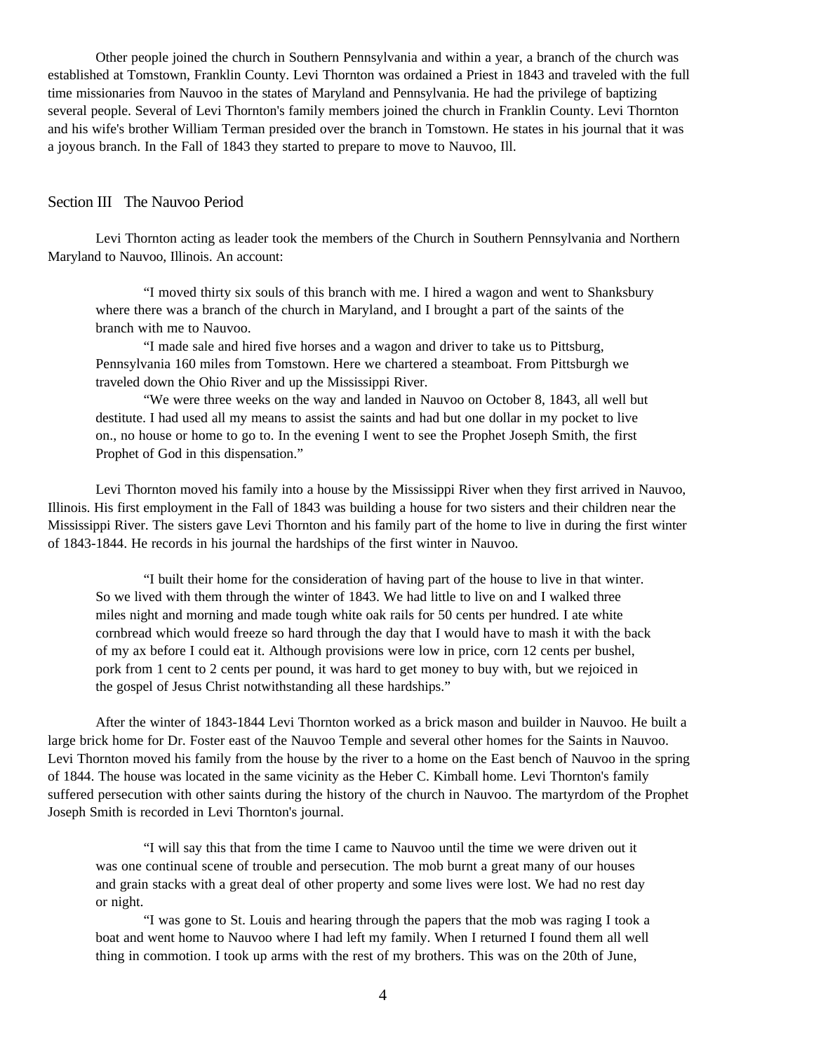Other people joined the church in Southern Pennsylvania and within a year, a branch of the church was established at Tomstown, Franklin County. Levi Thornton was ordained a Priest in 1843 and traveled with the full time missionaries from Nauvoo in the states of Maryland and Pennsylvania. He had the privilege of baptizing several people. Several of Levi Thornton's family members joined the church in Franklin County. Levi Thornton and his wife's brother William Terman presided over the branch in Tomstown. He states in his journal that it was a joyous branch. In the Fall of 1843 they started to prepare to move to Nauvoo, Ill.

## Section III The Nauvoo Period

Levi Thornton acting as leader took the members of the Church in Southern Pennsylvania and Northern Maryland to Nauvoo, Illinois. An account:

> "I moved thirty six souls of this branch with me. I hired a wagon and went to Shanksbury where there was a branch of the church in Maryland, and I brought a part of the saints of the branch with me to Nauvoo.
>
> "I made sale and hired five horses and a wagon and driver to take us to Pittsburg, Pennsylvania 160 miles from Tomstown. Here we chartered a steamboat. From Pittsburgh we traveled down the Ohio River and up the Mississippi River.
>
> "We were three weeks on the way and landed in Nauvoo on October 8, 1843, all well but destitute. I had used all my means to assist the saints and had but one dollar in my pocket to live on., no house or home to go to. In the evening I went to see the Prophet Joseph Smith, the first Prophet of God in this dispensation."

Levi Thornton moved his family into a house by the Mississippi River when they first arrived in Nauvoo, Illinois. His first employment in the Fall of 1843 was building a house for two sisters and their children near the Mississippi River. The sisters gave Levi Thornton and his family part of the home to live in during the first winter of 1843-1844. He records in his journal the hardships of the first winter in Nauvoo.

> "I built their home for the consideration of having part of the house to live in that winter. So we lived with them through the winter of 1843. We had little to live on and I walked three miles night and morning and made tough white oak rails for 50 cents per hundred. I ate white cornbread which would freeze so hard through the day that I would have to mash it with the back of my ax before I could eat it. Although provisions were low in price, corn 12 cents per bushel, pork from 1 cent to 2 cents per pound, it was hard to get money to buy with, but we rejoiced in the gospel of Jesus Christ notwithstanding all these hardships."

After the winter of 1843-1844 Levi Thornton worked as a brick mason and builder in Nauvoo. He built a large brick home for Dr. Foster east of the Nauvoo Temple and several other homes for the Saints in Nauvoo. Levi Thornton moved his family from the house by the river to a home on the East bench of Nauvoo in the spring of 1844. The house was located in the same vicinity as the Heber C. Kimball home. Levi Thornton's family suffered persecution with other saints during the history of the church in Nauvoo. The martyrdom of the Prophet Joseph Smith is recorded in Levi Thornton's journal.

> "I will say this that from the time I came to Nauvoo until the time we were driven out it was one continual scene of trouble and persecution. The mob burnt a great many of our houses and grain stacks with a great deal of other property and some lives were lost. We had no rest day or night.
>
> "I was gone to St. Louis and hearing through the papers that the mob was raging I took a boat and went home to Nauvoo where I had left my family. When I returned I found them all well thing in commotion. I took up arms with the rest of my brothers. This was on the 20th of June,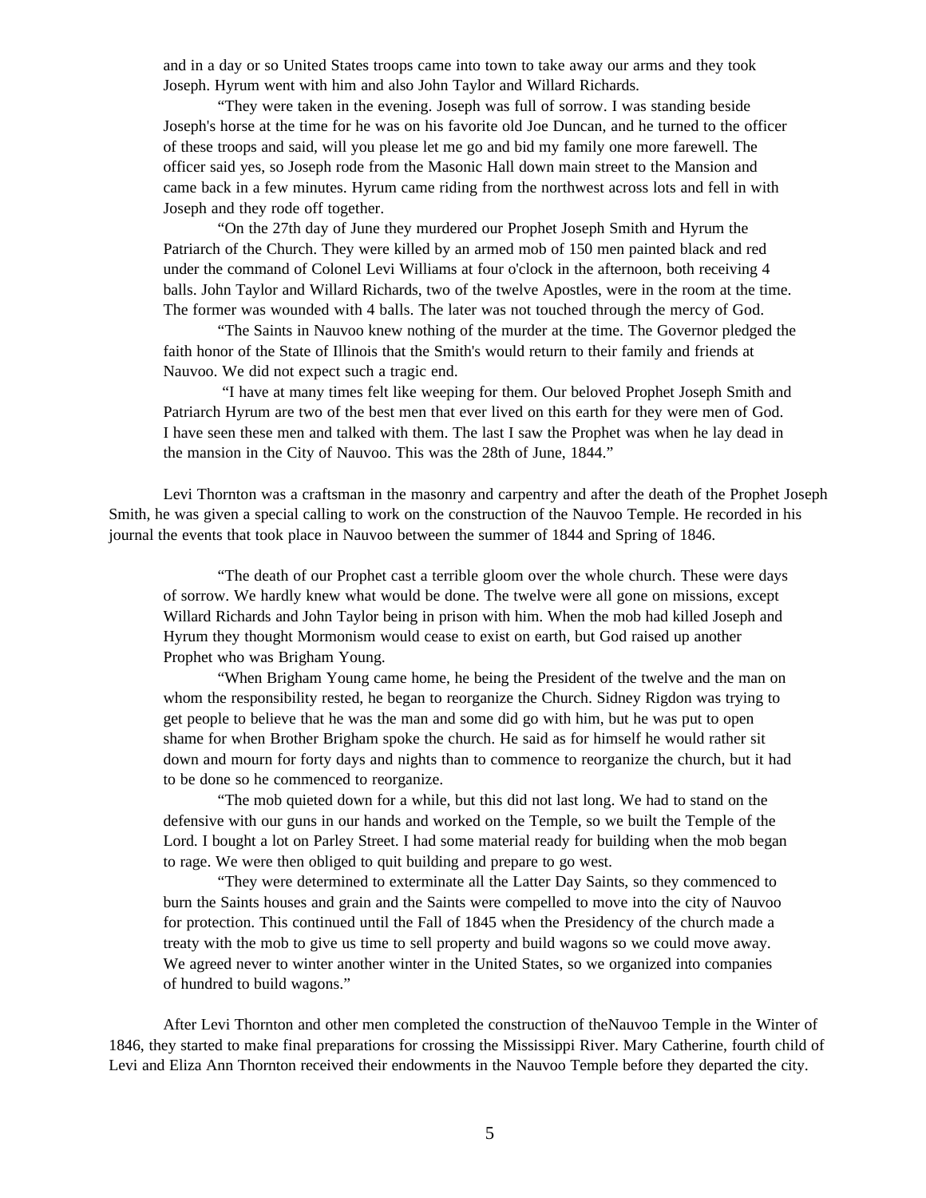and in a day or so United States troops came into town to take away our arms and they took Joseph. Hyrum went with him and also John Taylor and Willard Richards.

"They were taken in the evening. Joseph was full of sorrow. I was standing beside Joseph's horse at the time for he was on his favorite old Joe Duncan, and he turned to the officer of these troops and said, will you please let me go and bid my family one more farewell. The officer said yes, so Joseph rode from the Masonic Hall down main street to the Mansion and came back in a few minutes. Hyrum came riding from the northwest across lots and fell in with Joseph and they rode off together.

"On the 27th day of June they murdered our Prophet Joseph Smith and Hyrum the Patriarch of the Church. They were killed by an armed mob of 150 men painted black and red under the command of Colonel Levi Williams at four o'clock in the afternoon, both receiving 4 balls. John Taylor and Willard Richards, two of the twelve Apostles, were in the room at the time. The former was wounded with 4 balls. The later was not touched through the mercy of God.

"The Saints in Nauvoo knew nothing of the murder at the time. The Governor pledged the faith honor of the State of Illinois that the Smith's would return to their family and friends at Nauvoo. We did not expect such a tragic end.

"I have at many times felt like weeping for them. Our beloved Prophet Joseph Smith and Patriarch Hyrum are two of the best men that ever lived on this earth for they were men of God. I have seen these men and talked with them. The last I saw the Prophet was when he lay dead in the mansion in the City of Nauvoo. This was the 28th of June, 1844."

Levi Thornton was a craftsman in the masonry and carpentry and after the death of the Prophet Joseph Smith, he was given a special calling to work on the construction of the Nauvoo Temple. He recorded in his journal the events that took place in Nauvoo between the summer of 1844 and Spring of 1846.

"The death of our Prophet cast a terrible gloom over the whole church. These were days of sorrow. We hardly knew what would be done. The twelve were all gone on missions, except Willard Richards and John Taylor being in prison with him. When the mob had killed Joseph and Hyrum they thought Mormonism would cease to exist on earth, but God raised up another Prophet who was Brigham Young.

"When Brigham Young came home, he being the President of the twelve and the man on whom the responsibility rested, he began to reorganize the Church. Sidney Rigdon was trying to get people to believe that he was the man and some did go with him, but he was put to open shame for when Brother Brigham spoke the church. He said as for himself he would rather sit down and mourn for forty days and nights than to commence to reorganize the church, but it had to be done so he commenced to reorganize.

"The mob quieted down for a while, but this did not last long. We had to stand on the defensive with our guns in our hands and worked on the Temple, so we built the Temple of the Lord. I bought a lot on Parley Street. I had some material ready for building when the mob began to rage. We were then obliged to quit building and prepare to go west.

"They were determined to exterminate all the Latter Day Saints, so they commenced to burn the Saints houses and grain and the Saints were compelled to move into the city of Nauvoo for protection. This continued until the Fall of 1845 when the Presidency of the church made a treaty with the mob to give us time to sell property and build wagons so we could move away. We agreed never to winter another winter in the United States, so we organized into companies of hundred to build wagons."

After Levi Thornton and other men completed the construction of theNauvoo Temple in the Winter of 1846, they started to make final preparations for crossing the Mississippi River. Mary Catherine, fourth child of Levi and Eliza Ann Thornton received their endowments in the Nauvoo Temple before they departed the city.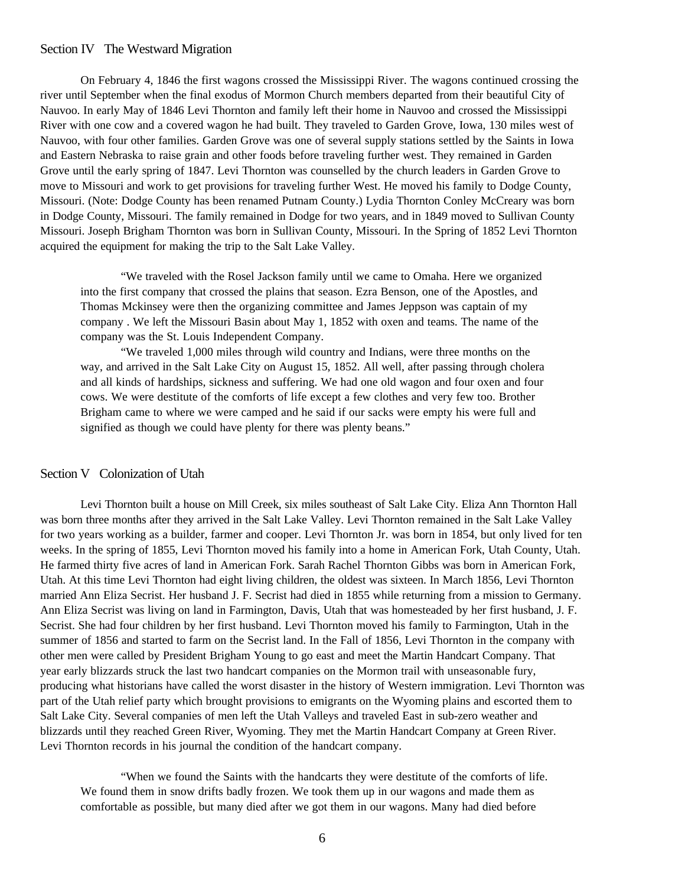## Section IV The Westward Migration

On February 4, 1846 the first wagons crossed the Mississippi River. The wagons continued crossing the river until September when the final exodus of Mormon Church members departed from their beautiful City of Nauvoo. In early May of 1846 Levi Thornton and family left their home in Nauvoo and crossed the Mississippi River with one cow and a covered wagon he had built. They traveled to Garden Grove, Iowa, 130 miles west of Nauvoo, with four other families. Garden Grove was one of several supply stations settled by the Saints in Iowa and Eastern Nebraska to raise grain and other foods before traveling further west. They remained in Garden Grove until the early spring of 1847. Levi Thornton was counselled by the church leaders in Garden Grove to move to Missouri and work to get provisions for traveling further West. He moved his family to Dodge County, Missouri. (Note: Dodge County has been renamed Putnam County.) Lydia Thornton Conley McCreary was born in Dodge County, Missouri. The family remained in Dodge for two years, and in 1849 moved to Sullivan County Missouri. Joseph Brigham Thornton was born in Sullivan County, Missouri. In the Spring of 1852 Levi Thornton acquired the equipment for making the trip to the Salt Lake Valley.

> "We traveled with the Rosel Jackson family until we came to Omaha. Here we organized into the first company that crossed the plains that season. Ezra Benson, one of the Apostles, and Thomas Mckinsey were then the organizing committee and James Jeppson was captain of my company . We left the Missouri Basin about May 1, 1852 with oxen and teams. The name of the company was the St. Louis Independent Company.
>
> "We traveled 1,000 miles through wild country and Indians, were three months on the way, and arrived in the Salt Lake City on August 15, 1852. All well, after passing through cholera and all kinds of hardships, sickness and suffering. We had one old wagon and four oxen and four cows. We were destitute of the comforts of life except a few clothes and very few too. Brother Brigham came to where we were camped and he said if our sacks were empty his were full and signified as though we could have plenty for there was plenty beans."

## Section V Colonization of Utah

Levi Thornton built a house on Mill Creek, six miles southeast of Salt Lake City. Eliza Ann Thornton Hall was born three months after they arrived in the Salt Lake Valley. Levi Thornton remained in the Salt Lake Valley for two years working as a builder, farmer and cooper. Levi Thornton Jr. was born in 1854, but only lived for ten weeks. In the spring of 1855, Levi Thornton moved his family into a home in American Fork, Utah County, Utah. He farmed thirty five acres of land in American Fork. Sarah Rachel Thornton Gibbs was born in American Fork, Utah. At this time Levi Thornton had eight living children, the oldest was sixteen. In March 1856, Levi Thornton married Ann Eliza Secrist. Her husband J. F. Secrist had died in 1855 while returning from a mission to Germany. Ann Eliza Secrist was living on land in Farmington, Davis, Utah that was homesteaded by her first husband, J. F. Secrist. She had four children by her first husband. Levi Thornton moved his family to Farmington, Utah in the summer of 1856 and started to farm on the Secrist land. In the Fall of 1856, Levi Thornton in the company with other men were called by President Brigham Young to go east and meet the Martin Handcart Company. That year early blizzards struck the last two handcart companies on the Mormon trail with unseasonable fury, producing what historians have called the worst disaster in the history of Western immigration. Levi Thornton was part of the Utah relief party which brought provisions to emigrants on the Wyoming plains and escorted them to Salt Lake City. Several companies of men left the Utah Valleys and traveled East in sub-zero weather and blizzards until they reached Green River, Wyoming. They met the Martin Handcart Company at Green River. Levi Thornton records in his journal the condition of the handcart company.

> "When we found the Saints with the handcarts they were destitute of the comforts of life. We found them in snow drifts badly frozen. We took them up in our wagons and made them as comfortable as possible, but many died after we got them in our wagons. Many had died before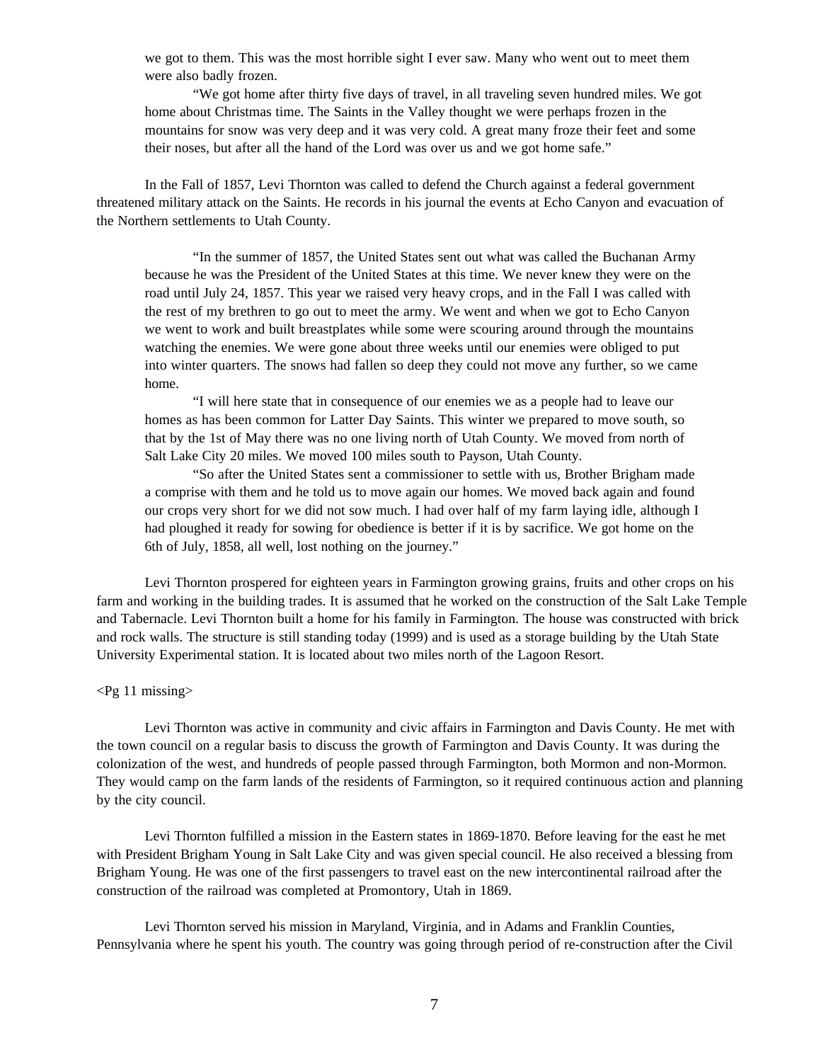we got to them. This was the most horrible sight I ever saw. Many who went out to meet them were also badly frozen.

"We got home after thirty five days of travel, in all traveling seven hundred miles. We got home about Christmas time. The Saints in the Valley thought we were perhaps frozen in the mountains for snow was very deep and it was very cold. A great many froze their feet and some their noses, but after all the hand of the Lord was over us and we got home safe."

In the Fall of 1857, Levi Thornton was called to defend the Church against a federal government threatened military attack on the Saints. He records in his journal the events at Echo Canyon and evacuation of the Northern settlements to Utah County.

"In the summer of 1857, the United States sent out what was called the Buchanan Army because he was the President of the United States at this time. We never knew they were on the road until July 24, 1857. This year we raised very heavy crops, and in the Fall I was called with the rest of my brethren to go out to meet the army. We went and when we got to Echo Canyon we went to work and built breastplates while some were scouring around through the mountains watching the enemies. We were gone about three weeks until our enemies were obliged to put into winter quarters. The snows had fallen so deep they could not move any further, so we came home.

"I will here state that in consequence of our enemies we as a people had to leave our homes as has been common for Latter Day Saints. This winter we prepared to move south, so that by the 1st of May there was no one living north of Utah County. We moved from north of Salt Lake City 20 miles. We moved 100 miles south to Payson, Utah County.

"So after the United States sent a commissioner to settle with us, Brother Brigham made a comprise with them and he told us to move again our homes. We moved back again and found our crops very short for we did not sow much. I had over half of my farm laying idle, although I had ploughed it ready for sowing for obedience is better if it is by sacrifice. We got home on the 6th of July, 1858, all well, lost nothing on the journey."

Levi Thornton prospered for eighteen years in Farmington growing grains, fruits and other crops on his farm and working in the building trades. It is assumed that he worked on the construction of the Salt Lake Temple and Tabernacle. Levi Thornton built a home for his family in Farmington. The house was constructed with brick and rock walls. The structure is still standing today (1999) and is used as a storage building by the Utah State University Experimental station. It is located about two miles north of the Lagoon Resort.

<Pg 11 missing>

Levi Thornton was active in community and civic affairs in Farmington and Davis County. He met with the town council on a regular basis to discuss the growth of Farmington and Davis County. It was during the colonization of the west, and hundreds of people passed through Farmington, both Mormon and non-Mormon. They would camp on the farm lands of the residents of Farmington, so it required continuous action and planning by the city council.

Levi Thornton fulfilled a mission in the Eastern states in 1869-1870. Before leaving for the east he met with President Brigham Young in Salt Lake City and was given special council. He also received a blessing from Brigham Young. He was one of the first passengers to travel east on the new intercontinental railroad after the construction of the railroad was completed at Promontory, Utah in 1869.

Levi Thornton served his mission in Maryland, Virginia, and in Adams and Franklin Counties, Pennsylvania where he spent his youth. The country was going through period of re-construction after the Civil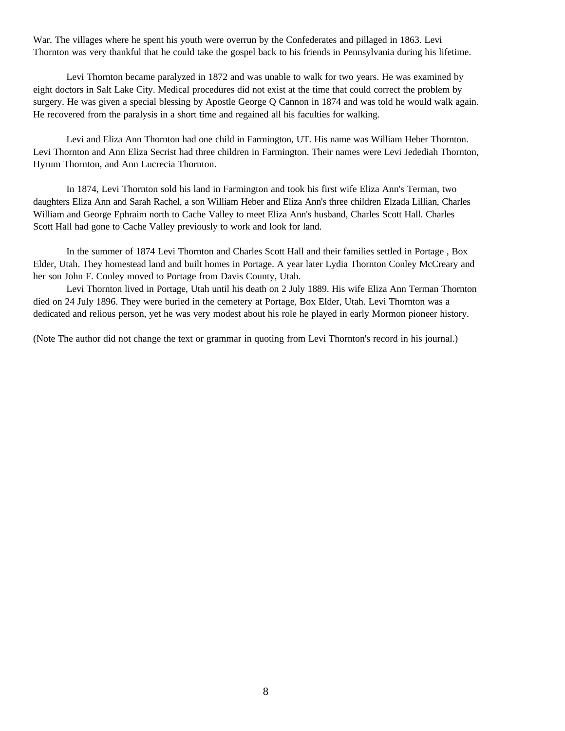War. The villages where he spent his youth were overrun by the Confederates and pillaged in 1863. Levi Thornton was very thankful that he could take the gospel back to his friends in Pennsylvania during his lifetime.

Levi Thornton became paralyzed in 1872 and was unable to walk for two years. He was examined by eight doctors in Salt Lake City. Medical procedures did not exist at the time that could correct the problem by surgery. He was given a special blessing by Apostle George Q Cannon in 1874 and was told he would walk again. He recovered from the paralysis in a short time and regained all his faculties for walking.

Levi and Eliza Ann Thornton had one child in Farmington, UT. His name was William Heber Thornton. Levi Thornton and Ann Eliza Secrist had three children in Farmington. Their names were Levi Jedediah Thornton, Hyrum Thornton, and Ann Lucrecia Thornton.

In 1874, Levi Thornton sold his land in Farmington and took his first wife Eliza Ann's Terman, two daughters Eliza Ann and Sarah Rachel, a son William Heber and Eliza Ann's three children Elzada Lillian, Charles William and George Ephraim north to Cache Valley to meet Eliza Ann's husband, Charles Scott Hall. Charles Scott Hall had gone to Cache Valley previously to work and look for land.

In the summer of 1874 Levi Thornton and Charles Scott Hall and their families settled in Portage , Box Elder, Utah. They homestead land and built homes in Portage. A year later Lydia Thornton Conley McCreary and her son John F. Conley moved to Portage from Davis County, Utah.

Levi Thornton lived in Portage, Utah until his death on 2 July 1889. His wife Eliza Ann Terman Thornton died on 24 July 1896. They were buried in the cemetery at Portage, Box Elder, Utah. Levi Thornton was a dedicated and relious person, yet he was very modest about his role he played in early Mormon pioneer history.

(Note The author did not change the text or grammar in quoting from Levi Thornton's record in his journal.)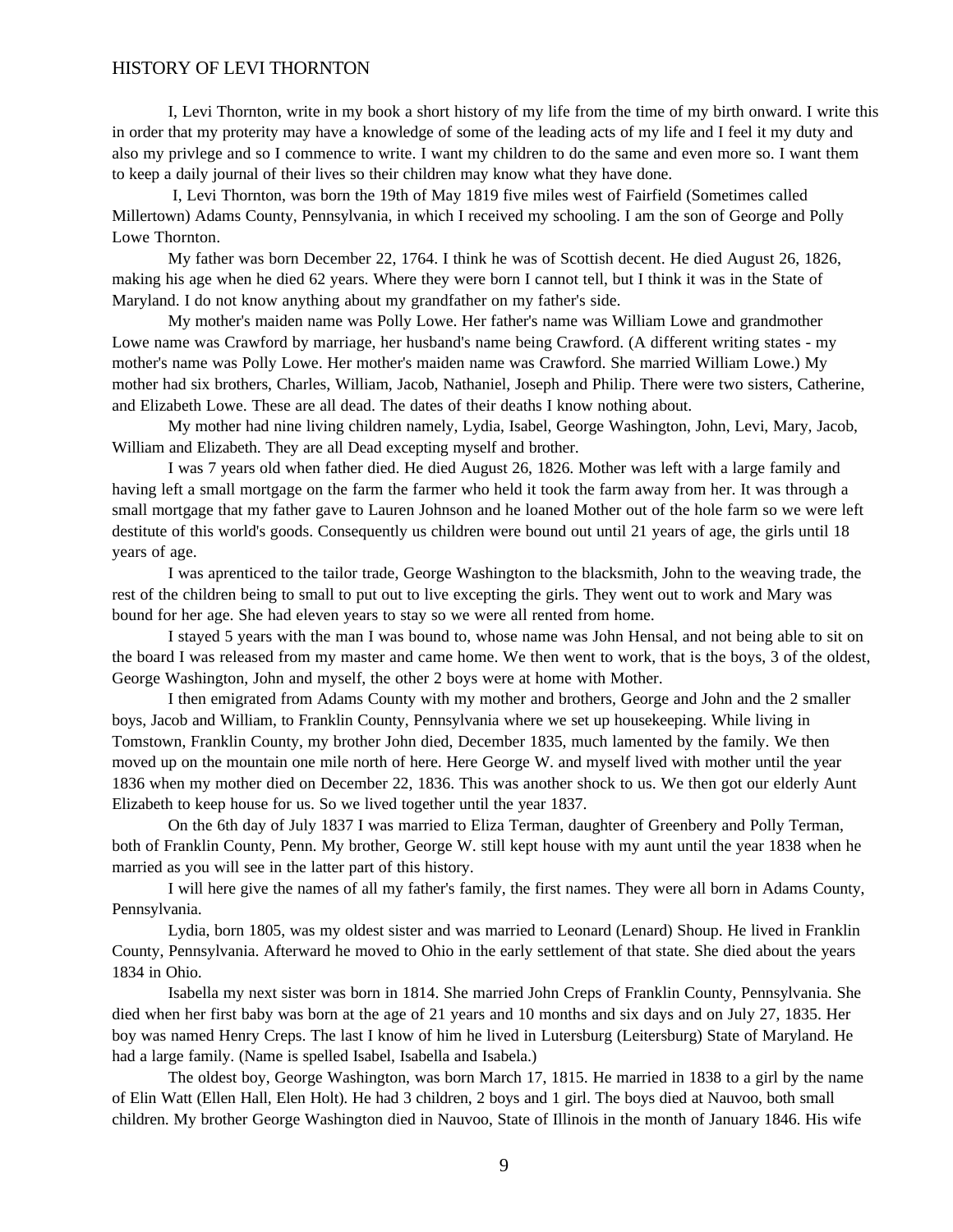# HISTORY OF LEVI THORNTON

I, Levi Thornton, write in my book a short history of my life from the time of my birth onward. I write this in order that my proterity may have a knowledge of some of the leading acts of my life and I feel it my duty and also my privlege and so I commence to write. I want my children to do the same and even more so. I want them to keep a daily journal of their lives so their children may know what they have done.

I, Levi Thornton, was born the 19th of May 1819 five miles west of Fairfield (Sometimes called Millertown) Adams County, Pennsylvania, in which I received my schooling. I am the son of George and Polly Lowe Thornton.

My father was born December 22, 1764. I think he was of Scottish decent. He died August 26, 1826, making his age when he died 62 years. Where they were born I cannot tell, but I think it was in the State of Maryland. I do not know anything about my grandfather on my father's side.

My mother's maiden name was Polly Lowe. Her father's name was William Lowe and grandmother Lowe name was Crawford by marriage, her husband's name being Crawford. (A different writing states - my mother's name was Polly Lowe. Her mother's maiden name was Crawford. She married William Lowe.) My mother had six brothers, Charles, William, Jacob, Nathaniel, Joseph and Philip. There were two sisters, Catherine, and Elizabeth Lowe. These are all dead. The dates of their deaths I know nothing about.

My mother had nine living children namely, Lydia, Isabel, George Washington, John, Levi, Mary, Jacob, William and Elizabeth. They are all Dead excepting myself and brother.

I was 7 years old when father died. He died August 26, 1826. Mother was left with a large family and having left a small mortgage on the farm the farmer who held it took the farm away from her. It was through a small mortgage that my father gave to Lauren Johnson and he loaned Mother out of the hole farm so we were left destitute of this world's goods. Consequently us children were bound out until 21 years of age, the girls until 18 years of age.

I was aprenticed to the tailor trade, George Washington to the blacksmith, John to the weaving trade, the rest of the children being to small to put out to live excepting the girls. They went out to work and Mary was bound for her age. She had eleven years to stay so we were all rented from home.

I stayed 5 years with the man I was bound to, whose name was John Hensal, and not being able to sit on the board I was released from my master and came home. We then went to work, that is the boys, 3 of the oldest, George Washington, John and myself, the other 2 boys were at home with Mother.

I then emigrated from Adams County with my mother and brothers, George and John and the 2 smaller boys, Jacob and William, to Franklin County, Pennsylvania where we set up housekeeping. While living in Tomstown, Franklin County, my brother John died, December 1835, much lamented by the family. We then moved up on the mountain one mile north of here. Here George W. and myself lived with mother until the year 1836 when my mother died on December 22, 1836. This was another shock to us. We then got our elderly Aunt Elizabeth to keep house for us. So we lived together until the year 1837.

On the 6th day of July 1837 I was married to Eliza Terman, daughter of Greenbery and Polly Terman, both of Franklin County, Penn. My brother, George W. still kept house with my aunt until the year 1838 when he married as you will see in the latter part of this history.

I will here give the names of all my father's family, the first names. They were all born in Adams County, Pennsylvania.

Lydia, born 1805, was my oldest sister and was married to Leonard (Lenard) Shoup. He lived in Franklin County, Pennsylvania. Afterward he moved to Ohio in the early settlement of that state. She died about the years 1834 in Ohio.

Isabella my next sister was born in 1814. She married John Creps of Franklin County, Pennsylvania. She died when her first baby was born at the age of 21 years and 10 months and six days and on July 27, 1835. Her boy was named Henry Creps. The last I know of him he lived in Lutersburg (Leitersburg) State of Maryland. He had a large family. (Name is spelled Isabel, Isabella and Isabela.)

The oldest boy, George Washington, was born March 17, 1815. He married in 1838 to a girl by the name of Elin Watt (Ellen Hall, Elen Holt). He had 3 children, 2 boys and 1 girl. The boys died at Nauvoo, both small children. My brother George Washington died in Nauvoo, State of Illinois in the month of January 1846. His wife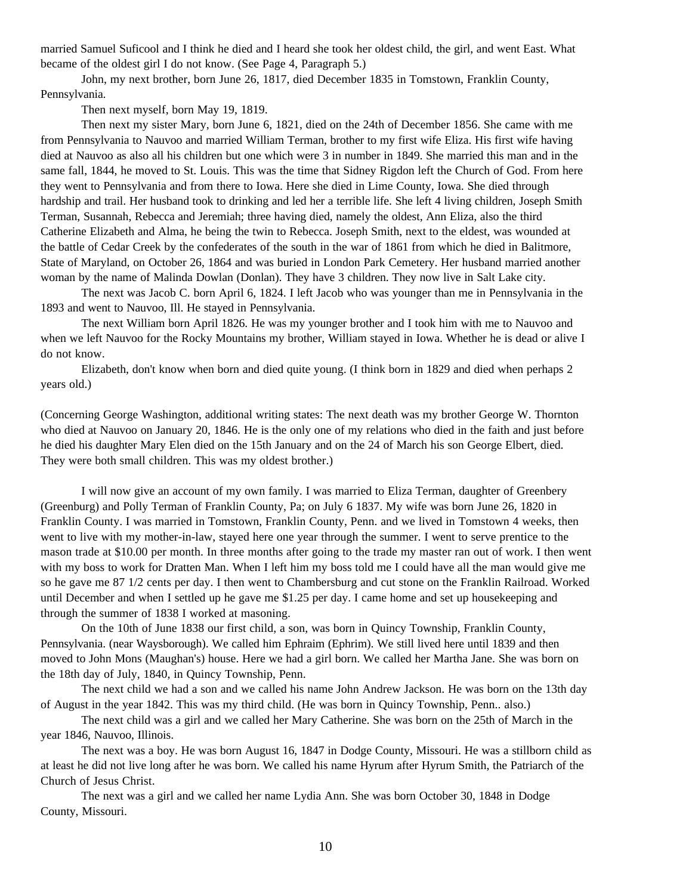married Samuel Suficool and I think he died and I heard she took her oldest child, the girl, and went East. What became of the oldest girl I do not know. (See Page 4, Paragraph 5.)

John, my next brother, born June 26, 1817, died December 1835 in Tomstown, Franklin County, Pennsylvania.

Then next myself, born May 19, 1819.

Then next my sister Mary, born June 6, 1821, died on the 24th of December 1856. She came with me from Pennsylvania to Nauvoo and married William Terman, brother to my first wife Eliza. His first wife having died at Nauvoo as also all his children but one which were 3 in number in 1849. She married this man and in the same fall, 1844, he moved to St. Louis. This was the time that Sidney Rigdon left the Church of God. From here they went to Pennsylvania and from there to Iowa. Here she died in Lime County, Iowa. She died through hardship and trail. Her husband took to drinking and led her a terrible life. She left 4 living children, Joseph Smith Terman, Susannah, Rebecca and Jeremiah; three having died, namely the oldest, Ann Eliza, also the third Catherine Elizabeth and Alma, he being the twin to Rebecca. Joseph Smith, next to the eldest, was wounded at the battle of Cedar Creek by the confederates of the south in the war of 1861 from which he died in Balitmore, State of Maryland, on October 26, 1864 and was buried in London Park Cemetery. Her husband married another woman by the name of Malinda Dowlan (Donlan). They have 3 children. They now live in Salt Lake city.

The next was Jacob C. born April 6, 1824. I left Jacob who was younger than me in Pennsylvania in the 1893 and went to Nauvoo, Ill. He stayed in Pennsylvania.

The next William born April 1826. He was my younger brother and I took him with me to Nauvoo and when we left Nauvoo for the Rocky Mountains my brother, William stayed in Iowa. Whether he is dead or alive I do not know.

Elizabeth, don't know when born and died quite young. (I think born in 1829 and died when perhaps 2 years old.)

(Concerning George Washington, additional writing states: The next death was my brother George W. Thornton who died at Nauvoo on January 20, 1846. He is the only one of my relations who died in the faith and just before he died his daughter Mary Elen died on the 15th January and on the 24 of March his son George Elbert, died. They were both small children. This was my oldest brother.)

I will now give an account of my own family. I was married to Eliza Terman, daughter of Greenbery (Greenburg) and Polly Terman of Franklin County, Pa; on July 6 1837. My wife was born June 26, 1820 in Franklin County. I was married in Tomstown, Franklin County, Penn. and we lived in Tomstown 4 weeks, then went to live with my mother-in-law, stayed here one year through the summer. I went to serve prentice to the mason trade at $10.00 per month. In three months after going to the trade my master ran out of work. I then went with my boss to work for Dratten Man. When I left him my boss told me I could have all the man would give me so he gave me 87 1/2 cents per day. I then went to Chambersburg and cut stone on the Franklin Railroad. Worked until December and when I settled up he gave me $1.25 per day. I came home and set up housekeeping and through the summer of 1838 I worked at masoning.

On the 10th of June 1838 our first child, a son, was born in Quincy Township, Franklin County, Pennsylvania. (near Waysborough). We called him Ephraim (Ephrim). We still lived here until 1839 and then moved to John Mons (Maughan's) house. Here we had a girl born. We called her Martha Jane. She was born on the 18th day of July, 1840, in Quincy Township, Penn.

The next child we had a son and we called his name John Andrew Jackson. He was born on the 13th day of August in the year 1842. This was my third child. (He was born in Quincy Township, Penn.. also.)

The next child was a girl and we called her Mary Catherine. She was born on the 25th of March in the year 1846, Nauvoo, Illinois.

The next was a boy. He was born August 16, 1847 in Dodge County, Missouri. He was a stillborn child as at least he did not live long after he was born. We called his name Hyrum after Hyrum Smith, the Patriarch of the Church of Jesus Christ.

The next was a girl and we called her name Lydia Ann. She was born October 30, 1848 in Dodge County, Missouri.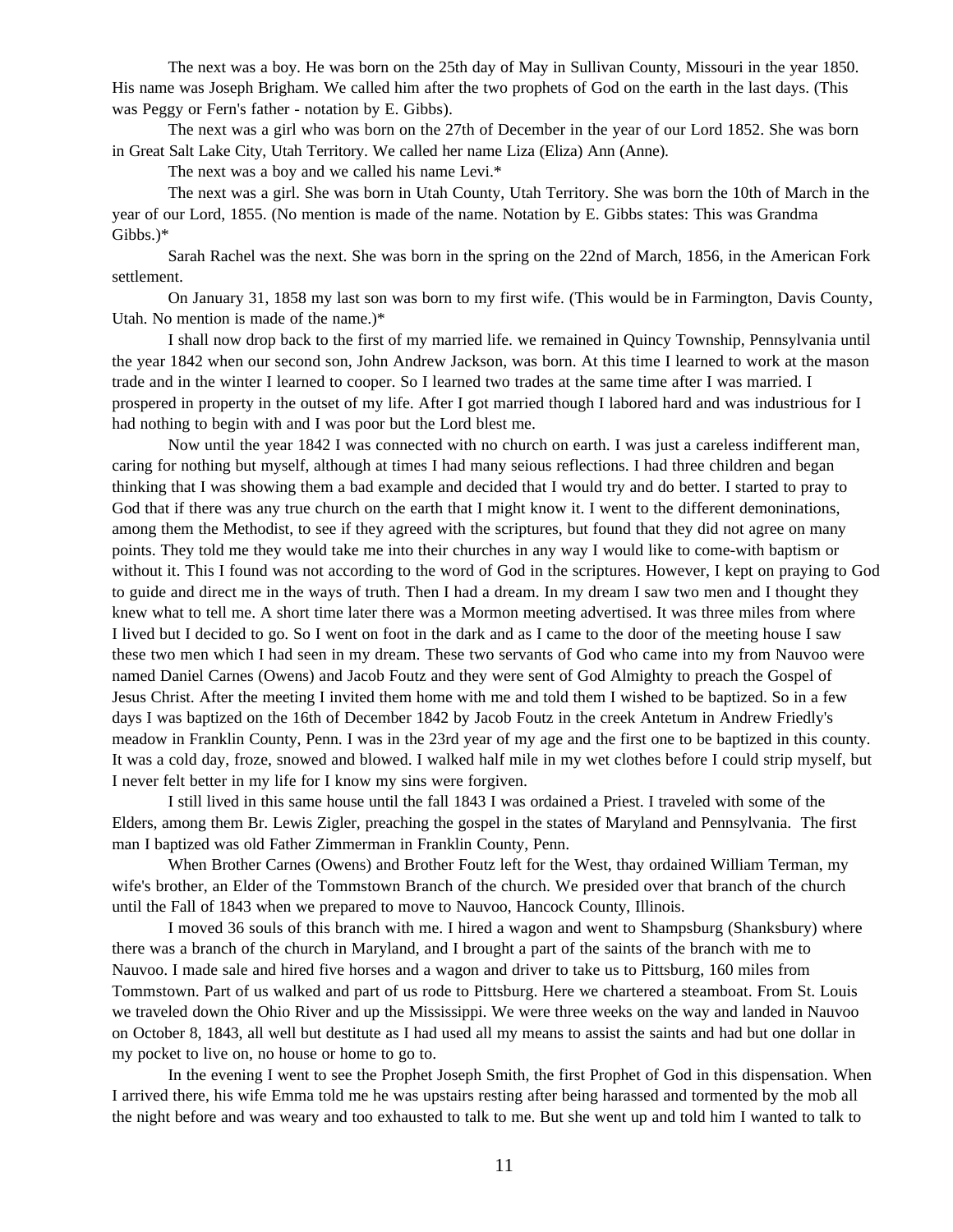The next was a boy. He was born on the 25th day of May in Sullivan County, Missouri in the year 1850. His name was Joseph Brigham. We called him after the two prophets of God on the earth in the last days. (This was Peggy or Fern's father - notation by E. Gibbs).

The next was a girl who was born on the 27th of December in the year of our Lord 1852. She was born in Great Salt Lake City, Utah Territory. We called her name Liza (Eliza) Ann (Anne).

The next was a boy and we called his name Levi.*

The next was a girl. She was born in Utah County, Utah Territory. She was born the 10th of March in the year of our Lord, 1855. (No mention is made of the name. Notation by E. Gibbs states: This was Grandma Gibbs.)*

Sarah Rachel was the next. She was born in the spring on the 22nd of March, 1856, in the American Fork settlement.

On January 31, 1858 my last son was born to my first wife. (This would be in Farmington, Davis County, Utah. No mention is made of the name.)*

I shall now drop back to the first of my married life. we remained in Quincy Township, Pennsylvania until the year 1842 when our second son, John Andrew Jackson, was born. At this time I learned to work at the mason trade and in the winter I learned to cooper. So I learned two trades at the same time after I was married. I prospered in property in the outset of my life. After I got married though I labored hard and was industrious for I had nothing to begin with and I was poor but the Lord blest me.

Now until the year 1842 I was connected with no church on earth. I was just a careless indifferent man, caring for nothing but myself, although at times I had many seious reflections. I had three children and began thinking that I was showing them a bad example and decided that I would try and do better. I started to pray to God that if there was any true church on the earth that I might know it. I went to the different demoninations, among them the Methodist, to see if they agreed with the scriptures, but found that they did not agree on many points. They told me they would take me into their churches in any way I would like to come-with baptism or without it. This I found was not according to the word of God in the scriptures. However, I kept on praying to God to guide and direct me in the ways of truth. Then I had a dream. In my dream I saw two men and I thought they knew what to tell me. A short time later there was a Mormon meeting advertised. It was three miles from where I lived but I decided to go. So I went on foot in the dark and as I came to the door of the meeting house I saw these two men which I had seen in my dream. These two servants of God who came into my from Nauvoo were named Daniel Carnes (Owens) and Jacob Foutz and they were sent of God Almighty to preach the Gospel of Jesus Christ. After the meeting I invited them home with me and told them I wished to be baptized. So in a few days I was baptized on the 16th of December 1842 by Jacob Foutz in the creek Antetum in Andrew Friedly's meadow in Franklin County, Penn. I was in the 23rd year of my age and the first one to be baptized in this county. It was a cold day, froze, snowed and blowed. I walked half mile in my wet clothes before I could strip myself, but I never felt better in my life for I know my sins were forgiven.

I still lived in this same house until the fall 1843 I was ordained a Priest. I traveled with some of the Elders, among them Br. Lewis Zigler, preaching the gospel in the states of Maryland and Pennsylvania. The first man I baptized was old Father Zimmerman in Franklin County, Penn.

When Brother Carnes (Owens) and Brother Foutz left for the West, thay ordained William Terman, my wife's brother, an Elder of the Tommstown Branch of the church. We presided over that branch of the church until the Fall of 1843 when we prepared to move to Nauvoo, Hancock County, Illinois.

I moved 36 souls of this branch with me. I hired a wagon and went to Shampsburg (Shanksbury) where there was a branch of the church in Maryland, and I brought a part of the saints of the branch with me to Nauvoo. I made sale and hired five horses and a wagon and driver to take us to Pittsburg, 160 miles from Tommstown. Part of us walked and part of us rode to Pittsburg. Here we chartered a steamboat. From St. Louis we traveled down the Ohio River and up the Mississippi. We were three weeks on the way and landed in Nauvoo on October 8, 1843, all well but destitute as I had used all my means to assist the saints and had but one dollar in my pocket to live on, no house or home to go to.

In the evening I went to see the Prophet Joseph Smith, the first Prophet of God in this dispensation. When I arrived there, his wife Emma told me he was upstairs resting after being harassed and tormented by the mob all the night before and was weary and too exhausted to talk to me. But she went up and told him I wanted to talk to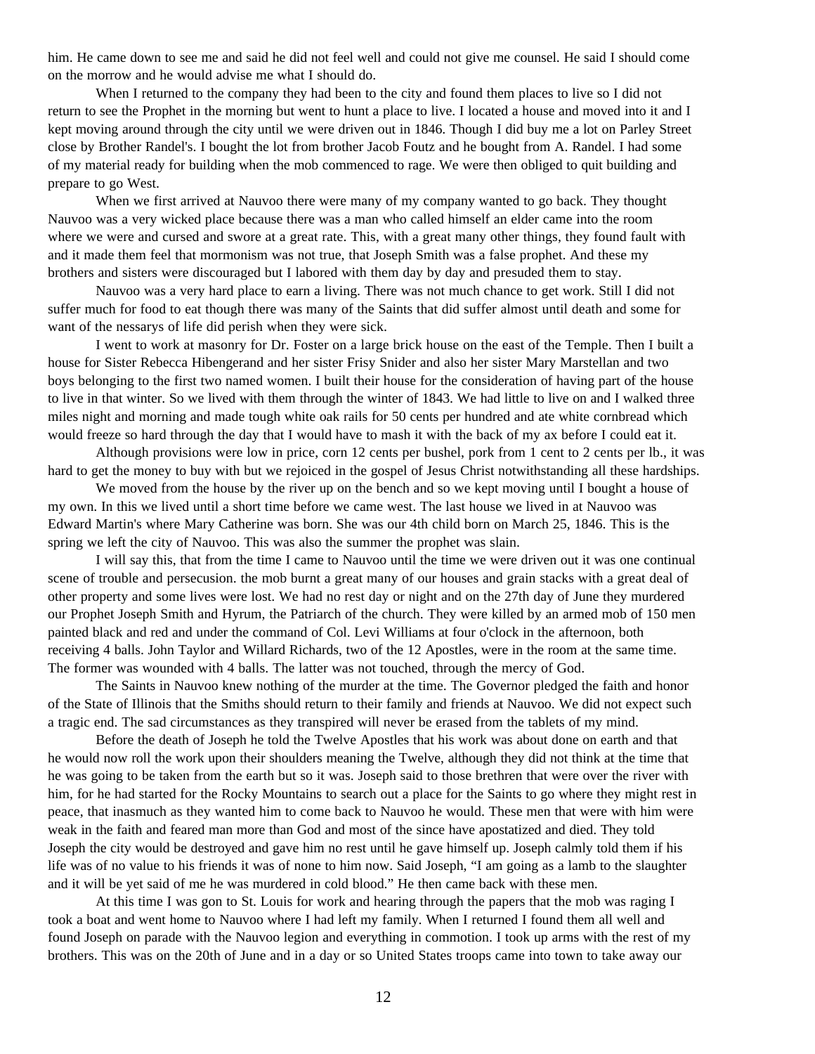him. He came down to see me and said he did not feel well and could not give me counsel. He said I should come on the morrow and he would advise me what I should do.

When I returned to the company they had been to the city and found them places to live so I did not return to see the Prophet in the morning but went to hunt a place to live. I located a house and moved into it and I kept moving around through the city until we were driven out in 1846. Though I did buy me a lot on Parley Street close by Brother Randel's. I bought the lot from brother Jacob Foutz and he bought from A. Randel. I had some of my material ready for building when the mob commenced to rage. We were then obliged to quit building and prepare to go West.

When we first arrived at Nauvoo there were many of my company wanted to go back. They thought Nauvoo was a very wicked place because there was a man who called himself an elder came into the room where we were and cursed and swore at a great rate. This, with a great many other things, they found fault with and it made them feel that mormonism was not true, that Joseph Smith was a false prophet. And these my brothers and sisters were discouraged but I labored with them day by day and presuded them to stay.

Nauvoo was a very hard place to earn a living. There was not much chance to get work. Still I did not suffer much for food to eat though there was many of the Saints that did suffer almost until death and some for want of the nessarys of life did perish when they were sick.

I went to work at masonry for Dr. Foster on a large brick house on the east of the Temple. Then I built a house for Sister Rebecca Hibengerand and her sister Frisy Snider and also her sister Mary Marstellan and two boys belonging to the first two named women. I built their house for the consideration of having part of the house to live in that winter. So we lived with them through the winter of 1843. We had little to live on and I walked three miles night and morning and made tough white oak rails for 50 cents per hundred and ate white cornbread which would freeze so hard through the day that I would have to mash it with the back of my ax before I could eat it.

Although provisions were low in price, corn 12 cents per bushel, pork from 1 cent to 2 cents per lb., it was hard to get the money to buy with but we rejoiced in the gospel of Jesus Christ notwithstanding all these hardships.

We moved from the house by the river up on the bench and so we kept moving until I bought a house of my own. In this we lived until a short time before we came west. The last house we lived in at Nauvoo was Edward Martin's where Mary Catherine was born. She was our 4th child born on March 25, 1846. This is the spring we left the city of Nauvoo. This was also the summer the prophet was slain.

I will say this, that from the time I came to Nauvoo until the time we were driven out it was one continual scene of trouble and persecusion. the mob burnt a great many of our houses and grain stacks with a great deal of other property and some lives were lost. We had no rest day or night and on the 27th day of June they murdered our Prophet Joseph Smith and Hyrum, the Patriarch of the church. They were killed by an armed mob of 150 men painted black and red and under the command of Col. Levi Williams at four o'clock in the afternoon, both receiving 4 balls. John Taylor and Willard Richards, two of the 12 Apostles, were in the room at the same time. The former was wounded with 4 balls. The latter was not touched, through the mercy of God.

The Saints in Nauvoo knew nothing of the murder at the time. The Governor pledged the faith and honor of the State of Illinois that the Smiths should return to their family and friends at Nauvoo. We did not expect such a tragic end. The sad circumstances as they transpired will never be erased from the tablets of my mind.

Before the death of Joseph he told the Twelve Apostles that his work was about done on earth and that he would now roll the work upon their shoulders meaning the Twelve, although they did not think at the time that he was going to be taken from the earth but so it was. Joseph said to those brethren that were over the river with him, for he had started for the Rocky Mountains to search out a place for the Saints to go where they might rest in peace, that inasmuch as they wanted him to come back to Nauvoo he would. These men that were with him were weak in the faith and feared man more than God and most of the since have apostatized and died. They told Joseph the city would be destroyed and gave him no rest until he gave himself up. Joseph calmly told them if his life was of no value to his friends it was of none to him now. Said Joseph, "I am going as a lamb to the slaughter and it will be yet said of me he was murdered in cold blood." He then came back with these men.

At this time I was gon to St. Louis for work and hearing through the papers that the mob was raging I took a boat and went home to Nauvoo where I had left my family. When I returned I found them all well and found Joseph on parade with the Nauvoo legion and everything in commotion. I took up arms with the rest of my brothers. This was on the 20th of June and in a day or so United States troops came into town to take away our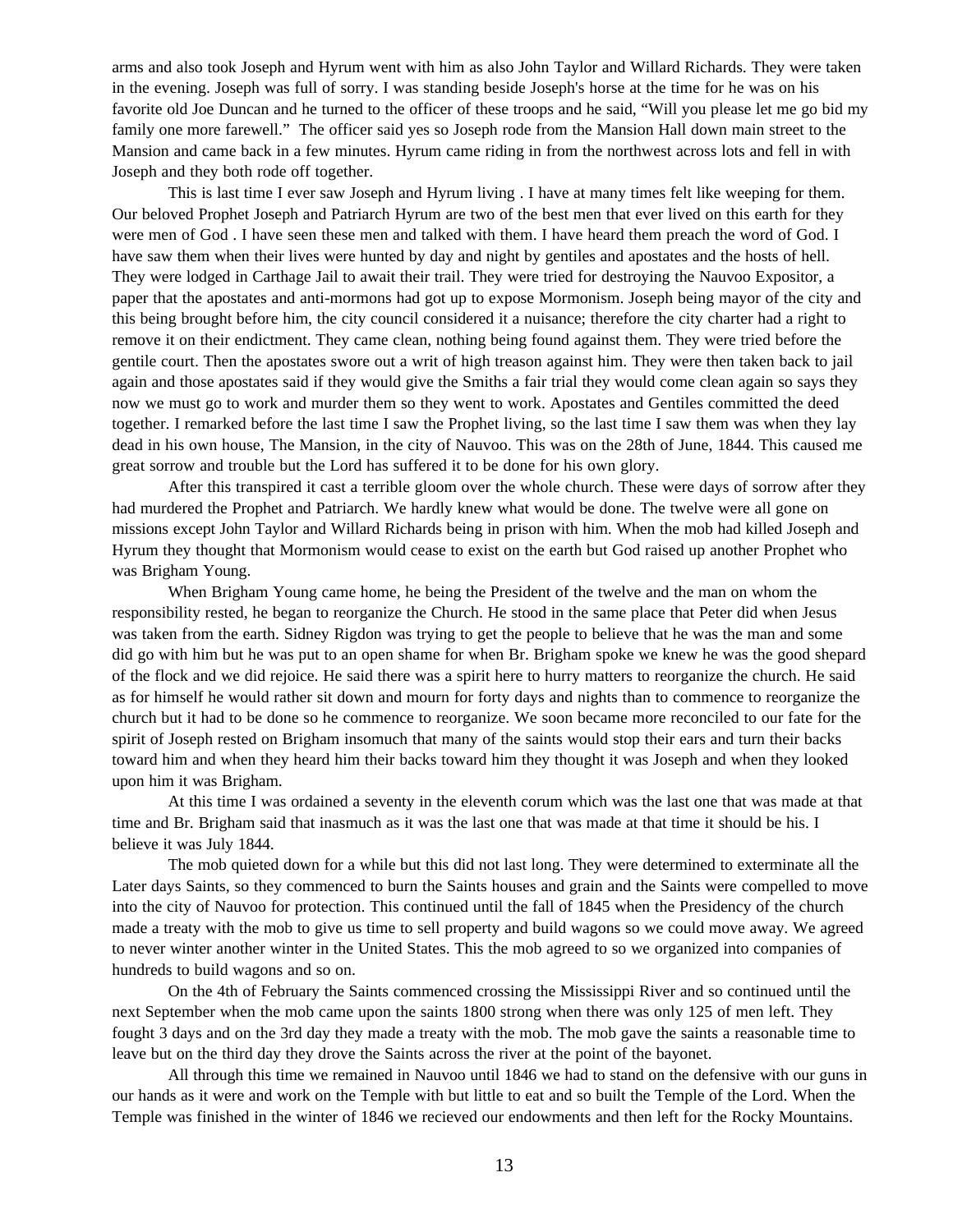arms and also took Joseph and Hyrum went with him as also John Taylor and Willard Richards. They were taken in the evening. Joseph was full of sorry. I was standing beside Joseph's horse at the time for he was on his favorite old Joe Duncan and he turned to the officer of these troops and he said, “Will you please let me go bid my family one more farewell.” The officer said yes so Joseph rode from the Mansion Hall down main street to the Mansion and came back in a few minutes. Hyrum came riding in from the northwest across lots and fell in with Joseph and they both rode off together.

This is last time I ever saw Joseph and Hyrum living . I have at many times felt like weeping for them. Our beloved Prophet Joseph and Patriarch Hyrum are two of the best men that ever lived on this earth for they were men of God . I have seen these men and talked with them. I have heard them preach the word of God. I have saw them when their lives were hunted by day and night by gentiles and apostates and the hosts of hell. They were lodged in Carthage Jail to await their trail. They were tried for destroying the Nauvoo Expositor, a paper that the apostates and anti-mormons had got up to expose Mormonism. Joseph being mayor of the city and this being brought before him, the city council considered it a nuisance; therefore the city charter had a right to remove it on their endictment. They came clean, nothing being found against them. They were tried before the gentile court. Then the apostates swore out a writ of high treason against him. They were then taken back to jail again and those apostates said if they would give the Smiths a fair trial they would come clean again so says they now we must go to work and murder them so they went to work. Apostates and Gentiles committed the deed together. I remarked before the last time I saw the Prophet living, so the last time I saw them was when they lay dead in his own house, The Mansion, in the city of Nauvoo. This was on the 28th of June, 1844. This caused me great sorrow and trouble but the Lord has suffered it to be done for his own glory.

After this transpired it cast a terrible gloom over the whole church. These were days of sorrow after they had murdered the Prophet and Patriarch. We hardly knew what would be done. The twelve were all gone on missions except John Taylor and Willard Richards being in prison with him. When the mob had killed Joseph and Hyrum they thought that Mormonism would cease to exist on the earth but God raised up another Prophet who was Brigham Young.

When Brigham Young came home, he being the President of the twelve and the man on whom the responsibility rested, he began to reorganize the Church. He stood in the same place that Peter did when Jesus was taken from the earth. Sidney Rigdon was trying to get the people to believe that he was the man and some did go with him but he was put to an open shame for when Br. Brigham spoke we knew he was the good shepard of the flock and we did rejoice. He said there was a spirit here to hurry matters to reorganize the church. He said as for himself he would rather sit down and mourn for forty days and nights than to commence to reorganize the church but it had to be done so he commence to reorganize. We soon became more reconciled to our fate for the spirit of Joseph rested on Brigham insomuch that many of the saints would stop their ears and turn their backs toward him and when they heard him their backs toward him they thought it was Joseph and when they looked upon him it was Brigham.

At this time I was ordained a seventy in the eleventh corum which was the last one that was made at that time and Br. Brigham said that inasmuch as it was the last one that was made at that time it should be his. I believe it was July 1844.

The mob quieted down for a while but this did not last long. They were determined to exterminate all the Later days Saints, so they commenced to burn the Saints houses and grain and the Saints were compelled to move into the city of Nauvoo for protection. This continued until the fall of 1845 when the Presidency of the church made a treaty with the mob to give us time to sell property and build wagons so we could move away. We agreed to never winter another winter in the United States. This the mob agreed to so we organized into companies of hundreds to build wagons and so on.

On the 4th of February the Saints commenced crossing the Mississippi River and so continued until the next September when the mob came upon the saints 1800 strong when there was only 125 of men left. They fought 3 days and on the 3rd day they made a treaty with the mob. The mob gave the saints a reasonable time to leave but on the third day they drove the Saints across the river at the point of the bayonet.

All through this time we remained in Nauvoo until 1846 we had to stand on the defensive with our guns in our hands as it were and work on the Temple with but little to eat and so built the Temple of the Lord. When the Temple was finished in the winter of 1846 we recieved our endowments and then left for the Rocky Mountains.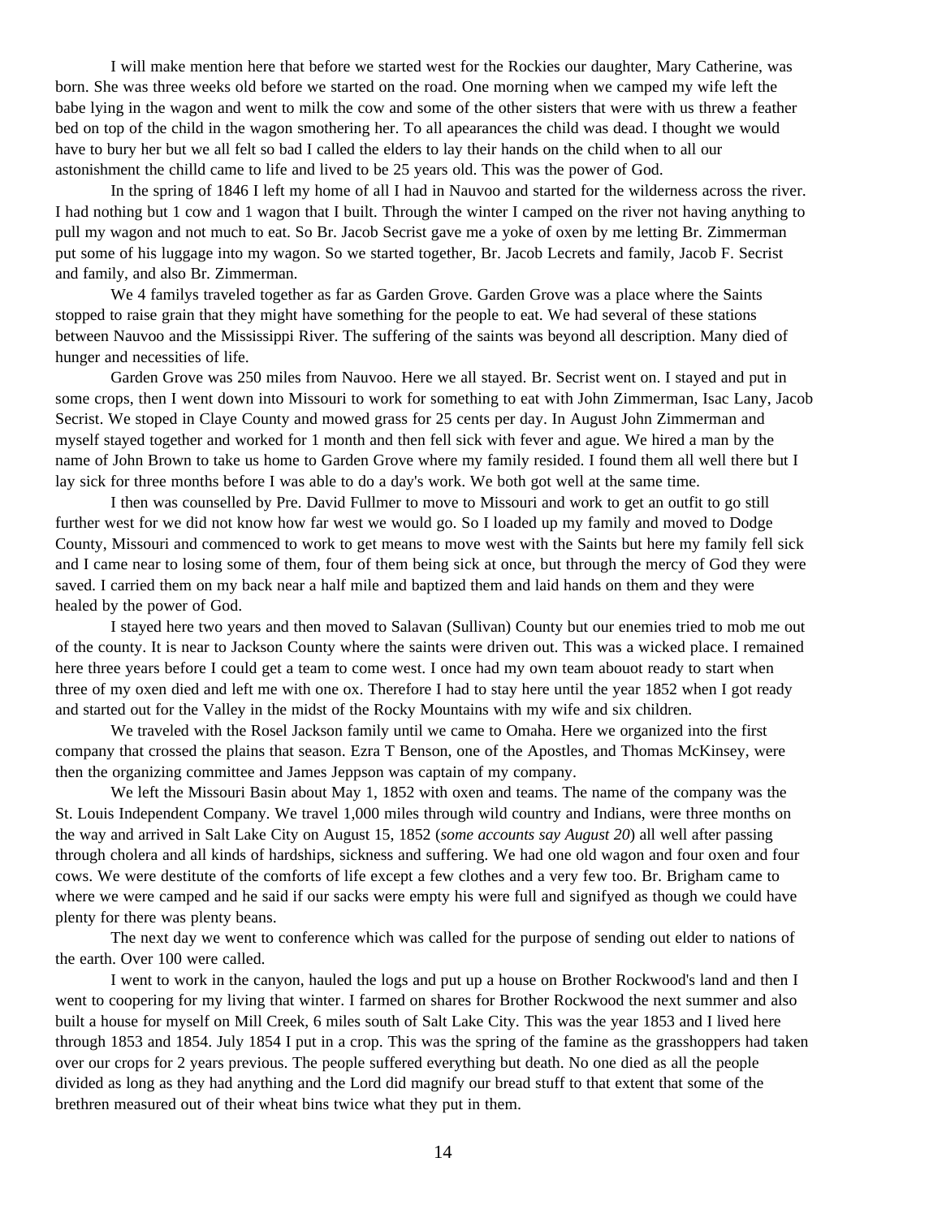I will make mention here that before we started west for the Rockies our daughter, Mary Catherine, was born. She was three weeks old before we started on the road. One morning when we camped my wife left the babe lying in the wagon and went to milk the cow and some of the other sisters that were with us threw a feather bed on top of the child in the wagon smothering her. To all apearances the child was dead. I thought we would have to bury her but we all felt so bad I called the elders to lay their hands on the child when to all our astonishment the chilld came to life and lived to be 25 years old. This was the power of God.

In the spring of 1846 I left my home of all I had in Nauvoo and started for the wilderness across the river. I had nothing but 1 cow and 1 wagon that I built. Through the winter I camped on the river not having anything to pull my wagon and not much to eat. So Br. Jacob Secrist gave me a yoke of oxen by me letting Br. Zimmerman put some of his luggage into my wagon. So we started together, Br. Jacob Lecrets and family, Jacob F. Secrist and family, and also Br. Zimmerman.

We 4 familys traveled together as far as Garden Grove. Garden Grove was a place where the Saints stopped to raise grain that they might have something for the people to eat. We had several of these stations between Nauvoo and the Mississippi River. The suffering of the saints was beyond all description. Many died of hunger and necessities of life.

Garden Grove was 250 miles from Nauvoo. Here we all stayed. Br. Secrist went on. I stayed and put in some crops, then I went down into Missouri to work for something to eat with John Zimmerman, Isac Lany, Jacob Secrist. We stoped in Claye County and mowed grass for 25 cents per day. In August John Zimmerman and myself stayed together and worked for 1 month and then fell sick with fever and ague. We hired a man by the name of John Brown to take us home to Garden Grove where my family resided. I found them all well there but I lay sick for three months before I was able to do a day's work. We both got well at the same time.

I then was counselled by Pre. David Fullmer to move to Missouri and work to get an outfit to go still further west for we did not know how far west we would go. So I loaded up my family and moved to Dodge County, Missouri and commenced to work to get means to move west with the Saints but here my family fell sick and I came near to losing some of them, four of them being sick at once, but through the mercy of God they were saved. I carried them on my back near a half mile and baptized them and laid hands on them and they were healed by the power of God.

I stayed here two years and then moved to Salavan (Sullivan) County but our enemies tried to mob me out of the county. It is near to Jackson County where the saints were driven out. This was a wicked place. I remained here three years before I could get a team to come west. I once had my own team abouot ready to start when three of my oxen died and left me with one ox. Therefore I had to stay here until the year 1852 when I got ready and started out for the Valley in the midst of the Rocky Mountains with my wife and six children.

We traveled with the Rosel Jackson family until we came to Omaha. Here we organized into the first company that crossed the plains that season. Ezra T Benson, one of the Apostles, and Thomas McKinsey, were then the organizing committee and James Jeppson was captain of my company.

We left the Missouri Basin about May 1, 1852 with oxen and teams. The name of the company was the St. Louis Independent Company. We travel 1,000 miles through wild country and Indians, were three months on the way and arrived in Salt Lake City on August 15, 1852 (*some accounts say August 20*) all well after passing through cholera and all kinds of hardships, sickness and suffering. We had one old wagon and four oxen and four cows. We were destitute of the comforts of life except a few clothes and a very few too. Br. Brigham came to where we were camped and he said if our sacks were empty his were full and signifyed as though we could have plenty for there was plenty beans.

The next day we went to conference which was called for the purpose of sending out elder to nations of the earth. Over 100 were called.

I went to work in the canyon, hauled the logs and put up a house on Brother Rockwood's land and then I went to coopering for my living that winter. I farmed on shares for Brother Rockwood the next summer and also built a house for myself on Mill Creek, 6 miles south of Salt Lake City. This was the year 1853 and I lived here through 1853 and 1854. July 1854 I put in a crop. This was the spring of the famine as the grasshoppers had taken over our crops for 2 years previous. The people suffered everything but death. No one died as all the people divided as long as they had anything and the Lord did magnify our bread stuff to that extent that some of the brethren measured out of their wheat bins twice what they put in them.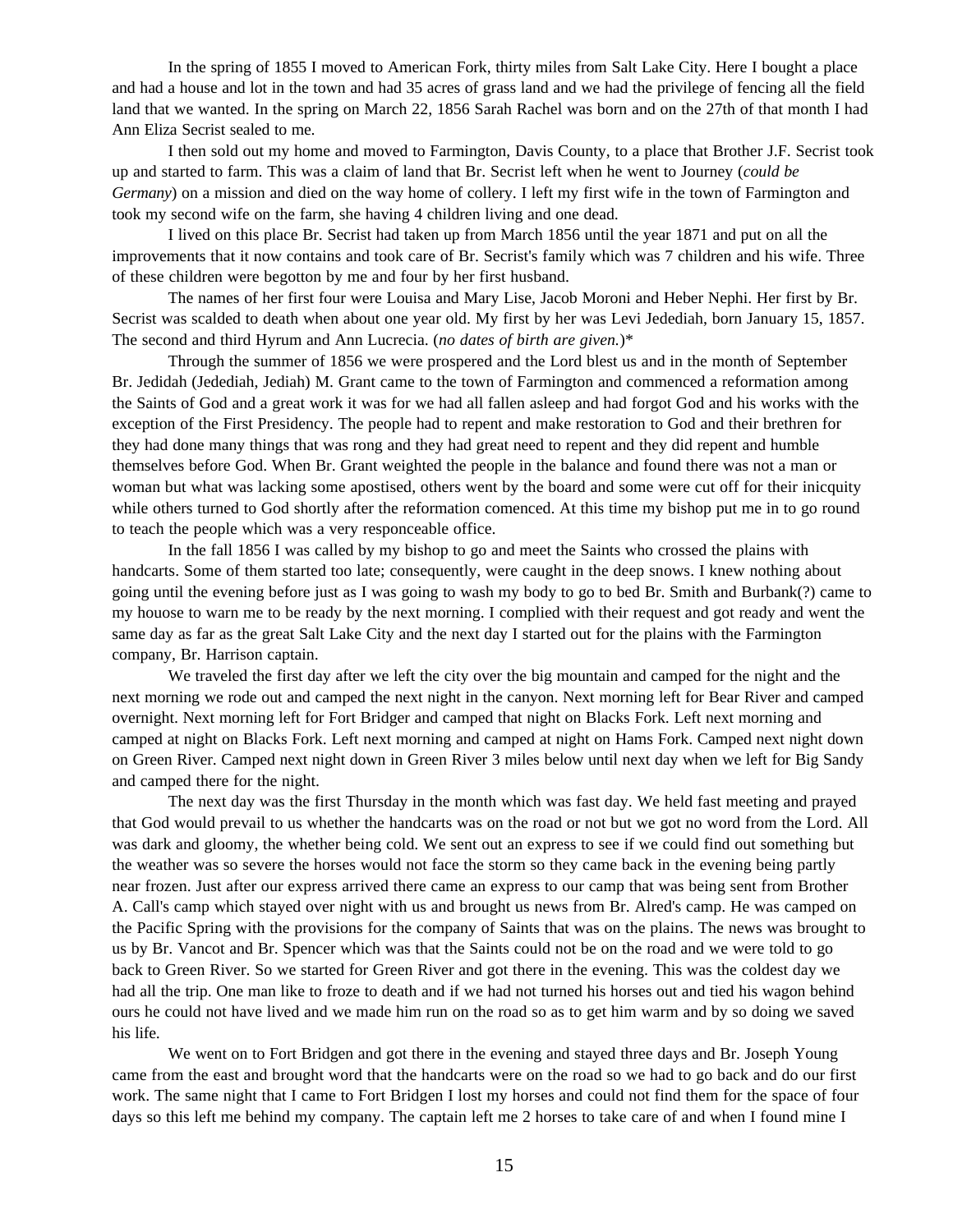In the spring of 1855 I moved to American Fork, thirty miles from Salt Lake City. Here I bought a place and had a house and lot in the town and had 35 acres of grass land and we had the privilege of fencing all the field land that we wanted. In the spring on March 22, 1856 Sarah Rachel was born and on the 27th of that month I had Ann Eliza Secrist sealed to me.

I then sold out my home and moved to Farmington, Davis County, to a place that Brother J.F. Secrist took up and started to farm. This was a claim of land that Br. Secrist left when he went to Journey (*could be Germany*) on a mission and died on the way home of collery. I left my first wife in the town of Farmington and took my second wife on the farm, she having 4 children living and one dead.

I lived on this place Br. Secrist had taken up from March 1856 until the year 1871 and put on all the improvements that it now contains and took care of Br. Secrist's family which was 7 children and his wife. Three of these children were begotton by me and four by her first husband.

The names of her first four were Louisa and Mary Lise, Jacob Moroni and Heber Nephi. Her first by Br. Secrist was scalded to death when about one year old. My first by her was Levi Jedediah, born January 15, 1857. The second and third Hyrum and Ann Lucrecia. (*no dates of birth are given.*)*

Through the summer of 1856 we were prospered and the Lord blest us and in the month of September Br. Jedidah (Jedediah, Jediah) M. Grant came to the town of Farmington and commenced a reformation among the Saints of God and a great work it was for we had all fallen asleep and had forgot God and his works with the exception of the First Presidency. The people had to repent and make restoration to God and their brethren for they had done many things that was rong and they had great need to repent and they did repent and humble themselves before God. When Br. Grant weighted the people in the balance and found there was not a man or woman but what was lacking some apostised, others went by the board and some were cut off for their inicquity while others turned to God shortly after the reformation comenced. At this time my bishop put me in to go round to teach the people which was a very responceable office.

In the fall 1856 I was called by my bishop to go and meet the Saints who crossed the plains with handcarts. Some of them started too late; consequently, were caught in the deep snows. I knew nothing about going until the evening before just as I was going to wash my body to go to bed Br. Smith and Burbank(?) came to my houose to warn me to be ready by the next morning. I complied with their request and got ready and went the same day as far as the great Salt Lake City and the next day I started out for the plains with the Farmington company, Br. Harrison captain.

We traveled the first day after we left the city over the big mountain and camped for the night and the next morning we rode out and camped the next night in the canyon. Next morning left for Bear River and camped overnight. Next morning left for Fort Bridger and camped that night on Blacks Fork. Left next morning and camped at night on Blacks Fork. Left next morning and camped at night on Hams Fork. Camped next night down on Green River. Camped next night down in Green River 3 miles below until next day when we left for Big Sandy and camped there for the night.

The next day was the first Thursday in the month which was fast day. We held fast meeting and prayed that God would prevail to us whether the handcarts was on the road or not but we got no word from the Lord. All was dark and gloomy, the whether being cold. We sent out an express to see if we could find out something but the weather was so severe the horses would not face the storm so they came back in the evening being partly near frozen. Just after our express arrived there came an express to our camp that was being sent from Brother A. Call's camp which stayed over night with us and brought us news from Br. Alred's camp. He was camped on the Pacific Spring with the provisions for the company of Saints that was on the plains. The news was brought to us by Br. Vancot and Br. Spencer which was that the Saints could not be on the road and we were told to go back to Green River. So we started for Green River and got there in the evening. This was the coldest day we had all the trip. One man like to froze to death and if we had not turned his horses out and tied his wagon behind ours he could not have lived and we made him run on the road so as to get him warm and by so doing we saved his life.

We went on to Fort Bridgen and got there in the evening and stayed three days and Br. Joseph Young came from the east and brought word that the handcarts were on the road so we had to go back and do our first work. The same night that I came to Fort Bridgen I lost my horses and could not find them for the space of four days so this left me behind my company. The captain left me 2 horses to take care of and when I found mine I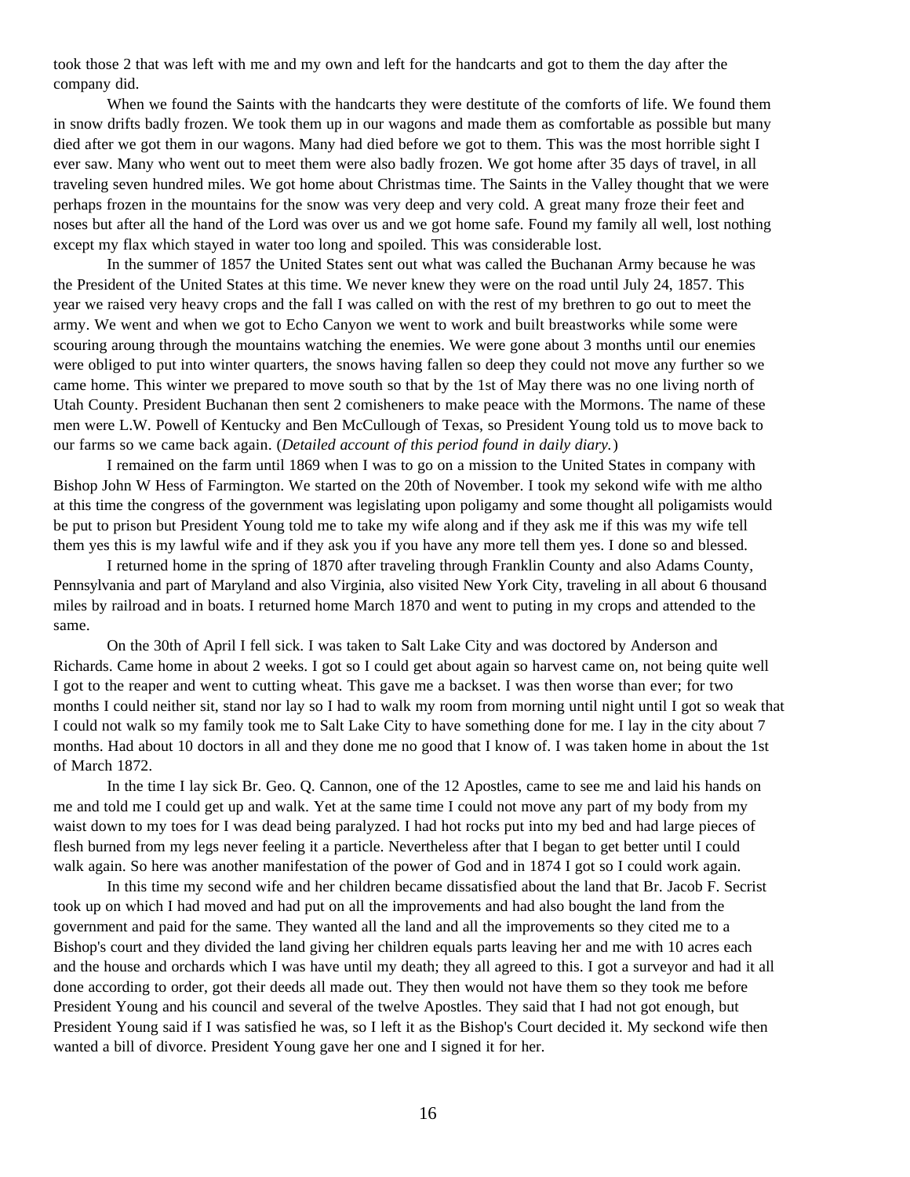took those 2 that was left with me and my own and left for the handcarts and got to them the day after the company did.

When we found the Saints with the handcarts they were destitute of the comforts of life. We found them in snow drifts badly frozen. We took them up in our wagons and made them as comfortable as possible but many died after we got them in our wagons. Many had died before we got to them. This was the most horrible sight I ever saw. Many who went out to meet them were also badly frozen. We got home after 35 days of travel, in all traveling seven hundred miles. We got home about Christmas time. The Saints in the Valley thought that we were perhaps frozen in the mountains for the snow was very deep and very cold. A great many froze their feet and noses but after all the hand of the Lord was over us and we got home safe. Found my family all well, lost nothing except my flax which stayed in water too long and spoiled. This was considerable lost.

In the summer of 1857 the United States sent out what was called the Buchanan Army because he was the President of the United States at this time. We never knew they were on the road until July 24, 1857. This year we raised very heavy crops and the fall I was called on with the rest of my brethren to go out to meet the army. We went and when we got to Echo Canyon we went to work and built breastworks while some were scouring aroung through the mountains watching the enemies. We were gone about 3 months until our enemies were obliged to put into winter quarters, the snows having fallen so deep they could not move any further so we came home. This winter we prepared to move south so that by the 1st of May there was no one living north of Utah County. President Buchanan then sent 2 comisheners to make peace with the Mormons. The name of these men were L.W. Powell of Kentucky and Ben McCullough of Texas, so President Young told us to move back to our farms so we came back again. (*Detailed account of this period found in daily diary.*)

I remained on the farm until 1869 when I was to go on a mission to the United States in company with Bishop John W Hess of Farmington. We started on the 20th of November. I took my sekond wife with me altho at this time the congress of the government was legislating upon poligamy and some thought all poligamists would be put to prison but President Young told me to take my wife along and if they ask me if this was my wife tell them yes this is my lawful wife and if they ask you if you have any more tell them yes. I done so and blessed.

I returned home in the spring of 1870 after traveling through Franklin County and also Adams County, Pennsylvania and part of Maryland and also Virginia, also visited New York City, traveling in all about 6 thousand miles by railroad and in boats. I returned home March 1870 and went to puting in my crops and attended to the same.

On the 30th of April I fell sick. I was taken to Salt Lake City and was doctored by Anderson and Richards. Came home in about 2 weeks. I got so I could get about again so harvest came on, not being quite well I got to the reaper and went to cutting wheat. This gave me a backset. I was then worse than ever; for two months I could neither sit, stand nor lay so I had to walk my room from morning until night until I got so weak that I could not walk so my family took me to Salt Lake City to have something done for me. I lay in the city about 7 months. Had about 10 doctors in all and they done me no good that I know of. I was taken home in about the 1st of March 1872.

In the time I lay sick Br. Geo. Q. Cannon, one of the 12 Apostles, came to see me and laid his hands on me and told me I could get up and walk. Yet at the same time I could not move any part of my body from my waist down to my toes for I was dead being paralyzed. I had hot rocks put into my bed and had large pieces of flesh burned from my legs never feeling it a particle. Nevertheless after that I began to get better until I could walk again. So here was another manifestation of the power of God and in 1874 I got so I could work again.

In this time my second wife and her children became dissatisfied about the land that Br. Jacob F. Secrist took up on which I had moved and had put on all the improvements and had also bought the land from the government and paid for the same. They wanted all the land and all the improvements so they cited me to a Bishop's court and they divided the land giving her children equals parts leaving her and me with 10 acres each and the house and orchards which I was have until my death; they all agreed to this. I got a surveyor and had it all done according to order, got their deeds all made out. They then would not have them so they took me before President Young and his council and several of the twelve Apostles. They said that I had not got enough, but President Young said if I was satisfied he was, so I left it as the Bishop's Court decided it. My seckond wife then wanted a bill of divorce. President Young gave her one and I signed it for her.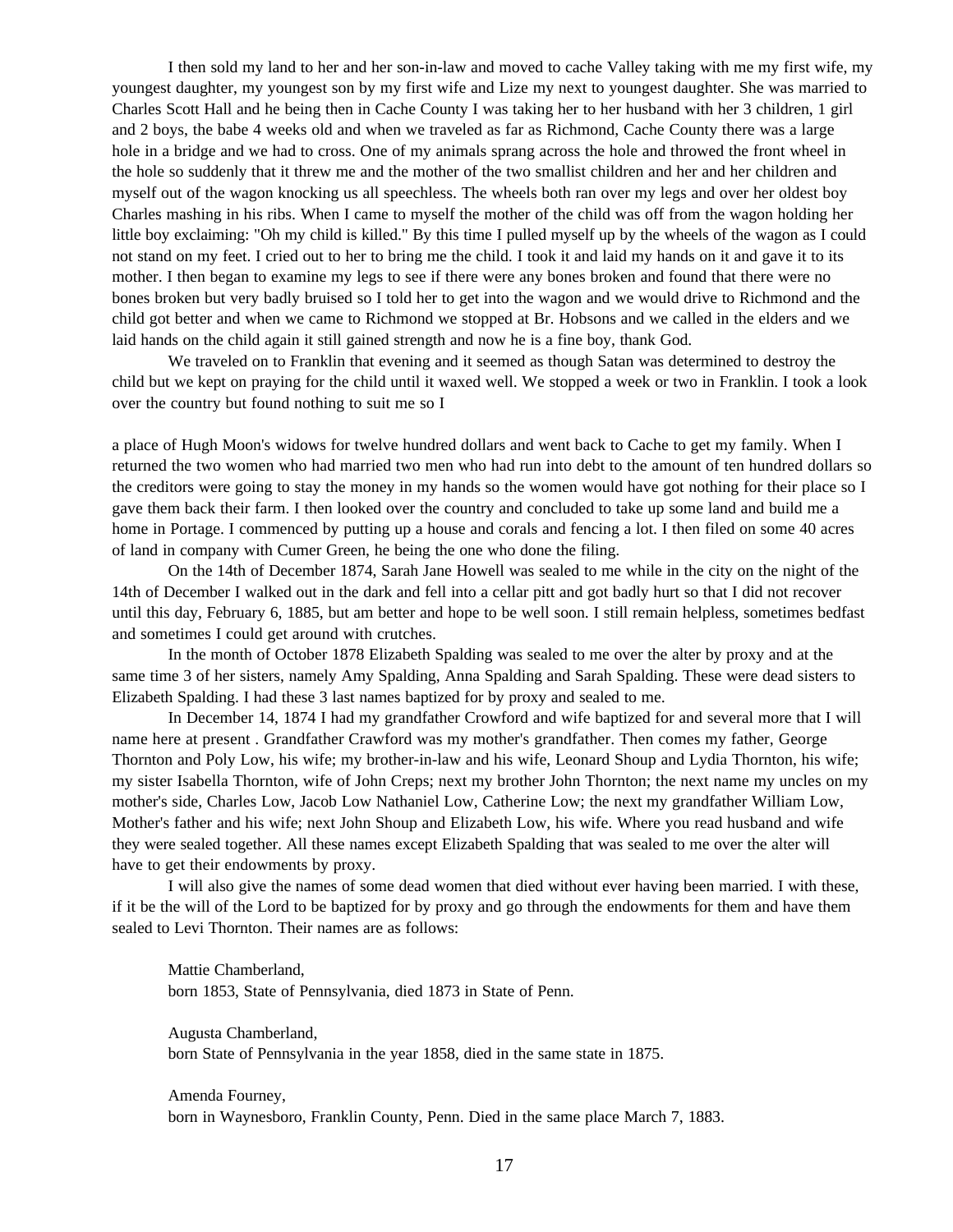I then sold my land to her and her son-in-law and moved to cache Valley taking with me my first wife, my youngest daughter, my youngest son by my first wife and Lize my next to youngest daughter. She was married to Charles Scott Hall and he being then in Cache County I was taking her to her husband with her 3 children, 1 girl and 2 boys, the babe 4 weeks old and when we traveled as far as Richmond, Cache County there was a large hole in a bridge and we had to cross. One of my animals sprang across the hole and throwed the front wheel in the hole so suddenly that it threw me and the mother of the two smallist children and her and her children and myself out of the wagon knocking us all speechless. The wheels both ran over my legs and over her oldest boy Charles mashing in his ribs. When I came to myself the mother of the child was off from the wagon holding her little boy exclaiming: "Oh my child is killed." By this time I pulled myself up by the wheels of the wagon as I could not stand on my feet. I cried out to her to bring me the child. I took it and laid my hands on it and gave it to its mother. I then began to examine my legs to see if there were any bones broken and found that there were no bones broken but very badly bruised so I told her to get into the wagon and we would drive to Richmond and the child got better and when we came to Richmond we stopped at Br. Hobsons and we called in the elders and we laid hands on the child again it still gained strength and now he is a fine boy, thank God.

We traveled on to Franklin that evening and it seemed as though Satan was determined to destroy the child but we kept on praying for the child until it waxed well. We stopped a week or two in Franklin. I took a look over the country but found nothing to suit me so I

a place of Hugh Moon's widows for twelve hundred dollars and went back to Cache to get my family. When I returned the two women who had married two men who had run into debt to the amount of ten hundred dollars so the creditors were going to stay the money in my hands so the women would have got nothing for their place so I gave them back their farm. I then looked over the country and concluded to take up some land and build me a home in Portage. I commenced by putting up a house and corals and fencing a lot. I then filed on some 40 acres of land in company with Cumer Green, he being the one who done the filing.

On the 14th of December 1874, Sarah Jane Howell was sealed to me while in the city on the night of the 14th of December I walked out in the dark and fell into a cellar pitt and got badly hurt so that I did not recover until this day, February 6, 1885, but am better and hope to be well soon. I still remain helpless, sometimes bedfast and sometimes I could get around with crutches.

In the month of October 1878 Elizabeth Spalding was sealed to me over the alter by proxy and at the same time 3 of her sisters, namely Amy Spalding, Anna Spalding and Sarah Spalding. These were dead sisters to Elizabeth Spalding. I had these 3 last names baptized for by proxy and sealed to me.

In December 14, 1874 I had my grandfather Crowford and wife baptized for and several more that I will name here at present . Grandfather Crawford was my mother's grandfather. Then comes my father, George Thornton and Poly Low, his wife; my brother-in-law and his wife, Leonard Shoup and Lydia Thornton, his wife; my sister Isabella Thornton, wife of John Creps; next my brother John Thornton; the next name my uncles on my mother's side, Charles Low, Jacob Low Nathaniel Low, Catherine Low; the next my grandfather William Low, Mother's father and his wife; next John Shoup and Elizabeth Low, his wife. Where you read husband and wife they were sealed together. All these names except Elizabeth Spalding that was sealed to me over the alter will have to get their endowments by proxy.

I will also give the names of some dead women that died without ever having been married. I with these, if it be the will of the Lord to be baptized for by proxy and go through the endowments for them and have them sealed to Levi Thornton. Their names are as follows:

Mattie Chamberland,
born 1853, State of Pennsylvania, died 1873 in State of Penn.

Augusta Chamberland,
born State of Pennsylvania in the year 1858, died in the same state in 1875.

Amenda Fourney,
born in Waynesboro, Franklin County, Penn. Died in the same place March 7, 1883.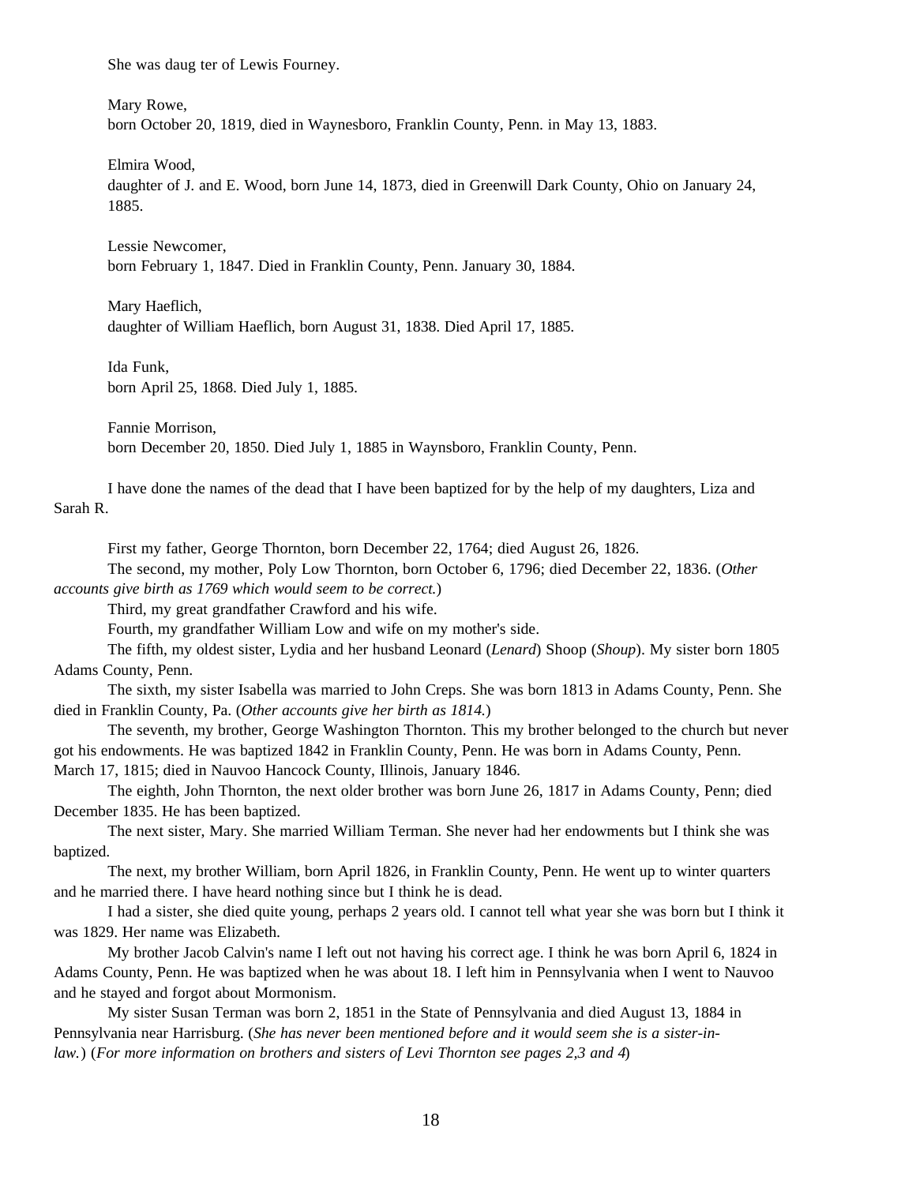She was daug ter of Lewis Fourney.

Mary Rowe,
born October 20, 1819, died in Waynesboro, Franklin County, Penn. in May 13, 1883.

Elmira Wood,
daughter of J. and E. Wood, born June 14, 1873, died in Greenwill Dark County, Ohio on January 24, 1885.

Lessie Newcomer,
born February 1, 1847. Died in Franklin County, Penn. January 30, 1884.

Mary Haeflich,
daughter of William Haeflich, born August 31, 1838. Died April 17, 1885.

Ida Funk,
born April 25, 1868. Died July 1, 1885.

Fannie Morrison,
born December 20, 1850. Died July 1, 1885 in Waynsboro, Franklin County, Penn.

I have done the names of the dead that I have been baptized for by the help of my daughters, Liza and Sarah R.

First my father, George Thornton, born December 22, 1764; died August 26, 1826.

The second, my mother, Poly Low Thornton, born October 6, 1796; died December 22, 1836. (*Other accounts give birth as 1769 which would seem to be correct.*)

Third, my great grandfather Crawford and his wife.

Fourth, my grandfather William Low and wife on my mother's side.

The fifth, my oldest sister, Lydia and her husband Leonard (*Lenard*) Shoop (*Shoup*). My sister born 1805 Adams County, Penn.

The sixth, my sister Isabella was married to John Creps. She was born 1813 in Adams County, Penn. She died in Franklin County, Pa. (*Other accounts give her birth as 1814.*)

The seventh, my brother, George Washington Thornton. This my brother belonged to the church but never got his endowments. He was baptized 1842 in Franklin County, Penn. He was born in Adams County, Penn. March 17, 1815; died in Nauvoo Hancock County, Illinois, January 1846.

The eighth, John Thornton, the next older brother was born June 26, 1817 in Adams County, Penn; died December 1835. He has been baptized.

The next sister, Mary. She married William Terman. She never had her endowments but I think she was baptized.

The next, my brother William, born April 1826, in Franklin County, Penn. He went up to winter quarters and he married there. I have heard nothing since but I think he is dead.

I had a sister, she died quite young, perhaps 2 years old. I cannot tell what year she was born but I think it was 1829. Her name was Elizabeth.

My brother Jacob Calvin's name I left out not having his correct age. I think he was born April 6, 1824 in Adams County, Penn. He was baptized when he was about 18. I left him in Pennsylvania when I went to Nauvoo and he stayed and forgot about Mormonism.

My sister Susan Terman was born 2, 1851 in the State of Pennsylvania and died August 13, 1884 in Pennsylvania near Harrisburg. (*She has never been mentioned before and it would seem she is a sister-in-law.*) (*For more information on brothers and sisters of Levi Thornton see pages 2,3 and 4*)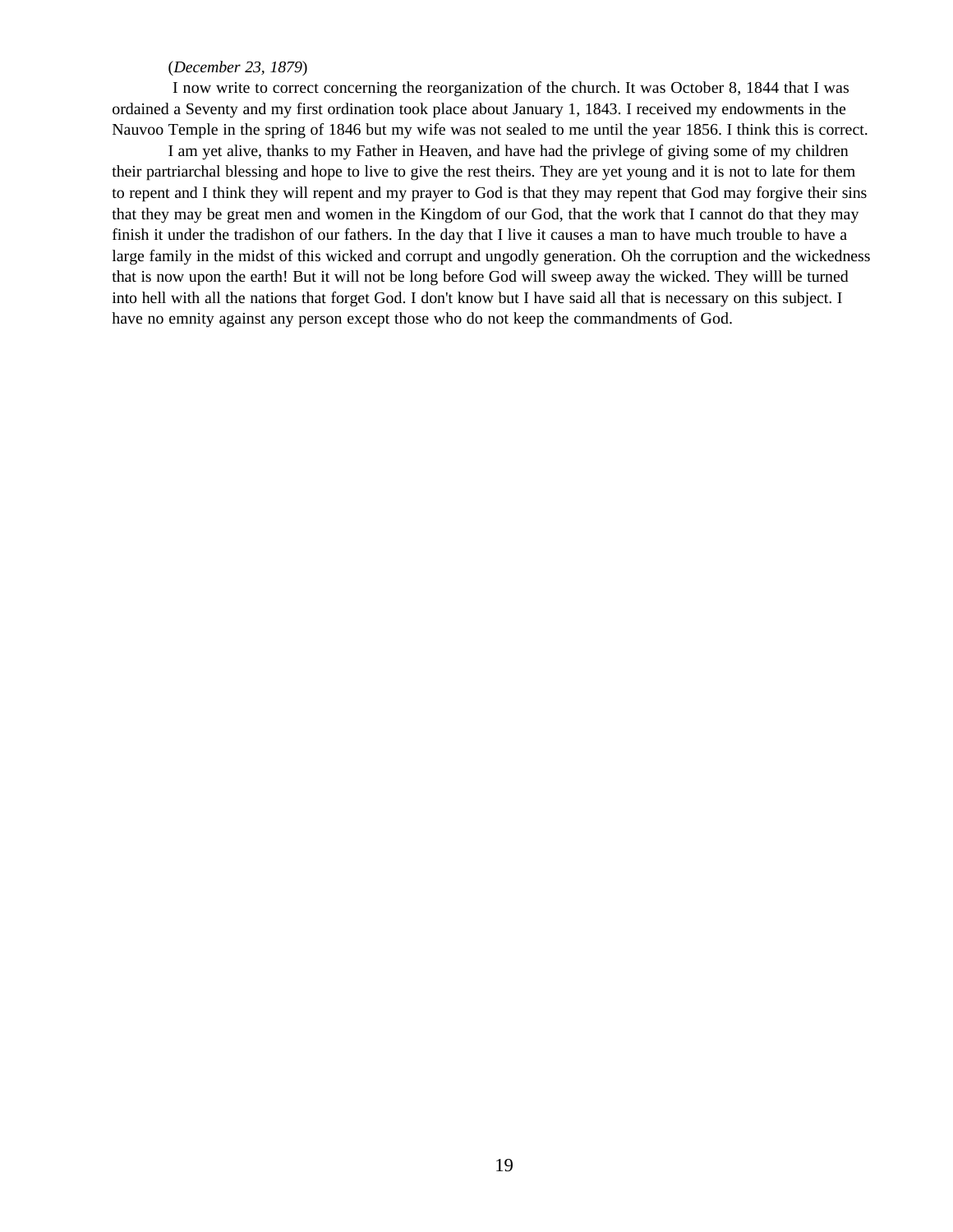(*December 23, 1879*)

I now write to correct concerning the reorganization of the church. It was October 8, 1844 that I was ordained a Seventy and my first ordination took place about January 1, 1843. I received my endowments in the Nauvoo Temple in the spring of 1846 but my wife was not sealed to me until the year 1856. I think this is correct.

I am yet alive, thanks to my Father in Heaven, and have had the privlege of giving some of my children their partriarchal blessing and hope to live to give the rest theirs. They are yet young and it is not to late for them to repent and I think they will repent and my prayer to God is that they may repent that God may forgive their sins that they may be great men and women in the Kingdom of our God, that the work that I cannot do that they may finish it under the tradishon of our fathers. In the day that I live it causes a man to have much trouble to have a large family in the midst of this wicked and corrupt and ungodly generation. Oh the corruption and the wickedness that is now upon the earth! But it will not be long before God will sweep away the wicked. They willl be turned into hell with all the nations that forget God. I don't know but I have said all that is necessary on this subject. I have no emnity against any person except those who do not keep the commandments of God.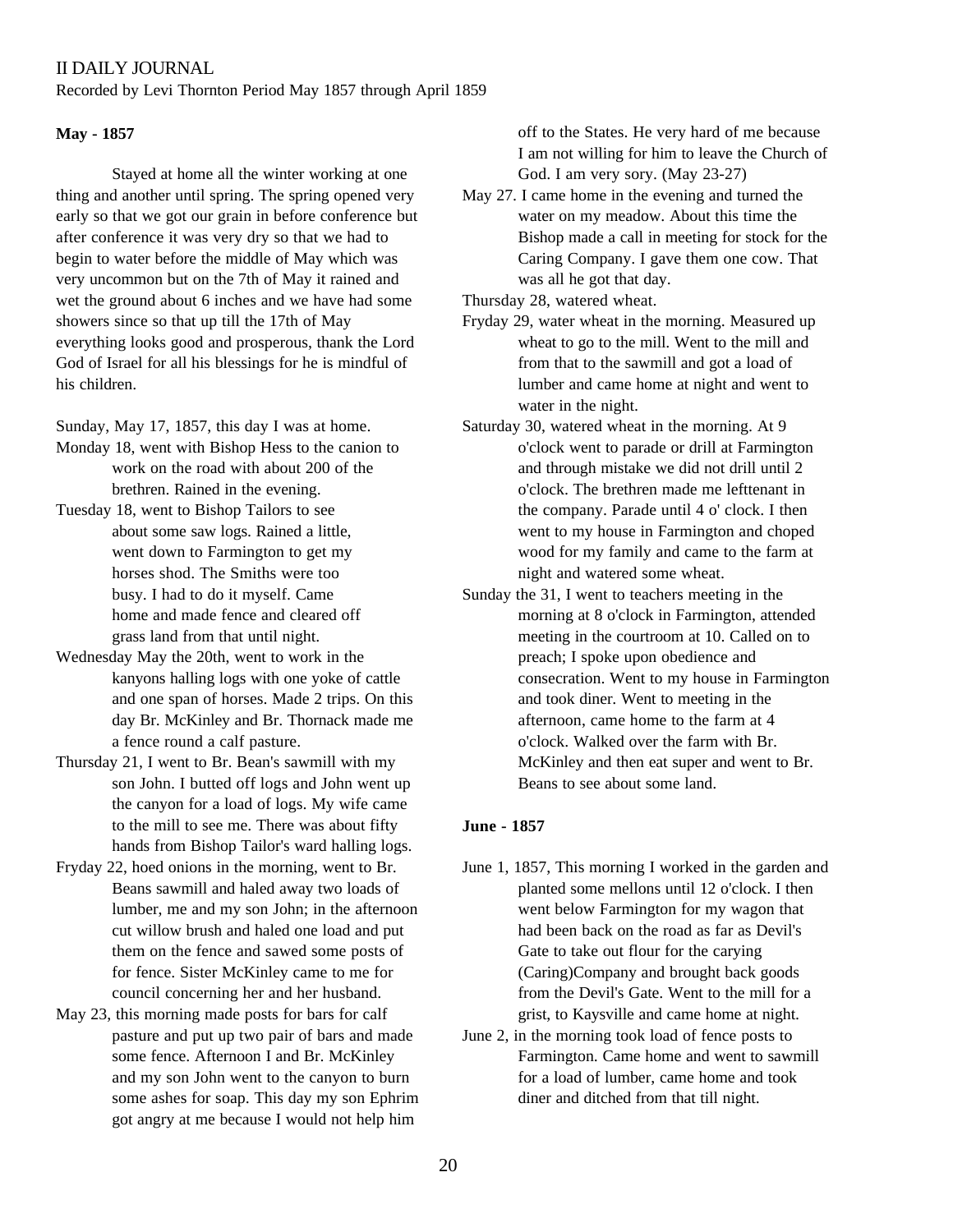# II DAILY JOURNAL

Recorded by Levi Thornton Period May 1857 through April 1859

**May - 1857**

Stayed at home all the winter working at one thing and another until spring. The spring opened very early so that we got our grain in before conference but after conference it was very dry so that we had to begin to water before the middle of May which was very uncommon but on the 7th of May it rained and wet the ground about 6 inches and we have had some showers since so that up till the 17th of May everything looks good and prosperous, thank the Lord God of Israel for all his blessings for he is mindful of his children.

Sunday, May 17, 1857, this day I was at home.

Monday 18, went with Bishop Hess to the canion to work on the road with about 200 of the brethren. Rained in the evening.

Tuesday 18, went to Bishop Tailors to see about some saw logs. Rained a little, went down to Farmington to get my horses shod. The Smiths were too busy. I had to do it myself. Came home and made fence and cleared off grass land from that until night.

Wednesday May the 20th, went to work in the kanyons halling logs with one yoke of cattle and one span of horses. Made 2 trips. On this day Br. McKinley and Br. Thornack made me a fence round a calf pasture.

Thursday 21, I went to Br. Bean's sawmill with my son John. I butted off logs and John went up the canyon for a load of logs. My wife came to the mill to see me. There was about fifty hands from Bishop Tailor's ward halling logs.

Fryday 22, hoed onions in the morning, went to Br. Beans sawmill and haled away two loads of lumber, me and my son John; in the afternoon cut willow brush and haled one load and put them on the fence and sawed some posts of for fence. Sister McKinley came to me for council concerning her and her husband.

May 23, this morning made posts for bars for calf pasture and put up two pair of bars and made some fence. Afternoon I and Br. McKinley and my son John went to the canyon to burn some ashes for soap. This day my son Ephrim got angry at me because I would not help him off to the States. He very hard of me because I am not willing for him to leave the Church of God. I am very sory. (May 23-27)

May 27. I came home in the evening and turned the water on my meadow. About this time the Bishop made a call in meeting for stock for the Caring Company. I gave them one cow. That was all he got that day.

Thursday 28, watered wheat.

Fryday 29, water wheat in the morning. Measured up wheat to go to the mill. Went to the mill and from that to the sawmill and got a load of lumber and came home at night and went to water in the night.

Saturday 30, watered wheat in the morning. At 9 o'clock went to parade or drill at Farmington and through mistake we did not drill until 2 o'clock. The brethren made me lefttenant in the company. Parade until 4 o' clock. I then went to my house in Farmington and choped wood for my family and came to the farm at night and watered some wheat.

Sunday the 31, I went to teachers meeting in the morning at 8 o'clock in Farmington, attended meeting in the courtroom at 10. Called on to preach; I spoke upon obedience and consecration. Went to my house in Farmington and took diner. Went to meeting in the afternoon, came home to the farm at 4 o'clock. Walked over the farm with Br. McKinley and then eat super and went to Br. Beans to see about some land.

**June - 1857**

June 1, 1857, This morning I worked in the garden and planted some mellons until 12 o'clock. I then went below Farmington for my wagon that had been back on the road as far as Devil's Gate to take out flour for the carying (Caring)Company and brought back goods from the Devil's Gate. Went to the mill for a grist, to Kaysville and came home at night.

June 2, in the morning took load of fence posts to Farmington. Came home and went to sawmill for a load of lumber, came home and took diner and ditched from that till night.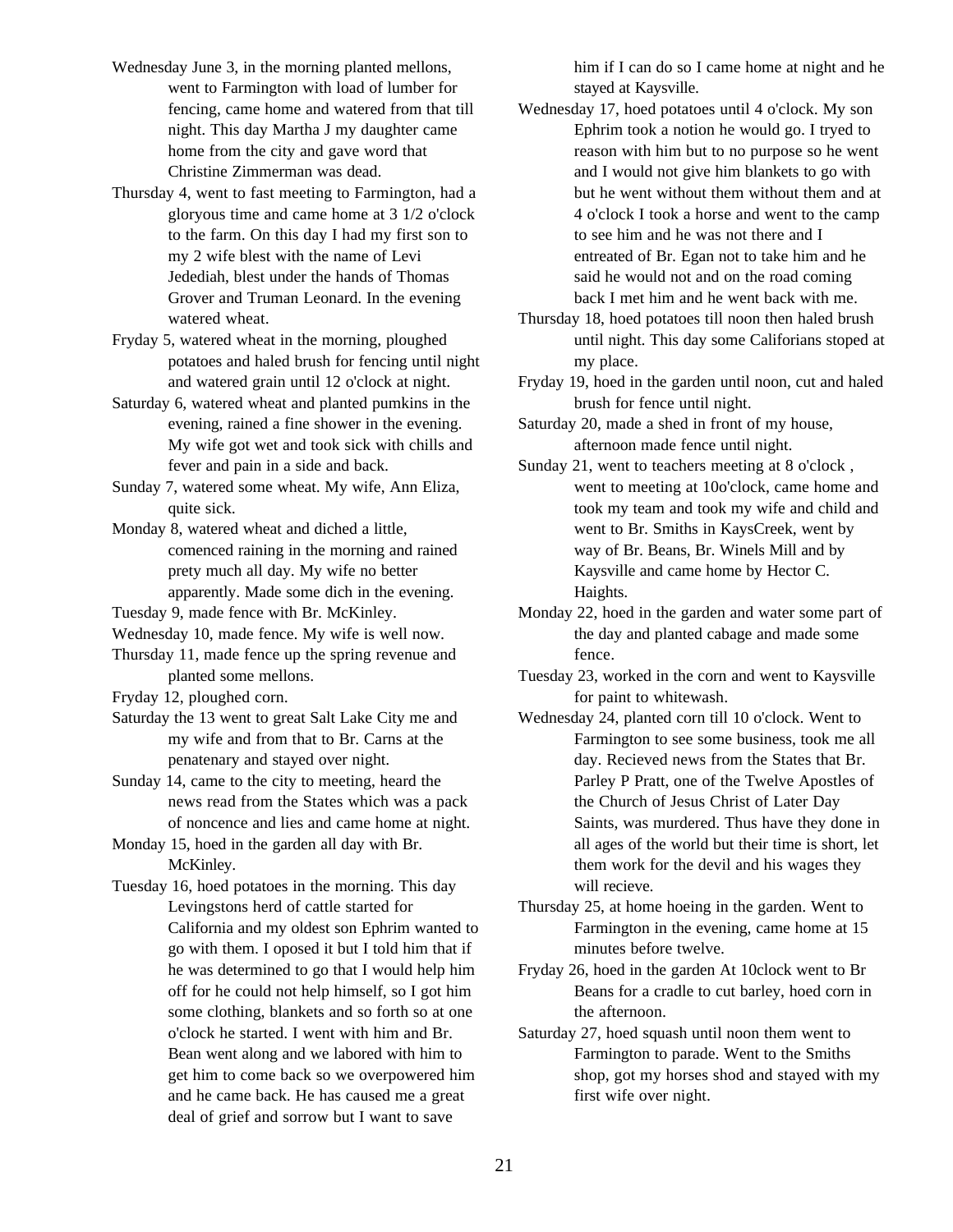Wednesday June 3, in the morning planted mellons, went to Farmington with load of lumber for fencing, came home and watered from that till night. This day Martha J my daughter came home from the city and gave word that Christine Zimmerman was dead.

Thursday 4, went to fast meeting to Farmington, had a gloryous time and came home at 3 1/2 o'clock to the farm. On this day I had my first son to my 2 wife blest with the name of Levi Jedediah, blest under the hands of Thomas Grover and Truman Leonard. In the evening watered wheat.

Fryday 5, watered wheat in the morning, ploughed potatoes and haled brush for fencing until night and watered grain until 12 o'clock at night.

Saturday 6, watered wheat and planted pumkins in the evening, rained a fine shower in the evening. My wife got wet and took sick with chills and fever and pain in a side and back.

Sunday 7, watered some wheat. My wife, Ann Eliza, quite sick.

Monday 8, watered wheat and diched a little, comenced raining in the morning and rained prety much all day. My wife no better apparently. Made some dich in the evening.

Tuesday 9, made fence with Br. McKinley.

Wednesday 10, made fence. My wife is well now.

Thursday 11, made fence up the spring revenue and planted some mellons.

Fryday 12, ploughed corn.

Saturday the 13 went to great Salt Lake City me and my wife and from that to Br. Carns at the penatenary and stayed over night.

Sunday 14, came to the city to meeting, heard the news read from the States which was a pack of noncence and lies and came home at night.

Monday 15, hoed in the garden all day with Br. McKinley.

Tuesday 16, hoed potatoes in the morning. This day Levingstons herd of cattle started for California and my oldest son Ephrim wanted to go with them. I oposed it but I told him that if he was determined to go that I would help him off for he could not help himself, so I got him some clothing, blankets and so forth so at one o'clock he started. I went with him and Br. Bean went along and we labored with him to get him to come back so we overpowered him and he came back. He has caused me a great deal of grief and sorrow but I want to save him if I can do so I came home at night and he stayed at Kaysville.

Wednesday 17, hoed potatoes until 4 o'clock. My son Ephrim took a notion he would go. I tryed to reason with him but to no purpose so he went and I would not give him blankets to go with but he went without them without them and at 4 o'clock I took a horse and went to the camp to see him and he was not there and I entreated of Br. Egan not to take him and he said he would not and on the road coming back I met him and he went back with me.

Thursday 18, hoed potatoes till noon then haled brush until night. This day some Califorians stoped at my place.

Fryday 19, hoed in the garden until noon, cut and haled brush for fence until night.

Saturday 20, made a shed in front of my house, afternoon made fence until night.

Sunday 21, went to teachers meeting at 8 o'clock , went to meeting at 10o'clock, came home and took my team and took my wife and child and went to Br. Smiths in KaysCreek, went by way of Br. Beans, Br. Winels Mill and by Kaysville and came home by Hector C. Haights.

Monday 22, hoed in the garden and water some part of the day and planted cabage and made some fence.

Tuesday 23, worked in the corn and went to Kaysville for paint to whitewash.

Wednesday 24, planted corn till 10 o'clock. Went to Farmington to see some business, took me all day. Recieved news from the States that Br. Parley P Pratt, one of the Twelve Apostles of the Church of Jesus Christ of Later Day Saints, was murdered. Thus have they done in all ages of the world but their time is short, let them work for the devil and his wages they will recieve.

Thursday 25, at home hoeing in the garden. Went to Farmington in the evening, came home at 15 minutes before twelve.

Fryday 26, hoed in the garden At 10clock went to Br Beans for a cradle to cut barley, hoed corn in the afternoon.

Saturday 27, hoed squash until noon them went to Farmington to parade. Went to the Smiths shop, got my horses shod and stayed with my first wife over night.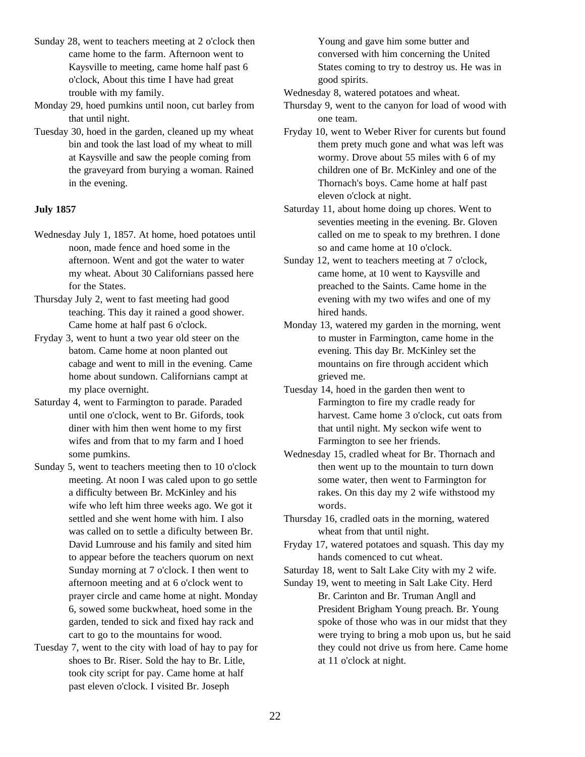Sunday 28, went to teachers meeting at 2 o'clock then came home to the farm. Afternoon went to Kaysville to meeting, came home half past 6 o'clock, About this time I have had great trouble with my family.

Monday 29, hoed pumkins until noon, cut barley from that until night.

Tuesday 30, hoed in the garden, cleaned up my wheat bin and took the last load of my wheat to mill at Kaysville and saw the people coming from the graveyard from burying a woman. Rained in the evening.

**July 1857**

Wednesday July 1, 1857. At home, hoed potatoes until noon, made fence and hoed some in the afternoon. Went and got the water to water my wheat. About 30 Californians passed here for the States.

Thursday July 2, went to fast meeting had good teaching. This day it rained a good shower. Came home at half past 6 o'clock.

Fryday 3, went to hunt a two year old steer on the batom. Came home at noon planted out cabage and went to mill in the evening. Came home about sundown. Californians campt at my place overnight.

Saturday 4, went to Farmington to parade. Paraded until one o'clock, went to Br. Gifords, took diner with him then went home to my first wifes and from that to my farm and I hoed some pumkins.

Sunday 5, went to teachers meeting then to 10 o'clock meeting. At noon I was caled upon to go settle a difficulty between Br. McKinley and his wife who left him three weeks ago. We got it settled and she went home with him. I also was called on to settle a dificulty between Br. David Lumrouse and his family and sited him to appear before the teachers quorum on next Sunday morning at 7 o'clock. I then went to afternoon meeting and at 6 o'clock went to prayer circle and came home at night. Monday 6, sowed some buckwheat, hoed some in the garden, tended to sick and fixed hay rack and cart to go to the mountains for wood.

Tuesday 7, went to the city with load of hay to pay for shoes to Br. Riser. Sold the hay to Br. Litle, took city script for pay. Came home at half past eleven o'clock. I visited Br. Joseph Young and gave him some butter and conversed with him concerning the United States coming to try to destroy us. He was in good spirits.

Wednesday 8, watered potatoes and wheat.

Thursday 9, went to the canyon for load of wood with one team.

Fryday 10, went to Weber River for curents but found them prety much gone and what was left was wormy. Drove about 55 miles with 6 of my children one of Br. McKinley and one of the Thornach's boys. Came home at half past eleven o'clock at night.

Saturday 11, about home doing up chores. Went to seventies meeting in the evening. Br. Gloven called on me to speak to my brethren. I done so and came home at 10 o'clock.

Sunday 12, went to teachers meeting at 7 o'clock, came home, at 10 went to Kaysville and preached to the Saints. Came home in the evening with my two wifes and one of my hired hands.

Monday 13, watered my garden in the morning, went to muster in Farmington, came home in the evening. This day Br. McKinley set the mountains on fire through accident which grieved me.

Tuesday 14, hoed in the garden then went to Farmington to fire my cradle ready for harvest. Came home 3 o'clock, cut oats from that until night. My seckon wife went to Farmington to see her friends.

Wednesday 15, cradled wheat for Br. Thornach and then went up to the mountain to turn down some water, then went to Farmington for rakes. On this day my 2 wife withstood my words.

Thursday 16, cradled oats in the morning, watered wheat from that until night.

Fryday 17, watered potatoes and squash. This day my hands comenced to cut wheat.

Saturday 18, went to Salt Lake City with my 2 wife.

Sunday 19, went to meeting in Salt Lake City. Herd Br. Carinton and Br. Truman Angll and President Brigham Young preach. Br. Young spoke of those who was in our midst that they were trying to bring a mob upon us, but he said they could not drive us from here. Came home at 11 o'clock at night.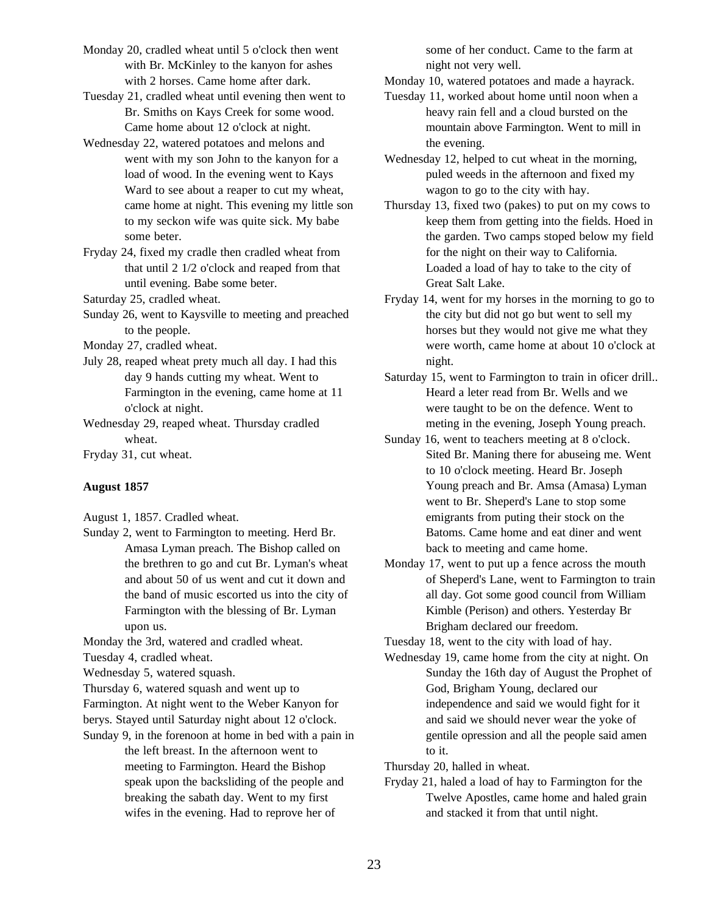Monday 20, cradled wheat until 5 o'clock then went with Br. McKinley to the kanyon for ashes with 2 horses. Came home after dark.

Tuesday 21, cradled wheat until evening then went to Br. Smiths on Kays Creek for some wood. Came home about 12 o'clock at night.

Wednesday 22, watered potatoes and melons and went with my son John to the kanyon for a load of wood. In the evening went to Kays Ward to see about a reaper to cut my wheat, came home at night. This evening my little son to my seckon wife was quite sick. My babe some beter.

Fryday 24, fixed my cradle then cradled wheat from that until 2 1/2 o'clock and reaped from that until evening. Babe some beter.

Saturday 25, cradled wheat.

Sunday 26, went to Kaysville to meeting and preached to the people.

Monday 27, cradled wheat.

July 28, reaped wheat prety much all day. I had this day 9 hands cutting my wheat. Went to Farmington in the evening, came home at 11 o'clock at night.

Wednesday 29, reaped wheat. Thursday cradled wheat.

Fryday 31, cut wheat.

**August 1857**

August 1, 1857. Cradled wheat.

Sunday 2, went to Farmington to meeting. Herd Br. Amasa Lyman preach. The Bishop called on the brethren to go and cut Br. Lyman's wheat and about 50 of us went and cut it down and the band of music escorted us into the city of Farmington with the blessing of Br. Lyman upon us.

Monday the 3rd, watered and cradled wheat.

Tuesday 4, cradled wheat.

Wednesday 5, watered squash.

Thursday 6, watered squash and went up to Farmington. At night went to the Weber Kanyon for berys. Stayed until Saturday night about 12 o'clock.

Sunday 9, in the forenoon at home in bed with a pain in the left breast. In the afternoon went to meeting to Farmington. Heard the Bishop speak upon the backsliding of the people and breaking the sabath day. Went to my first wifes in the evening. Had to reprove her of some of her conduct. Came to the farm at night not very well.

Monday 10, watered potatoes and made a hayrack.

Tuesday 11, worked about home until noon when a heavy rain fell and a cloud bursted on the mountain above Farmington. Went to mill in the evening.

Wednesday 12, helped to cut wheat in the morning, puled weeds in the afternoon and fixed my wagon to go to the city with hay.

Thursday 13, fixed two (pakes) to put on my cows to keep them from getting into the fields. Hoed in the garden. Two camps stoped below my field for the night on their way to California. Loaded a load of hay to take to the city of Great Salt Lake.

Fryday 14, went for my horses in the morning to go to the city but did not go but went to sell my horses but they would not give me what they were worth, came home at about 10 o'clock at night.

Saturday 15, went to Farmington to train in oficer drill.. Heard a leter read from Br. Wells and we were taught to be on the defence. Went to meting in the evening, Joseph Young preach.

Sunday 16, went to teachers meeting at 8 o'clock. Sited Br. Maning there for abuseing me. Went to 10 o'clock meeting. Heard Br. Joseph Young preach and Br. Amsa (Amasa) Lyman went to Br. Sheperd's Lane to stop some emigrants from puting their stock on the Batoms. Came home and eat diner and went back to meeting and came home.

Monday 17, went to put up a fence across the mouth of Sheperd's Lane, went to Farmington to train all day. Got some good council from William Kimble (Perison) and others. Yesterday Br Brigham declared our freedom.

Tuesday 18, went to the city with load of hay.

Wednesday 19, came home from the city at night. On Sunday the 16th day of August the Prophet of God, Brigham Young, declared our independence and said we would fight for it and said we should never wear the yoke of gentile opression and all the people said amen to it.

Thursday 20, halled in wheat.

Fryday 21, haled a load of hay to Farmington for the Twelve Apostles, came home and haled grain and stacked it from that until night.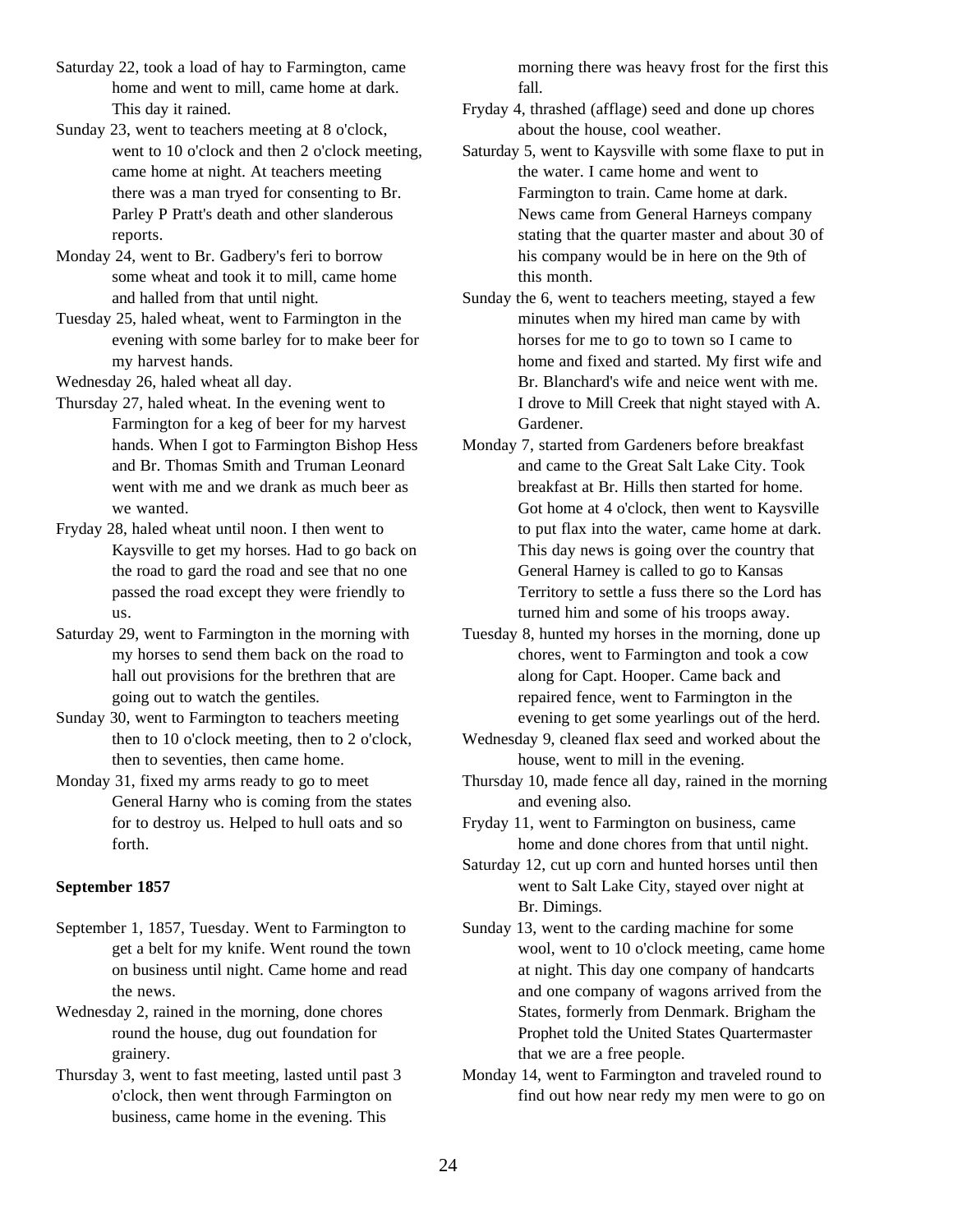Saturday 22, took a load of hay to Farmington, came home and went to mill, came home at dark. This day it rained.

Sunday 23, went to teachers meeting at 8 o'clock, went to 10 o'clock and then 2 o'clock meeting, came home at night. At teachers meeting there was a man tryed for consenting to Br. Parley P Pratt's death and other slanderous reports.

Monday 24, went to Br. Gadbery's feri to borrow some wheat and took it to mill, came home and halled from that until night.

Tuesday 25, haled wheat, went to Farmington in the evening with some barley for to make beer for my harvest hands.

Wednesday 26, haled wheat all day.

Thursday 27, haled wheat. In the evening went to Farmington for a keg of beer for my harvest hands. When I got to Farmington Bishop Hess and Br. Thomas Smith and Truman Leonard went with me and we drank as much beer as we wanted.

Fryday 28, haled wheat until noon. I then went to Kaysville to get my horses. Had to go back on the road to gard the road and see that no one passed the road except they were friendly to us.

Saturday 29, went to Farmington in the morning with my horses to send them back on the road to hall out provisions for the brethren that are going out to watch the gentiles.

Sunday 30, went to Farmington to teachers meeting then to 10 o'clock meeting, then to 2 o'clock, then to seventies, then came home.

Monday 31, fixed my arms ready to go to meet General Harny who is coming from the states for to destroy us. Helped to hull oats and so forth.

**September 1857**

September 1, 1857, Tuesday. Went to Farmington to get a belt for my knife. Went round the town on business until night. Came home and read the news.

Wednesday 2, rained in the morning, done chores round the house, dug out foundation for grainery.

Thursday 3, went to fast meeting, lasted until past 3 o'clock, then went through Farmington on business, came home in the evening. This morning there was heavy frost for the first this fall.

Fryday 4, thrashed (afflage) seed and done up chores about the house, cool weather.

Saturday 5, went to Kaysville with some flaxe to put in the water. I came home and went to Farmington to train. Came home at dark. News came from General Harneys company stating that the quarter master and about 30 of his company would be in here on the 9th of this month.

Sunday the 6, went to teachers meeting, stayed a few minutes when my hired man came by with horses for me to go to town so I came to home and fixed and started. My first wife and Br. Blanchard's wife and neice went with me. I drove to Mill Creek that night stayed with A. Gardener.

Monday 7, started from Gardeners before breakfast and came to the Great Salt Lake City. Took breakfast at Br. Hills then started for home. Got home at 4 o'clock, then went to Kaysville to put flax into the water, came home at dark. This day news is going over the country that General Harney is called to go to Kansas Territory to settle a fuss there so the Lord has turned him and some of his troops away.

Tuesday 8, hunted my horses in the morning, done up chores, went to Farmington and took a cow along for Capt. Hooper. Came back and repaired fence, went to Farmington in the evening to get some yearlings out of the herd.

Wednesday 9, cleaned flax seed and worked about the house, went to mill in the evening.

Thursday 10, made fence all day, rained in the morning and evening also.

Fryday 11, went to Farmington on business, came home and done chores from that until night.

Saturday 12, cut up corn and hunted horses until then went to Salt Lake City, stayed over night at Br. Dimings.

Sunday 13, went to the carding machine for some wool, went to 10 o'clock meeting, came home at night. This day one company of handcarts and one company of wagons arrived from the States, formerly from Denmark. Brigham the Prophet told the United States Quartermaster that we are a free people.

Monday 14, went to Farmington and traveled round to find out how near redy my men were to go on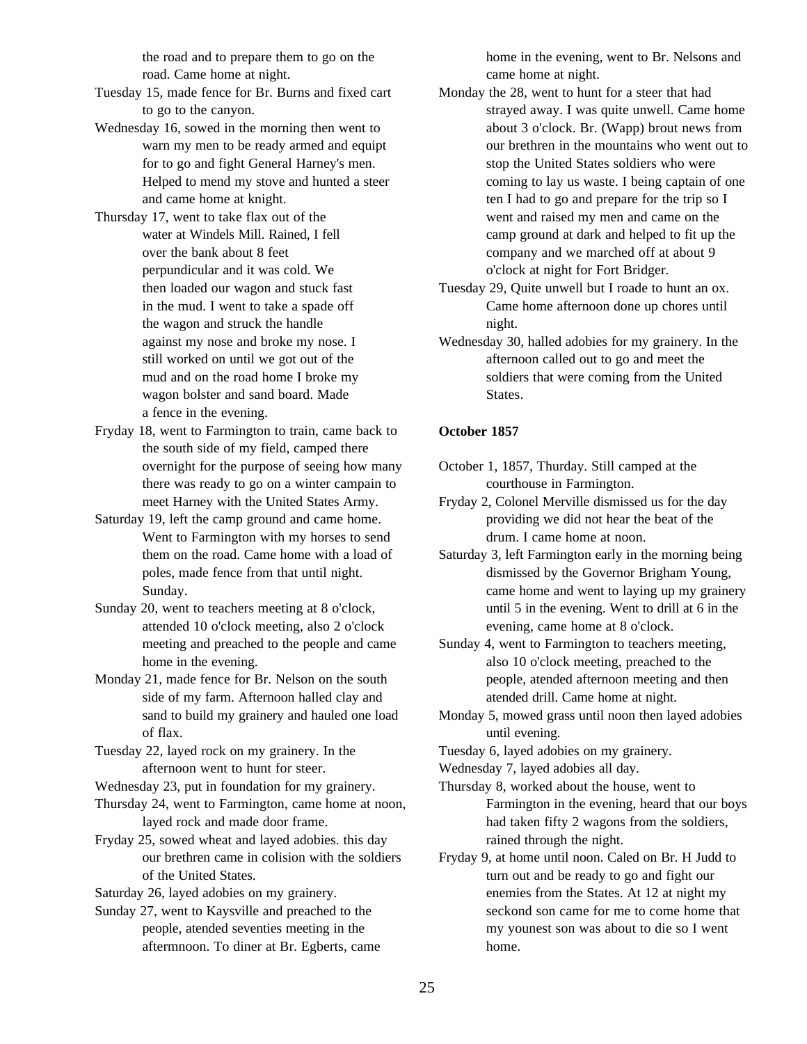the road and to prepare them to go on the road. Came home at night.

Tuesday 15, made fence for Br. Burns and fixed cart to go to the canyon.

Wednesday 16, sowed in the morning then went to warn my men to be ready armed and equipt for to go and fight General Harney's men. Helped to mend my stove and hunted a steer and came home at knight.

Thursday 17, went to take flax out of the water at Windels Mill. Rained, I fell over the bank about 8 feet perpundicular and it was cold. We then loaded our wagon and stuck fast in the mud. I went to take a spade off the wagon and struck the handle against my nose and broke my nose. I still worked on until we got out of the mud and on the road home I broke my wagon bolster and sand board. Made a fence in the evening.

Fryday 18, went to Farmington to train, came back to the south side of my field, camped there overnight for the purpose of seeing how many there was ready to go on a winter campain to meet Harney with the United States Army.

Saturday 19, left the camp ground and came home. Went to Farmington with my horses to send them on the road. Came home with a load of poles, made fence from that until night. Sunday.

Sunday 20, went to teachers meeting at 8 o'clock, attended 10 o'clock meeting, also 2 o'clock meeting and preached to the people and came home in the evening.

Monday 21, made fence for Br. Nelson on the south side of my farm. Afternoon halled clay and sand to build my grainery and hauled one load of flax.

Tuesday 22, layed rock on my grainery. In the afternoon went to hunt for steer.

Wednesday 23, put in foundation for my grainery.

Thursday 24, went to Farmington, came home at noon, layed rock and made door frame.

Fryday 25, sowed wheat and layed adobies. this day our brethren came in colision with the soldiers of the United States.

Saturday 26, layed adobies on my grainery.

Sunday 27, went to Kaysville and preached to the people, atended seventies meeting in the aftermnoon. To diner at Br. Egberts, came home in the evening, went to Br. Nelsons and came home at night.

Monday the 28, went to hunt for a steer that had strayed away. I was quite unwell. Came home about 3 o'clock. Br. (Wapp) brout news from our brethren in the mountains who went out to stop the United States soldiers who were coming to lay us waste. I being captain of one ten I had to go and prepare for the trip so I went and raised my men and came on the camp ground at dark and helped to fit up the company and we marched off at about 9 o'clock at night for Fort Bridger.

Tuesday 29, Quite unwell but I roade to hunt an ox. Came home afternoon done up chores until night.

Wednesday 30, halled adobies for my grainery. In the afternoon called out to go and meet the soldiers that were coming from the United States.

**October 1857**

October 1, 1857, Thurday. Still camped at the courthouse in Farmington.

Fryday 2, Colonel Merville dismissed us for the day providing we did not hear the beat of the drum. I came home at noon.

Saturday 3, left Farmington early in the morning being dismissed by the Governor Brigham Young, came home and went to laying up my grainery until 5 in the evening. Went to drill at 6 in the evening, came home at 8 o'clock.

Sunday 4, went to Farmington to teachers meeting, also 10 o'clock meeting, preached to the people, atended afternoon meeting and then atended drill. Came home at night.

Monday 5, mowed grass until noon then layed adobies until evening.

Tuesday 6, layed adobies on my grainery.

Wednesday 7, layed adobies all day.

Thursday 8, worked about the house, went to Farmington in the evening, heard that our boys had taken fifty 2 wagons from the soldiers, rained through the night.

Fryday 9, at home until noon. Caled on Br. H Judd to turn out and be ready to go and fight our enemies from the States. At 12 at night my seckond son came for me to come home that my younest son was about to die so I went home.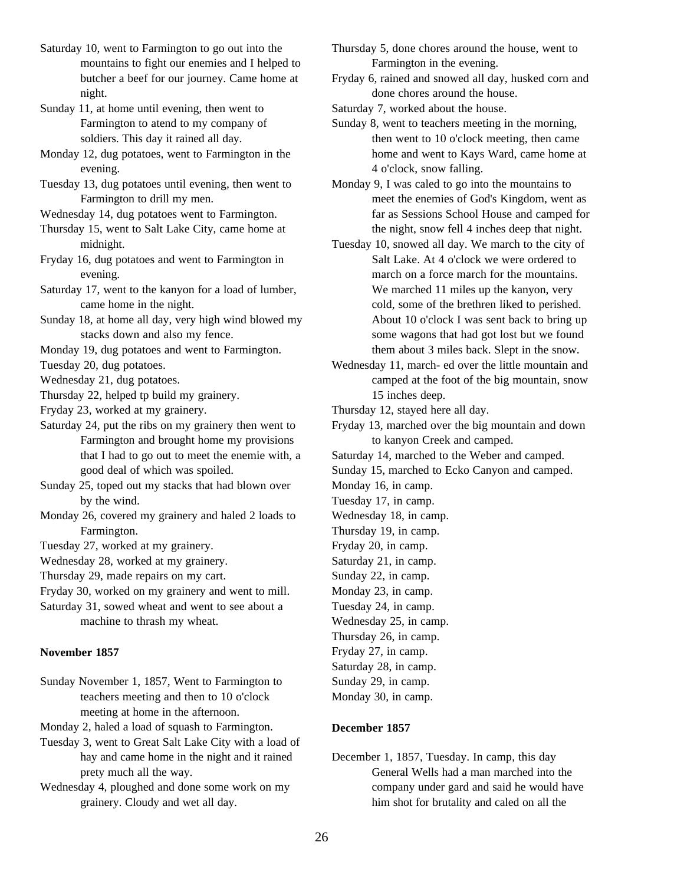Saturday 10, went to Farmington to go out into the mountains to fight our enemies and I helped to butcher a beef for our journey. Came home at night.

Sunday 11, at home until evening, then went to Farmington to atend to my company of soldiers. This day it rained all day.

Monday 12, dug potatoes, went to Farmington in the evening.

Tuesday 13, dug potatoes until evening, then went to Farmington to drill my men.

Wednesday 14, dug potatoes went to Farmington.

Thursday 15, went to Salt Lake City, came home at midnight.

Fryday 16, dug potatoes and went to Farmington in evening.

Saturday 17, went to the kanyon for a load of lumber, came home in the night.

Sunday 18, at home all day, very high wind blowed my stacks down and also my fence.

Monday 19, dug potatoes and went to Farmington.

Tuesday 20, dug potatoes.

Wednesday 21, dug potatoes.

Thursday 22, helped tp build my grainery.

Fryday 23, worked at my grainery.

Saturday 24, put the ribs on my grainery then went to Farmington and brought home my provisions that I had to go out to meet the enemie with, a good deal of which was spoiled.

Sunday 25, toped out my stacks that had blown over by the wind.

Monday 26, covered my grainery and haled 2 loads to Farmington.

Tuesday 27, worked at my grainery.

Wednesday 28, worked at my grainery.

Thursday 29, made repairs on my cart.

Fryday 30, worked on my grainery and went to mill.

Saturday 31, sowed wheat and went to see about a machine to thrash my wheat.

**November 1857**

Sunday November 1, 1857, Went to Farmington to teachers meeting and then to 10 o'clock meeting at home in the afternoon.

Monday 2, haled a load of squash to Farmington.

Tuesday 3, went to Great Salt Lake City with a load of hay and came home in the night and it rained prety much all the way.

Wednesday 4, ploughed and done some work on my grainery. Cloudy and wet all day.

Thursday 5, done chores around the house, went to Farmington in the evening.

Fryday 6, rained and snowed all day, husked corn and done chores around the house.

Saturday 7, worked about the house.

Sunday 8, went to teachers meeting in the morning, then went to 10 o'clock meeting, then came home and went to Kays Ward, came home at 4 o'clock, snow falling.

Monday 9, I was caled to go into the mountains to meet the enemies of God's Kingdom, went as far as Sessions School House and camped for the night, snow fell 4 inches deep that night.

Tuesday 10, snowed all day. We march to the city of Salt Lake. At 4 o'clock we were ordered to march on a force march for the mountains. We marched 11 miles up the kanyon, very cold, some of the brethren liked to perished. About 10 o'clock I was sent back to bring up some wagons that had got lost but we found them about 3 miles back. Slept in the snow.

Wednesday 11, march- ed over the little mountain and camped at the foot of the big mountain, snow 15 inches deep.

Thursday 12, stayed here all day.

Fryday 13, marched over the big mountain and down to kanyon Creek and camped.

Saturday 14, marched to the Weber and camped.

Sunday 15, marched to Ecko Canyon and camped.

Monday 16, in camp.

Tuesday 17, in camp.

Wednesday 18, in camp.

Thursday 19, in camp.

Fryday 20, in camp.

Saturday 21, in camp.

Sunday 22, in camp.

Monday 23, in camp.

Tuesday 24, in camp.

Wednesday 25, in camp.

Thursday 26, in camp.

Fryday 27, in camp.

Saturday 28, in camp.

Sunday 29, in camp.

Monday 30, in camp.

**December 1857**

December 1, 1857, Tuesday. In camp, this day General Wells had a man marched into the company under gard and said he would have him shot for brutality and caled on all the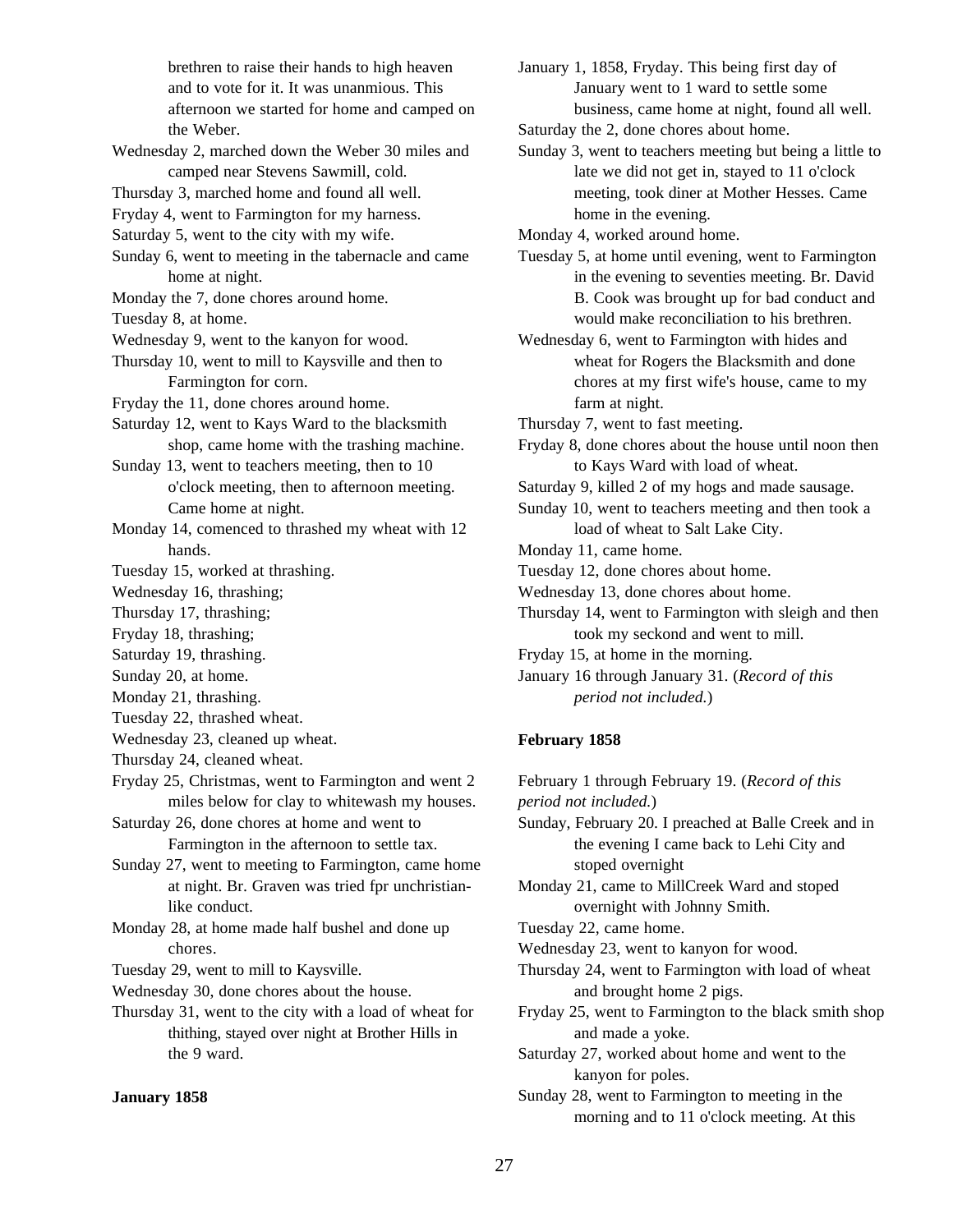brethren to raise their hands to high heaven and to vote for it. It was unanmious. This afternoon we started for home and camped on the Weber.

Wednesday 2, marched down the Weber 30 miles and camped near Stevens Sawmill, cold.

Thursday 3, marched home and found all well.

Fryday 4, went to Farmington for my harness.

Saturday 5, went to the city with my wife.

Sunday 6, went to meeting in the tabernacle and came home at night.

Monday the 7, done chores around home.

Tuesday 8, at home.

Wednesday 9, went to the kanyon for wood.

Thursday 10, went to mill to Kaysville and then to Farmington for corn.

Fryday the 11, done chores around home.

Saturday 12, went to Kays Ward to the blacksmith shop, came home with the trashing machine.

Sunday 13, went to teachers meeting, then to 10 o'clock meeting, then to afternoon meeting. Came home at night.

Monday 14, comenced to thrashed my wheat with 12 hands.

Tuesday 15, worked at thrashing.

Wednesday 16, thrashing;

Thursday 17, thrashing;

Fryday 18, thrashing;

Saturday 19, thrashing.

Sunday 20, at home.

Monday 21, thrashing.

Tuesday 22, thrashed wheat.

Wednesday 23, cleaned up wheat.

Thursday 24, cleaned wheat.

Fryday 25, Christmas, went to Farmington and went 2 miles below for clay to whitewash my houses.

Saturday 26, done chores at home and went to Farmington in the afternoon to settle tax.

Sunday 27, went to meeting to Farmington, came home at night. Br. Graven was tried fpr unchristian-like conduct.

Monday 28, at home made half bushel and done up chores.

Tuesday 29, went to mill to Kaysville.

Wednesday 30, done chores about the house.

Thursday 31, went to the city with a load of wheat for thithing, stayed over night at Brother Hills in the 9 ward.

**January 1858**

January 1, 1858, Fryday. This being first day of January went to 1 ward to settle some business, came home at night, found all well.

Saturday the 2, done chores about home.

Sunday 3, went to teachers meeting but being a little to late we did not get in, stayed to 11 o'clock meeting, took diner at Mother Hesses. Came home in the evening.

Monday 4, worked around home.

Tuesday 5, at home until evening, went to Farmington in the evening to seventies meeting. Br. David B. Cook was brought up for bad conduct and would make reconciliation to his brethren.

Wednesday 6, went to Farmington with hides and wheat for Rogers the Blacksmith and done chores at my first wife's house, came to my farm at night.

Thursday 7, went to fast meeting.

Fryday 8, done chores about the house until noon then to Kays Ward with load of wheat.

Saturday 9, killed 2 of my hogs and made sausage.

Sunday 10, went to teachers meeting and then took a load of wheat to Salt Lake City.

Monday 11, came home.

Tuesday 12, done chores about home.

Wednesday 13, done chores about home.

Thursday 14, went to Farmington with sleigh and then took my seckond and went to mill.

Fryday 15, at home in the morning.

January 16 through January 31. (*Record of this period not included.*)

**February 1858**

February 1 through February 19. (*Record of this period not included.*)

Sunday, February 20. I preached at Balle Creek and in the evening I came back to Lehi City and stoped overnight

Monday 21, came to MillCreek Ward and stoped overnight with Johnny Smith.

Tuesday 22, came home.

Wednesday 23, went to kanyon for wood.

Thursday 24, went to Farmington with load of wheat and brought home 2 pigs.

Fryday 25, went to Farmington to the black smith shop and made a yoke.

Saturday 27, worked about home and went to the kanyon for poles.

Sunday 28, went to Farmington to meeting in the morning and to 11 o'clock meeting. At this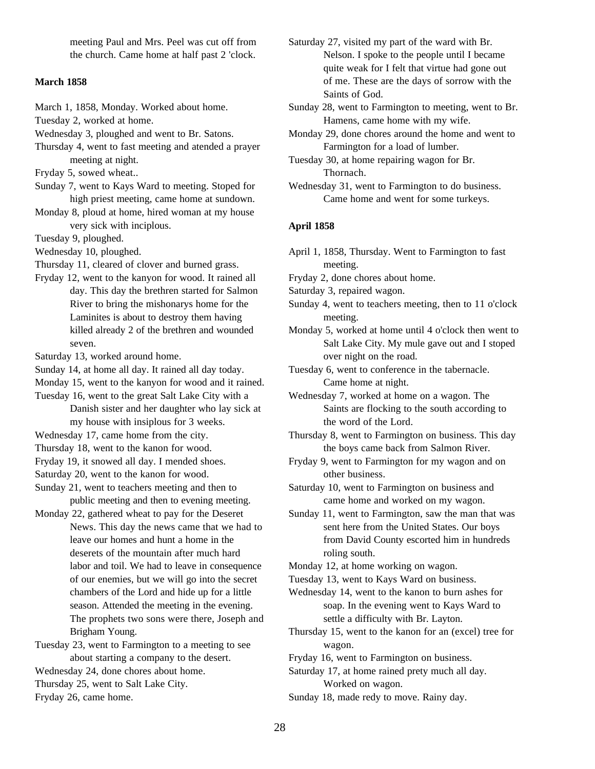meeting Paul and Mrs. Peel was cut off from the church. Came home at half past 2 'clock.

**March 1858**

March 1, 1858, Monday. Worked about home.

Tuesday 2, worked at home.

Wednesday 3, ploughed and went to Br. Satons.

Thursday 4, went to fast meeting and atended a prayer meeting at night.

Fryday 5, sowed wheat..

Sunday 7, went to Kays Ward to meeting. Stoped for high priest meeting, came home at sundown.

Monday 8, ploud at home, hired woman at my house very sick with inciplous.

Tuesday 9, ploughed.

Wednesday 10, ploughed.

Thursday 11, cleared of clover and burned grass.

Fryday 12, went to the kanyon for wood. It rained all day. This day the brethren started for Salmon River to bring the mishonarys home for the Laminites is about to destroy them having killed already 2 of the brethren and wounded seven.

Saturday 13, worked around home.

Sunday 14, at home all day. It rained all day today.

Monday 15, went to the kanyon for wood and it rained.

Tuesday 16, went to the great Salt Lake City with a Danish sister and her daughter who lay sick at my house with insiplous for 3 weeks.

Wednesday 17, came home from the city.

Thursday 18, went to the kanon for wood.

Fryday 19, it snowed all day. I mended shoes.

Saturday 20, went to the kanon for wood.

Sunday 21, went to teachers meeting and then to public meeting and then to evening meeting.

Monday 22, gathered wheat to pay for the Deseret News. This day the news came that we had to leave our homes and hunt a home in the deserets of the mountain after much hard labor and toil. We had to leave in consequence of our enemies, but we will go into the secret chambers of the Lord and hide up for a little season. Attended the meeting in the evening. The prophets two sons were there, Joseph and Brigham Young.

Tuesday 23, went to Farmington to a meeting to see about starting a company to the desert.

Wednesday 24, done chores about home.

Thursday 25, went to Salt Lake City.

Fryday 26, came home.

Saturday 27, visited my part of the ward with Br. Nelson. I spoke to the people until I became quite weak for I felt that virtue had gone out of me. These are the days of sorrow with the Saints of God.

Sunday 28, went to Farmington to meeting, went to Br. Hamens, came home with my wife.

Monday 29, done chores around the home and went to Farmington for a load of lumber.

Tuesday 30, at home repairing wagon for Br. Thornach.

Wednesday 31, went to Farmington to do business. Came home and went for some turkeys.

**April 1858**

April 1, 1858, Thursday. Went to Farmington to fast meeting.

Fryday 2, done chores about home.

Saturday 3, repaired wagon.

Sunday 4, went to teachers meeting, then to 11 o'clock meeting.

Monday 5, worked at home until 4 o'clock then went to Salt Lake City. My mule gave out and I stoped over night on the road.

Tuesday 6, went to conference in the tabernacle. Came home at night.

Wednesday 7, worked at home on a wagon. The Saints are flocking to the south according to the word of the Lord.

Thursday 8, went to Farmington on business. This day the boys came back from Salmon River.

Fryday 9, went to Farmington for my wagon and on other business.

Saturday 10, went to Farmington on business and came home and worked on my wagon.

Sunday 11, went to Farmington, saw the man that was sent here from the United States. Our boys from David County escorted him in hundreds roling south.

Monday 12, at home working on wagon.

Tuesday 13, went to Kays Ward on business.

Wednesday 14, went to the kanon to burn ashes for soap. In the evening went to Kays Ward to settle a difficulty with Br. Layton.

Thursday 15, went to the kanon for an (excel) tree for wagon.

Fryday 16, went to Farmington on business.

Saturday 17, at home rained prety much all day. Worked on wagon.

Sunday 18, made redy to move. Rainy day.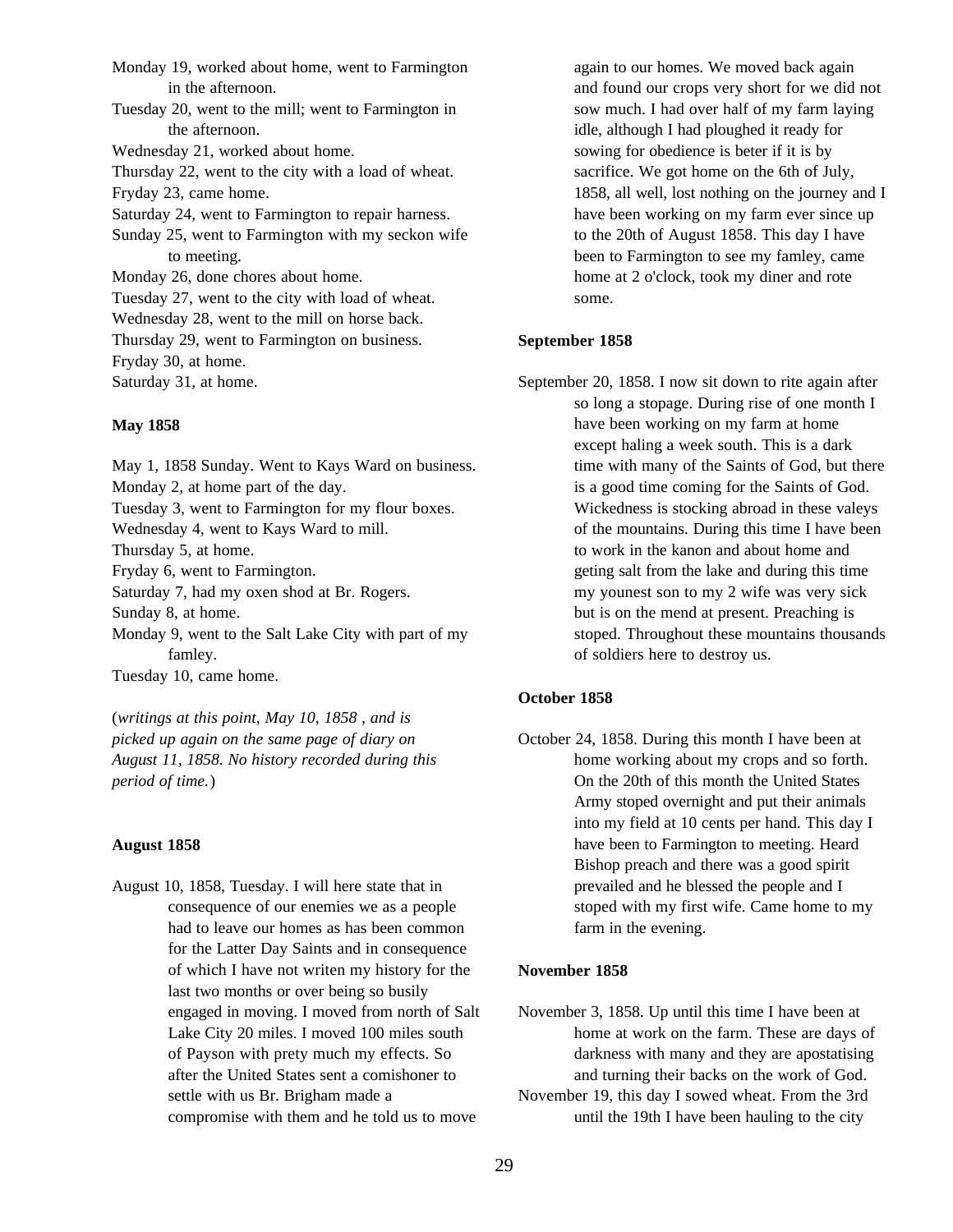Monday 19, worked about home, went to Farmington in the afternoon.

Tuesday 20, went to the mill; went to Farmington in the afternoon.

Wednesday 21, worked about home.

Thursday 22, went to the city with a load of wheat.

Fryday 23, came home.

Saturday 24, went to Farmington to repair harness.

Sunday 25, went to Farmington with my seckon wife to meeting.

Monday 26, done chores about home.

Tuesday 27, went to the city with load of wheat.

Wednesday 28, went to the mill on horse back.

Thursday 29, went to Farmington on business.

Fryday 30, at home.

Saturday 31, at home.

**May 1858**

May 1, 1858 Sunday. Went to Kays Ward on business.

Monday 2, at home part of the day.

Tuesday 3, went to Farmington for my flour boxes.

Wednesday 4, went to Kays Ward to mill.

Thursday 5, at home.

Fryday 6, went to Farmington.

Saturday 7, had my oxen shod at Br. Rogers.

Sunday 8, at home.

Monday 9, went to the Salt Lake City with part of my famley.

Tuesday 10, came home.

(*writings at this point, May 10, 1858 , and is picked up again on the same page of diary on August 11, 1858. No history recorded during this period of time.*)

**August 1858**

August 10, 1858, Tuesday. I will here state that in consequence of our enemies we as a people had to leave our homes as has been common for the Latter Day Saints and in consequence of which I have not writen my history for the last two months or over being so busily engaged in moving. I moved from north of Salt Lake City 20 miles. I moved 100 miles south of Payson with prety much my effects. So after the United States sent a comishoner to settle with us Br. Brigham made a compromise with them and he told us to move again to our homes. We moved back again and found our crops very short for we did not sow much. I had over half of my farm laying idle, although I had ploughed it ready for sowing for obedience is beter if it is by sacrifice. We got home on the 6th of July, 1858, all well, lost nothing on the journey and I have been working on my farm ever since up to the 20th of August 1858. This day I have been to Farmington to see my famley, came home at 2 o'clock, took my diner and rote some.

**September 1858**

September 20, 1858. I now sit down to rite again after so long a stopage. During rise of one month I have been working on my farm at home except haling a week south. This is a dark time with many of the Saints of God, but there is a good time coming for the Saints of God. Wickedness is stocking abroad in these valeys of the mountains. During this time I have been to work in the kanon and about home and geting salt from the lake and during this time my younest son to my 2 wife was very sick but is on the mend at present. Preaching is stoped. Throughout these mountains thousands of soldiers here to destroy us.

**October 1858**

October 24, 1858. During this month I have been at home working about my crops and so forth. On the 20th of this month the United States Army stoped overnight and put their animals into my field at 10 cents per hand. This day I have been to Farmington to meeting. Heard Bishop preach and there was a good spirit prevailed and he blessed the people and I stoped with my first wife. Came home to my farm in the evening.

**November 1858**

November 3, 1858. Up until this time I have been at home at work on the farm. These are days of darkness with many and they are apostatising and turning their backs on the work of God.

November 19, this day I sowed wheat. From the 3rd until the 19th I have been hauling to the city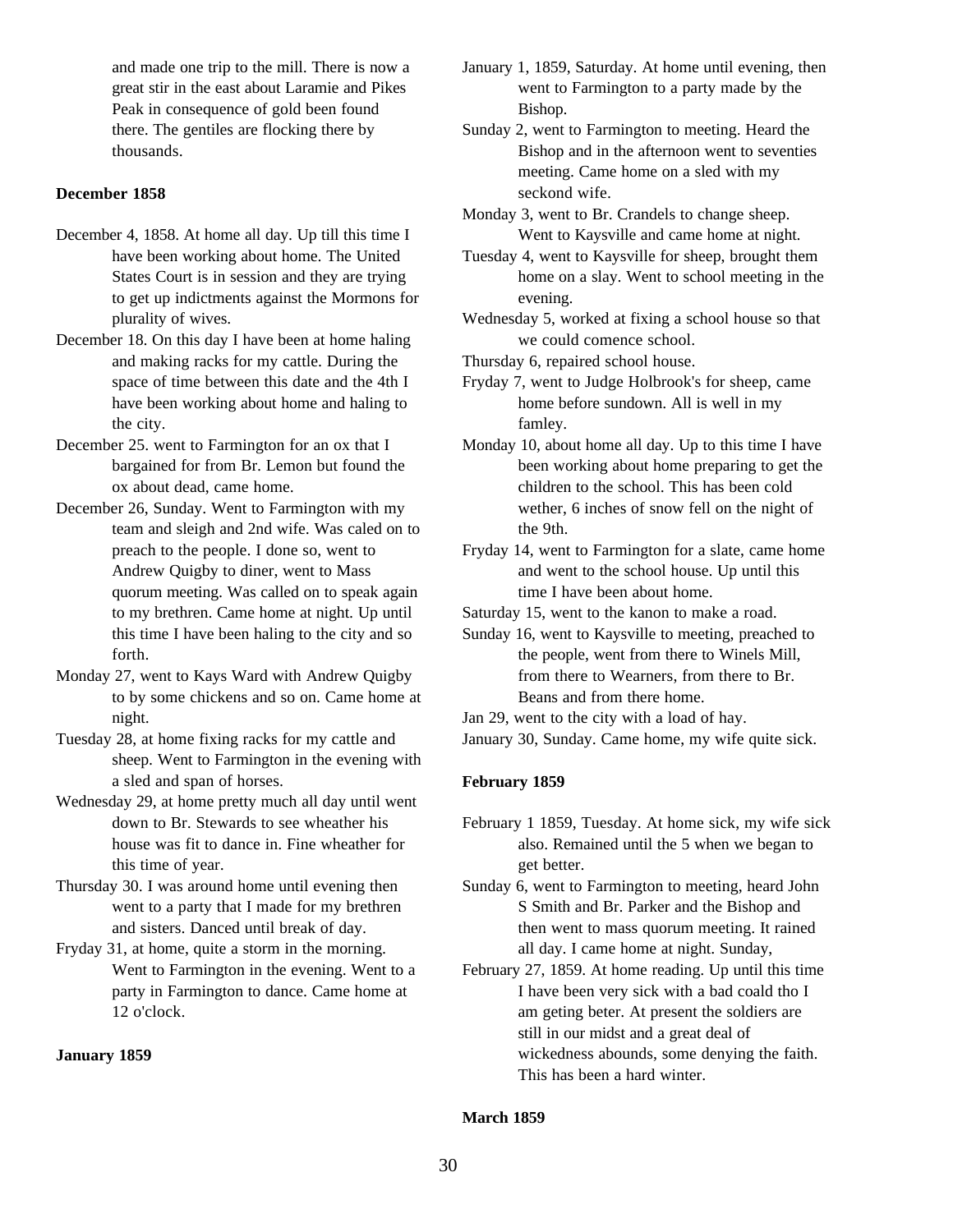and made one trip to the mill. There is now a great stir in the east about Laramie and Pikes Peak in consequence of gold been found there. The gentiles are flocking there by thousands.

**December 1858**

December 4, 1858. At home all day. Up till this time I have been working about home. The United States Court is in session and they are trying to get up indictments against the Mormons for plurality of wives.

December 18. On this day I have been at home haling and making racks for my cattle. During the space of time between this date and the 4th I have been working about home and haling to the city.

December 25. went to Farmington for an ox that I bargained for from Br. Lemon but found the ox about dead, came home.

December 26, Sunday. Went to Farmington with my team and sleigh and 2nd wife. Was caled on to preach to the people. I done so, went to Andrew Quigby to diner, went to Mass quorum meeting. Was called on to speak again to my brethren. Came home at night. Up until this time I have been haling to the city and so forth.

Monday 27, went to Kays Ward with Andrew Quigby to by some chickens and so on. Came home at night.

Tuesday 28, at home fixing racks for my cattle and sheep. Went to Farmington in the evening with a sled and span of horses.

Wednesday 29, at home pretty much all day until went down to Br. Stewards to see wheather his house was fit to dance in. Fine wheather for this time of year.

Thursday 30. I was around home until evening then went to a party that I made for my brethren and sisters. Danced until break of day.

Fryday 31, at home, quite a storm in the morning. Went to Farmington in the evening. Went to a party in Farmington to dance. Came home at 12 o'clock.

**January 1859**

January 1, 1859, Saturday. At home until evening, then went to Farmington to a party made by the Bishop.

Sunday 2, went to Farmington to meeting. Heard the Bishop and in the afternoon went to seventies meeting. Came home on a sled with my seckond wife.

Monday 3, went to Br. Crandels to change sheep. Went to Kaysville and came home at night.

Tuesday 4, went to Kaysville for sheep, brought them home on a slay. Went to school meeting in the evening.

Wednesday 5, worked at fixing a school house so that we could comence school.

Thursday 6, repaired school house.

Fryday 7, went to Judge Holbrook's for sheep, came home before sundown. All is well in my famley.

Monday 10, about home all day. Up to this time I have been working about home preparing to get the children to the school. This has been cold wether, 6 inches of snow fell on the night of the 9th.

Fryday 14, went to Farmington for a slate, came home and went to the school house. Up until this time I have been about home.

Saturday 15, went to the kanon to make a road.

Sunday 16, went to Kaysville to meeting, preached to the people, went from there to Winels Mill, from there to Wearners, from there to Br. Beans and from there home.

Jan 29, went to the city with a load of hay.

January 30, Sunday. Came home, my wife quite sick.

**February 1859**

February 1 1859, Tuesday. At home sick, my wife sick also. Remained until the 5 when we began to get better.

Sunday 6, went to Farmington to meeting, heard John S Smith and Br. Parker and the Bishop and then went to mass quorum meeting. It rained all day. I came home at night. Sunday,

February 27, 1859. At home reading. Up until this time I have been very sick with a bad coald tho I am geting beter. At present the soldiers are still in our midst and a great deal of wickedness abounds, some denying the faith. This has been a hard winter.

**March 1859**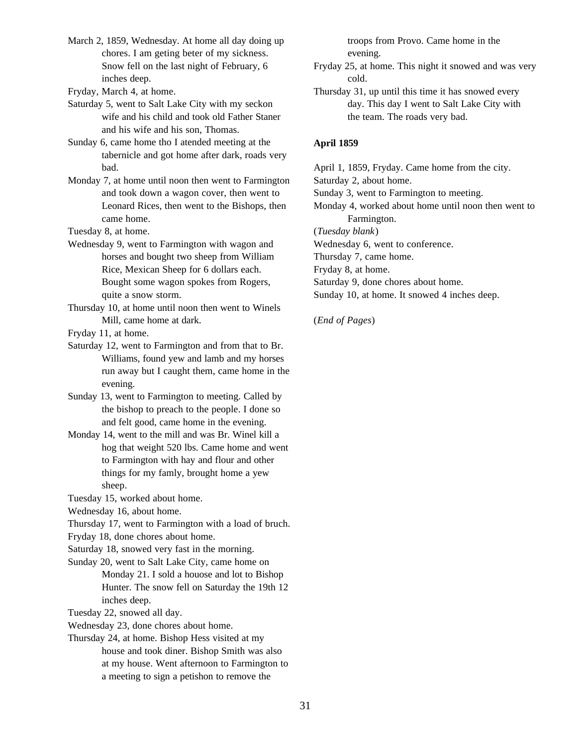March 2, 1859, Wednesday. At home all day doing up chores. I am geting beter of my sickness. Snow fell on the last night of February, 6 inches deep.

Fryday, March 4, at home.

Saturday 5, went to Salt Lake City with my seckon wife and his child and took old Father Staner and his wife and his son, Thomas.

Sunday 6, came home tho I atended meeting at the tabernicle and got home after dark, roads very bad.

Monday 7, at home until noon then went to Farmington and took down a wagon cover, then went to Leonard Rices, then went to the Bishops, then came home.

Tuesday 8, at home.

Wednesday 9, went to Farmington with wagon and horses and bought two sheep from William Rice, Mexican Sheep for 6 dollars each. Bought some wagon spokes from Rogers, quite a snow storm.

Thursday 10, at home until noon then went to Winels Mill, came home at dark.

Fryday 11, at home.

Saturday 12, went to Farmington and from that to Br. Williams, found yew and lamb and my horses run away but I caught them, came home in the evening.

Sunday 13, went to Farmington to meeting. Called by the bishop to preach to the people. I done so and felt good, came home in the evening.

Monday 14, went to the mill and was Br. Winel kill a hog that weight 520 lbs. Came home and went to Farmington with hay and flour and other things for my famly, brought home a yew sheep.

Tuesday 15, worked about home.

Wednesday 16, about home.

Thursday 17, went to Farmington with a load of bruch.

Fryday 18, done chores about home.

Saturday 18, snowed very fast in the morning.

Sunday 20, went to Salt Lake City, came home on Monday 21. I sold a houose and lot to Bishop Hunter. The snow fell on Saturday the 19th 12 inches deep.

Tuesday 22, snowed all day.

Wednesday 23, done chores about home.

Thursday 24, at home. Bishop Hess visited at my house and took diner. Bishop Smith was also at my house. Went afternoon to Farmington to a meeting to sign a petishon to remove the troops from Provo. Came home in the evening.

Fryday 25, at home. This night it snowed and was very cold.

Thursday 31, up until this time it has snowed every day. This day I went to Salt Lake City with the team. The roads very bad.

**April 1859**

April 1, 1859, Fryday. Came home from the city.

Saturday 2, about home.

Sunday 3, went to Farmington to meeting.

Monday 4, worked about home until noon then went to Farmington.

(*Tuesday blank*)

Wednesday 6, went to conference.

Thursday 7, came home.

Fryday 8, at home.

Saturday 9, done chores about home.

Sunday 10, at home. It snowed 4 inches deep.

(*End of Pages*)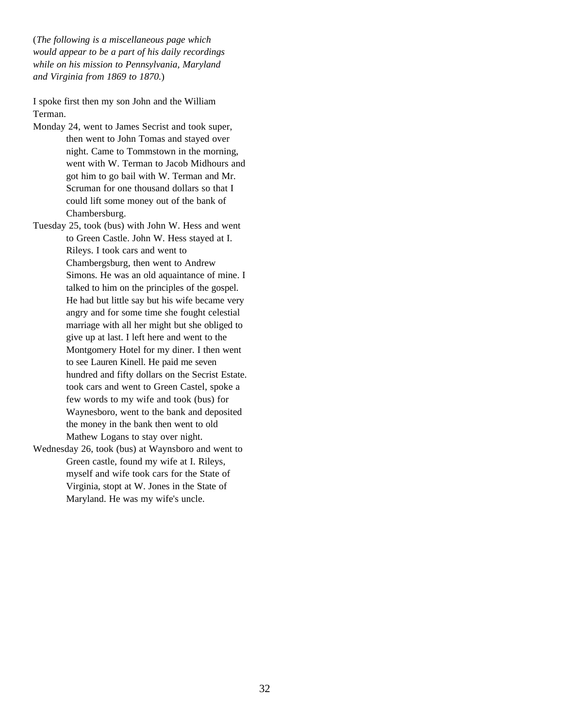(*The following is a miscellaneous page which would appear to be a part of his daily recordings while on his mission to Pennsylvania, Maryland and Virginia from 1869 to 1870.*)

I spoke first then my son John and the William Terman.

Monday 24, went to James Secrist and took super, then went to John Tomas and stayed over night. Came to Tommstown in the morning, went with W. Terman to Jacob Midhours and got him to go bail with W. Terman and Mr. Scruman for one thousand dollars so that I could lift some money out of the bank of Chambersburg.

Tuesday 25, took (bus) with John W. Hess and went to Green Castle. John W. Hess stayed at I. Rileys. I took cars and went to Chambergsburg, then went to Andrew Simons. He was an old aquaintance of mine. I talked to him on the principles of the gospel. He had but little say but his wife became very angry and for some time she fought celestial marriage with all her might but she obliged to give up at last. I left here and went to the Montgomery Hotel for my diner. I then went to see Lauren Kinell. He paid me seven hundred and fifty dollars on the Secrist Estate. took cars and went to Green Castel, spoke a few words to my wife and took (bus) for Waynesboro, went to the bank and deposited the money in the bank then went to old Mathew Logans to stay over night.

Wednesday 26, took (bus) at Waynsboro and went to Green castle, found my wife at I. Rileys, myself and wife took cars for the State of Virginia, stopt at W. Jones in the State of Maryland. He was my wife's uncle.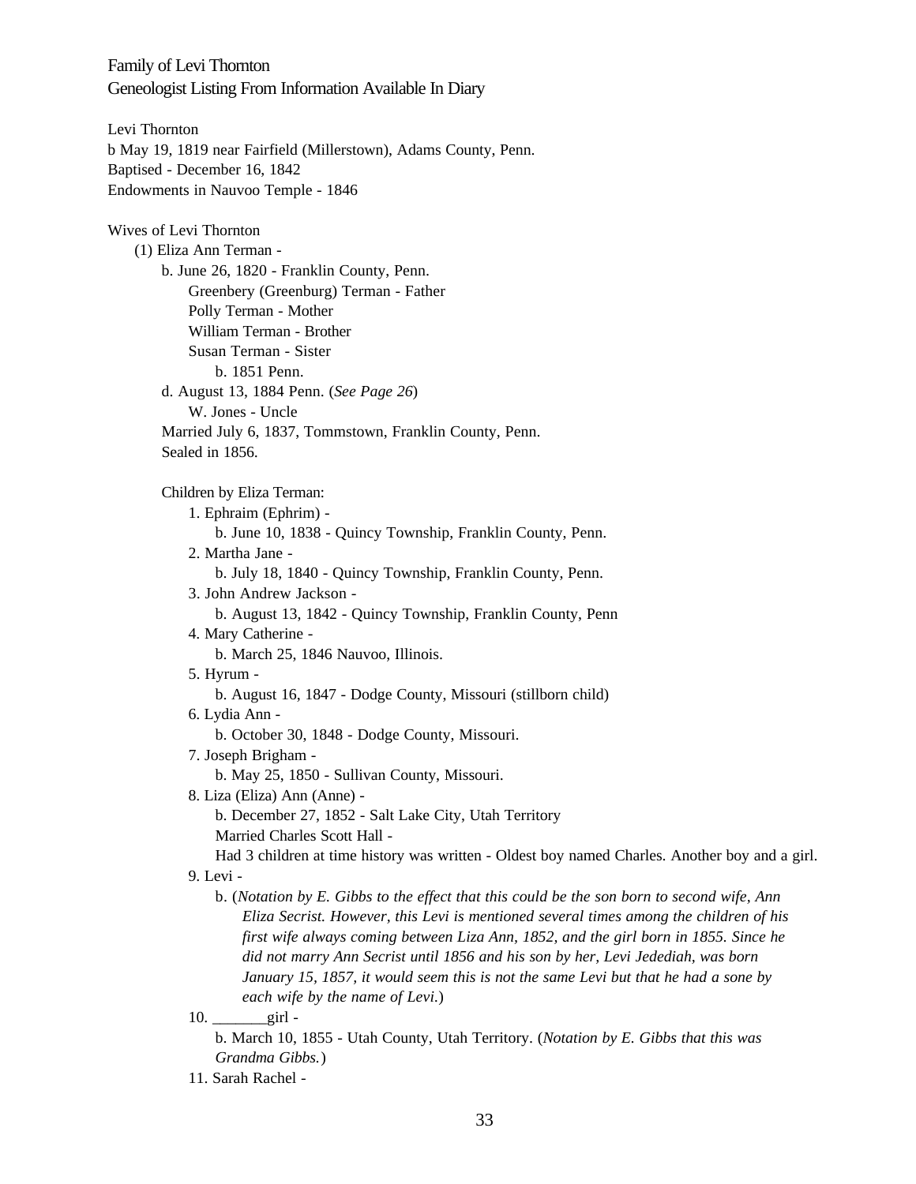Family of Levi Thornton
Geneologist Listing From Information Available In Diary

Levi Thornton
b May 19, 1819 near Fairfield (Millerstown), Adams County, Penn.
Baptised - December 16, 1842
Endowments in Nauvoo Temple - 1846

Wives of Levi Thornton

(1) Eliza Ann Terman -

- b. June 26, 1820 - Franklin County, Penn.
  - Greenbery (Greenburg) Terman - Father
  - Polly Terman - Mother
  - William Terman - Brother
  - Susan Terman - Sister
    - b. 1851 Penn.
- d. August 13, 1884 Penn. (*See Page 26*)
  - W. Jones - Uncle
- Married July 6, 1837, Tommstown, Franklin County, Penn.
- Sealed in 1856.

Children by Eliza Terman:

1. Ephraim (Ephrim) -
   b. June 10, 1838 - Quincy Township, Franklin County, Penn.
2. Martha Jane -
   b. July 18, 1840 - Quincy Township, Franklin County, Penn.
3. John Andrew Jackson -
   b. August 13, 1842 - Quincy Township, Franklin County, Penn
4. Mary Catherine -
   b. March 25, 1846 Nauvoo, Illinois.
5. Hyrum -
   b. August 16, 1847 - Dodge County, Missouri (stillborn child)
6. Lydia Ann -
   b. October 30, 1848 - Dodge County, Missouri.
7. Joseph Brigham -
   b. May 25, 1850 - Sullivan County, Missouri.
8. Liza (Eliza) Ann (Anne) -
   b. December 27, 1852 - Salt Lake City, Utah Territory
   Married Charles Scott Hall -
   Had 3 children at time history was written - Oldest boy named Charles. Another boy and a girl.
9. Levi -
   b. (*Notation by E. Gibbs to the effect that this could be the son born to second wife, Ann Eliza Secrist. However, this Levi is mentioned several times among the children of his first wife always coming between Liza Ann, 1852, and the girl born in 1855. Since he did not marry Ann Secrist until 1856 and his son by her, Levi Jedediah, was born January 15, 1857, it would seem this is not the same Levi but that he had a sone by each wife by the name of Levi.*)
10. _______girl -
    b. March 10, 1855 - Utah County, Utah Territory. (*Notation by E. Gibbs that this was Grandma Gibbs.*)
11. Sarah Rachel -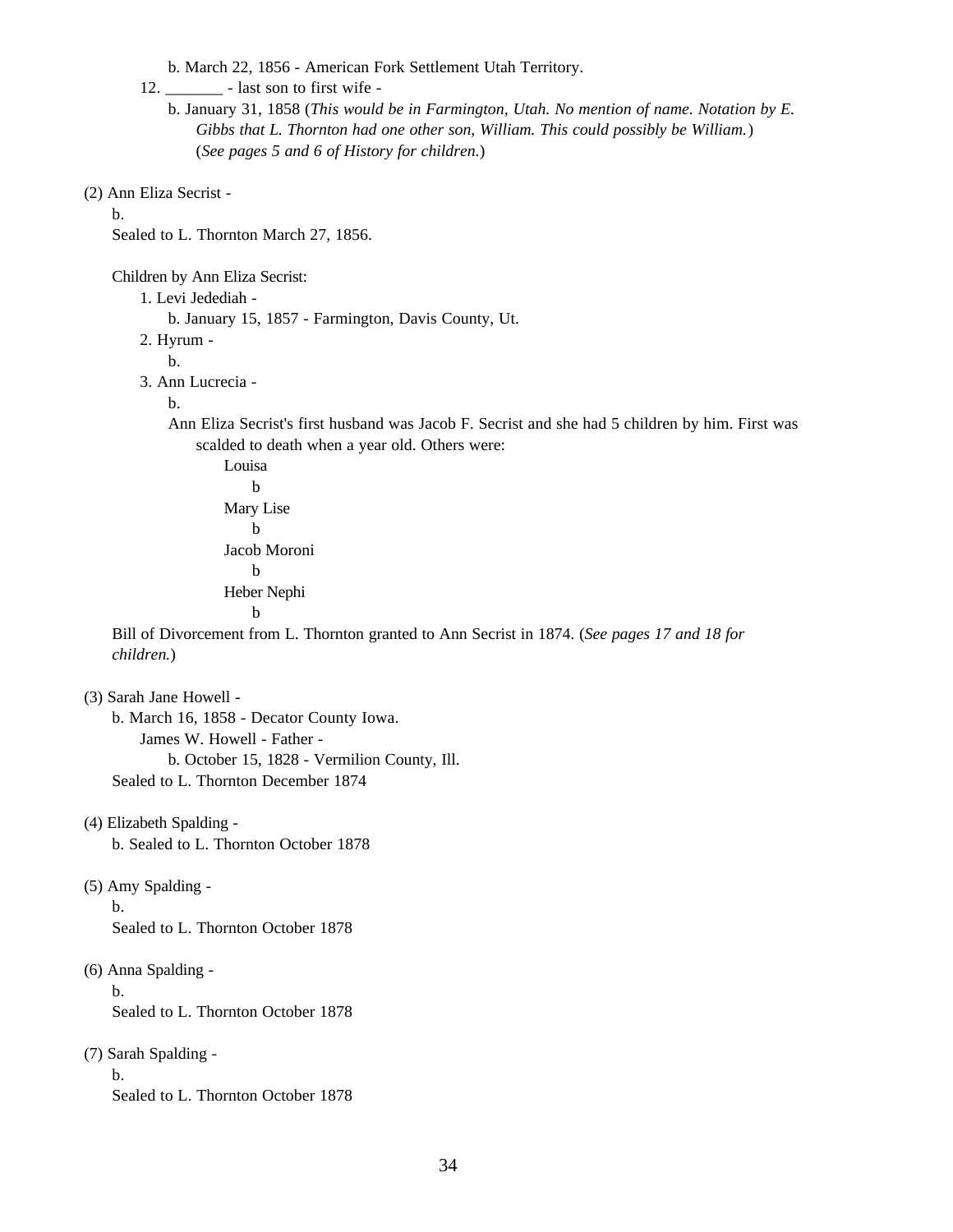b. March 22, 1856 - American Fork Settlement Utah Territory.

12. _______ - last son to first wife -

b. January 31, 1858 (*This would be in Farmington, Utah. No mention of name. Notation by E. Gibbs that L. Thornton had one other son, William. This could possibly be William.*) (*See pages 5 and 6 of History for children.*)

(2) Ann Eliza Secrist -

b.

Sealed to L. Thornton March 27, 1856.

Children by Ann Eliza Secrist:

1. Levi Jedediah -

b. January 15, 1857 - Farmington, Davis County, Ut.

2. Hyrum -

b.

3. Ann Lucrecia -

b.

Ann Eliza Secrist's first husband was Jacob F. Secrist and she had 5 children by him. First was scalded to death when a year old. Others were:

Louisa

b

Mary Lise

b

Jacob Moroni

b

Heber Nephi

b

Bill of Divorcement from L. Thornton granted to Ann Secrist in 1874. (*See pages 17 and 18 for children.*)

(3) Sarah Jane Howell -

b. March 16, 1858 - Decator County Iowa.

James W. Howell - Father -

b. October 15, 1828 - Vermilion County, Ill.

Sealed to L. Thornton December 1874

(4) Elizabeth Spalding -

b. Sealed to L. Thornton October 1878

(5) Amy Spalding -

b.

Sealed to L. Thornton October 1878

(6) Anna Spalding -

b.

Sealed to L. Thornton October 1878

(7) Sarah Spalding -

b.

Sealed to L. Thornton October 1878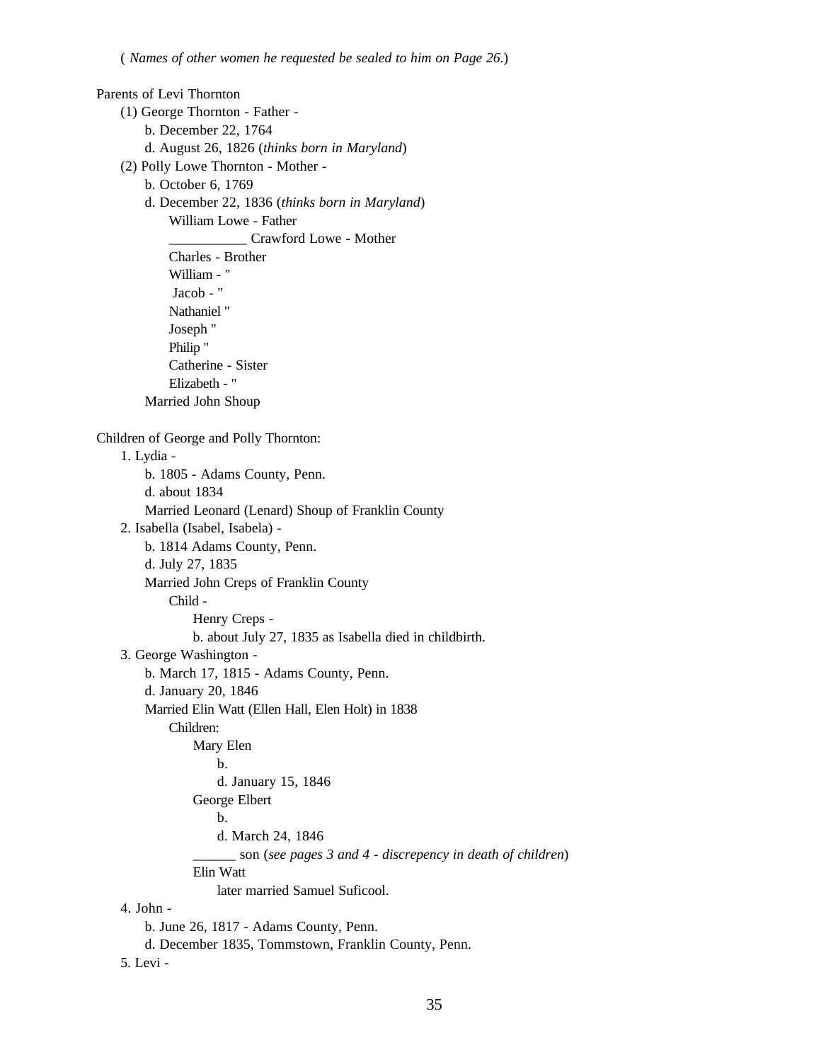( *Names of other women he requested be sealed to him on Page 26.*)

Parents of Levi Thornton

- (1) George Thornton - Father -
  - b. December 22, 1764
  - d. August 26, 1826 (*thinks born in Maryland*)
- (2) Polly Lowe Thornton - Mother -
  - b. October 6, 1769
  - d. December 22, 1836 (*thinks born in Maryland*)
    - William Lowe - Father
    - ___________ Crawford Lowe - Mother
    - Charles - Brother
    - William - "
    - Jacob - "
    - Nathaniel "
    - Joseph "
    - Philip "
    - Catherine - Sister
    - Elizabeth - "
  - Married John Shoup

Children of George and Polly Thornton:

1. Lydia -
   - b. 1805 - Adams County, Penn.
   - d. about 1834
   - Married Leonard (Lenard) Shoup of Franklin County
2. Isabella (Isabel, Isabela) -
   - b. 1814 Adams County, Penn.
   - d. July 27, 1835
   - Married John Creps of Franklin County
     - Child -
       - Henry Creps -
         - b. about July 27, 1835 as Isabella died in childbirth.
3. George Washington -
   - b. March 17, 1815 - Adams County, Penn.
   - d. January 20, 1846
   - Married Elin Watt (Ellen Hall, Elen Holt) in 1838
     - Children:
       - Mary Elen
         - b.
         - d. January 15, 1846
       - George Elbert
         - b.
         - d. March 24, 1846
       - ______ son (*see pages 3 and 4 - discrepency in death of children*)
       - Elin Watt
         - later married Samuel Suficool.
4. John -
   - b. June 26, 1817 - Adams County, Penn.
   - d. December 1835, Tommstown, Franklin County, Penn.
5. Levi -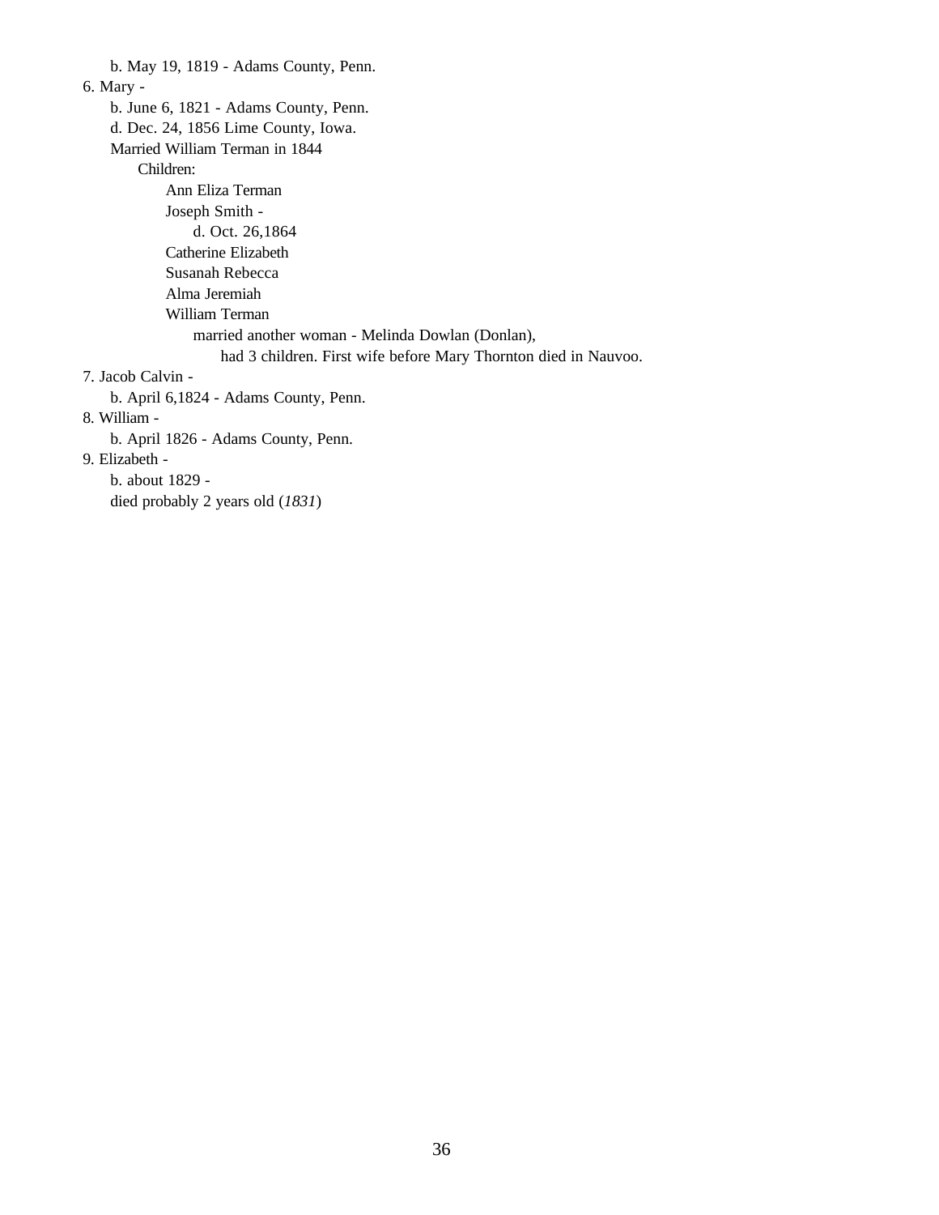b. May 19, 1819 - Adams County, Penn.

6. Mary -
   - b. June 6, 1821 - Adams County, Penn.
   - d. Dec. 24, 1856 Lime County, Iowa.
   - Married William Terman in 1844
     - Children:
       - Ann Eliza Terman
       - Joseph Smith -
         - d. Oct. 26,1864
       - Catherine Elizabeth
       - Susanah Rebecca
       - Alma Jeremiah
       - William Terman
         - married another woman - Melinda Dowlan (Donlan),
           - had 3 children. First wife before Mary Thornton died in Nauvoo.
7. Jacob Calvin -
   - b. April 6,1824 - Adams County, Penn.
8. William -
   - b. April 1826 - Adams County, Penn.
9. Elizabeth -
   - b. about 1829 -
   - died probably 2 years old (*1831*)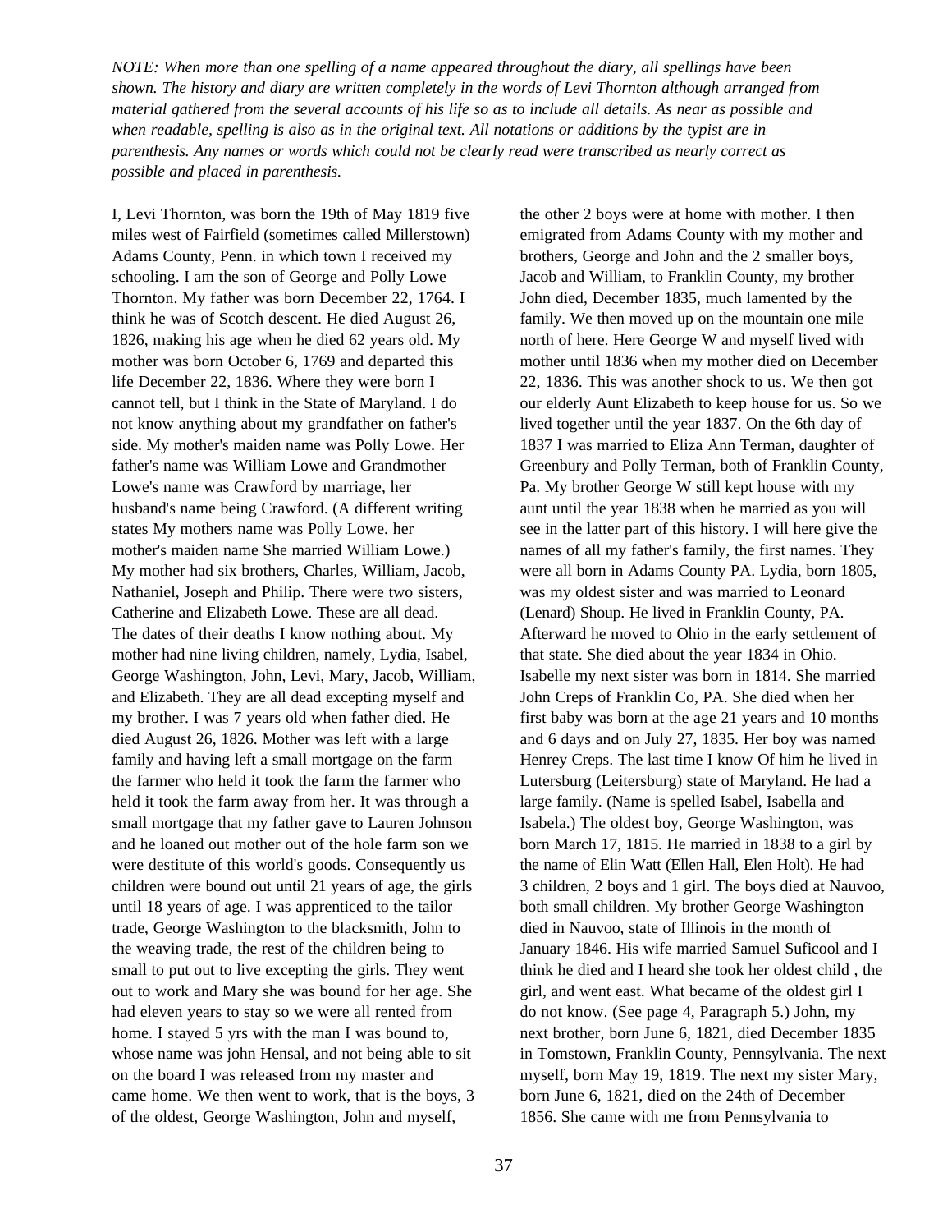*NOTE: When more than one spelling of a name appeared throughout the diary, all spellings have been shown. The history and diary are written completely in the words of Levi Thornton although arranged from material gathered from the several accounts of his life so as to include all details. As near as possible and when readable, spelling is also as in the original text. All notations or additions by the typist are in parenthesis. Any names or words which could not be clearly read were transcribed as nearly correct as possible and placed in parenthesis.*

I, Levi Thornton, was born the 19th of May 1819 five miles west of Fairfield (sometimes called Millerstown) Adams County, Penn. in which town I received my schooling. I am the son of George and Polly Lowe Thornton. My father was born December 22, 1764. I think he was of Scotch descent. He died August 26, 1826, making his age when he died 62 years old. My mother was born October 6, 1769 and departed this life December 22, 1836. Where they were born I cannot tell, but I think in the State of Maryland. I do not know anything about my grandfather on father's side. My mother's maiden name was Polly Lowe. Her father's name was William Lowe and Grandmother Lowe's name was Crawford by marriage, her husband's name being Crawford. (A different writing states My mothers name was Polly Lowe. her mother's maiden name She married William Lowe.) My mother had six brothers, Charles, William, Jacob, Nathaniel, Joseph and Philip. There were two sisters, Catherine and Elizabeth Lowe. These are all dead. The dates of their deaths I know nothing about. My mother had nine living children, namely, Lydia, Isabel, George Washington, John, Levi, Mary, Jacob, William, and Elizabeth. They are all dead excepting myself and my brother. I was 7 years old when father died. He died August 26, 1826. Mother was left with a large family and having left a small mortgage on the farm the farmer who held it took the farm the farmer who held it took the farm away from her. It was through a small mortgage that my father gave to Lauren Johnson and he loaned out mother out of the hole farm son we were destitute of this world's goods. Consequently us children were bound out until 21 years of age, the girls until 18 years of age. I was apprenticed to the tailor trade, George Washington to the blacksmith, John to the weaving trade, the rest of the children being to small to put out to live excepting the girls. They went out to work and Mary she was bound for her age. She had eleven years to stay so we were all rented from home. I stayed 5 yrs with the man I was bound to, whose name was john Hensal, and not being able to sit on the board I was released from my master and came home. We then went to work, that is the boys, 3 of the oldest, George Washington, John and myself, the other 2 boys were at home with mother. I then emigrated from Adams County with my mother and brothers, George and John and the 2 smaller boys, Jacob and William, to Franklin County, my brother John died, December 1835, much lamented by the family. We then moved up on the mountain one mile north of here. Here George W and myself lived with mother until 1836 when my mother died on December 22, 1836. This was another shock to us. We then got our elderly Aunt Elizabeth to keep house for us. So we lived together until the year 1837. On the 6th day of 1837 I was married to Eliza Ann Terman, daughter of Greenbury and Polly Terman, both of Franklin County, Pa. My brother George W still kept house with my aunt until the year 1838 when he married as you will see in the latter part of this history. I will here give the names of all my father's family, the first names. They were all born in Adams County PA. Lydia, born 1805, was my oldest sister and was married to Leonard (Lenard) Shoup. He lived in Franklin County, PA. Afterward he moved to Ohio in the early settlement of that state. She died about the year 1834 in Ohio. Isabelle my next sister was born in 1814. She married John Creps of Franklin Co, PA. She died when her first baby was born at the age 21 years and 10 months and 6 days and on July 27, 1835. Her boy was named Henrey Creps. The last time I know Of him he lived in Lutersburg (Leitersburg) state of Maryland. He had a large family. (Name is spelled Isabel, Isabella and Isabela.) The oldest boy, George Washington, was born March 17, 1815. He married in 1838 to a girl by the name of Elin Watt (Ellen Hall, Elen Holt). He had 3 children, 2 boys and 1 girl. The boys died at Nauvoo, both small children. My brother George Washington died in Nauvoo, state of Illinois in the month of January 1846. His wife married Samuel Suficool and I think he died and I heard she took her oldest child , the girl, and went east. What became of the oldest girl I do not know. (See page 4, Paragraph 5.) John, my next brother, born June 6, 1821, died December 1835 in Tomstown, Franklin County, Pennsylvania. The next myself, born May 19, 1819. The next my sister Mary, born June 6, 1821, died on the 24th of December 1856. She came with me from Pennsylvania to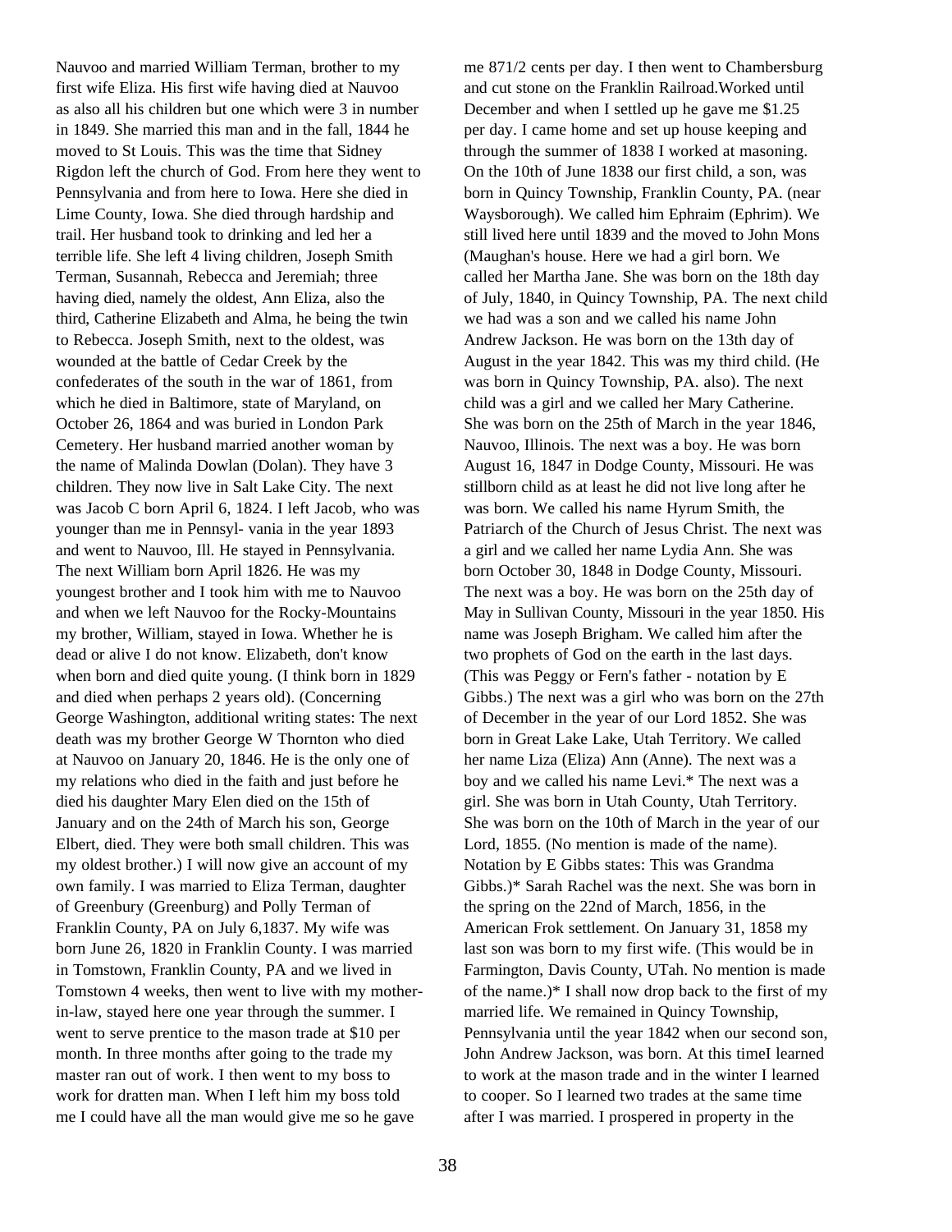Nauvoo and married William Terman, brother to my first wife Eliza. His first wife having died at Nauvoo as also all his children but one which were 3 in number in 1849. She married this man and in the fall, 1844 he moved to St Louis. This was the time that Sidney Rigdon left the church of God. From here they went to Pennsylvania and from here to Iowa. Here she died in Lime County, Iowa. She died through hardship and trail. Her husband took to drinking and led her a terrible life. She left 4 living children, Joseph Smith Terman, Susannah, Rebecca and Jeremiah; three having died, namely the oldest, Ann Eliza, also the third, Catherine Elizabeth and Alma, he being the twin to Rebecca. Joseph Smith, next to the oldest, was wounded at the battle of Cedar Creek by the confederates of the south in the war of 1861, from which he died in Baltimore, state of Maryland, on October 26, 1864 and was buried in London Park Cemetery. Her husband married another woman by the name of Malinda Dowlan (Dolan). They have 3 children. They now live in Salt Lake City. The next was Jacob C born April 6, 1824. I left Jacob, who was younger than me in Pennsyl- vania in the year 1893 and went to Nauvoo, Ill. He stayed in Pennsylvania. The next William born April 1826. He was my youngest brother and I took him with me to Nauvoo and when we left Nauvoo for the Rocky-Mountains my brother, William, stayed in Iowa. Whether he is dead or alive I do not know. Elizabeth, don't know when born and died quite young. (I think born in 1829 and died when perhaps 2 years old). (Concerning George Washington, additional writing states: The next death was my brother George W Thornton who died at Nauvoo on January 20, 1846. He is the only one of my relations who died in the faith and just before he died his daughter Mary Elen died on the 15th of January and on the 24th of March his son, George Elbert, died. They were both small children. This was my oldest brother.) I will now give an account of my own family. I was married to Eliza Terman, daughter of Greenbury (Greenburg) and Polly Terman of Franklin County, PA on July 6,1837. My wife was born June 26, 1820 in Franklin County. I was married in Tomstown, Franklin County, PA and we lived in Tomstown 4 weeks, then went to live with my mother-in-law, stayed here one year through the summer. I went to serve prentice to the mason trade at $10 per month. In three months after going to the trade my master ran out of work. I then went to my boss to work for dratten man. When I left him my boss told me I could have all the man would give me so he gave me 871/2 cents per day. I then went to Chambersburg and cut stone on the Franklin Railroad.Worked until December and when I settled up he gave me $1.25 per day. I came home and set up house keeping and through the summer of 1838 I worked at masoning. On the 10th of June 1838 our first child, a son, was born in Quincy Township, Franklin County, PA. (near Waysborough). We called him Ephraim (Ephrim). We still lived here until 1839 and the moved to John Mons (Maughan's house. Here we had a girl born. We called her Martha Jane. She was born on the 18th day of July, 1840, in Quincy Township, PA. The next child we had was a son and we called his name John Andrew Jackson. He was born on the 13th day of August in the year 1842. This was my third child. (He was born in Quincy Township, PA. also). The next child was a girl and we called her Mary Catherine. She was born on the 25th of March in the year 1846, Nauvoo, Illinois. The next was a boy. He was born August 16, 1847 in Dodge County, Missouri. He was stillborn child as at least he did not live long after he was born. We called his name Hyrum Smith, the Patriarch of the Church of Jesus Christ. The next was a girl and we called her name Lydia Ann. She was born October 30, 1848 in Dodge County, Missouri. The next was a boy. He was born on the 25th day of May in Sullivan County, Missouri in the year 1850. His name was Joseph Brigham. We called him after the two prophets of God on the earth in the last days. (This was Peggy or Fern's father - notation by E Gibbs.) The next was a girl who was born on the 27th of December in the year of our Lord 1852. She was born in Great Lake Lake, Utah Territory. We called her name Liza (Eliza) Ann (Anne). The next was a boy and we called his name Levi.* The next was a girl. She was born in Utah County, Utah Territory. She was born on the 10th of March in the year of our Lord, 1855. (No mention is made of the name). Notation by E Gibbs states: This was Grandma Gibbs.)* Sarah Rachel was the next. She was born in the spring on the 22nd of March, 1856, in the American Frok settlement. On January 31, 1858 my last son was born to my first wife. (This would be in Farmington, Davis County, UTah. No mention is made of the name.)* I shall now drop back to the first of my married life. We remained in Quincy Township, Pennsylvania until the year 1842 when our second son, John Andrew Jackson, was born. At this timeI learned to work at the mason trade and in the winter I learned to cooper. So I learned two trades at the same time after I was married. I prospered in property in the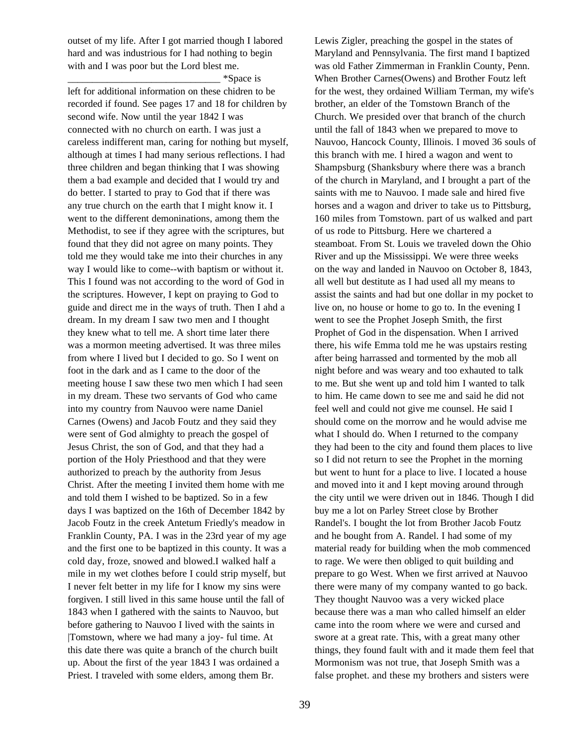outset of my life. After I got married though I labored hard and was industrious for I had nothing to begin with and I was poor but the Lord blest me.

______________________________ *Space is left for additional information on these chidren to be recorded if found. See pages 17 and 18 for children by second wife. Now until the year 1842 I was connected with no church on earth. I was just a careless indifferent man, caring for nothing but myself, although at times I had many serious reflections. I had three children and began thinking that I was showing them a bad example and decided that I would try and do better. I started to pray to God that if there was any true church on the earth that I might know it. I went to the different demoninations, among them the Methodist, to see if they agree with the scriptures, but found that they did not agree on many points. They told me they would take me into their churches in any way I would like to come--with baptism or without it. This I found was not according to the word of God in the scriptures. However, I kept on praying to God to guide and direct me in the ways of truth. Then I ahd a dream. In my dream I saw two men and I thought they knew what to tell me. A short time later there was a mormon meeting advertised. It was three miles from where I lived but I decided to go. So I went on foot in the dark and as I came to the door of the meeting house I saw these two men which I had seen in my dream. These two servants of God who came into my country from Nauvoo were name Daniel Carnes (Owens) and Jacob Foutz and they said they were sent of God almighty to preach the gospel of Jesus Christ, the son of God, and that they had a portion of the Holy Priesthood and that they were authorized to preach by the authority from Jesus Christ. After the meeting I invited them home with me and told them I wished to be baptized. So in a few days I was baptized on the 16th of December 1842 by Jacob Foutz in the creek Antetum Friedly's meadow in Franklin County, PA. I was in the 23rd year of my age and the first one to be baptized in this county. It was a cold day, froze, snowed and blowed.I walked half a mile in my wet clothes before I could strip myself, but I never felt better in my life for I know my sins were forgiven. I still lived in this same house until the fall of 1843 when I gathered with the saints to Nauvoo, but before gathering to Nauvoo I lived with the saints in |Tomstown, where we had many a joy- ful time. At this date there was quite a branch of the church built up. About the first of the year 1843 I was ordained a Priest. I traveled with some elders, among them Br. Lewis Zigler, preaching the gospel in the states of Maryland and Pennsylvania. The first mand I baptized was old Father Zimmerman in Franklin County, Penn. When Brother Carnes(Owens) and Brother Foutz left for the west, they ordained William Terman, my wife's brother, an elder of the Tomstown Branch of the Church. We presided over that branch of the church until the fall of 1843 when we prepared to move to Nauvoo, Hancock County, Illinois. I moved 36 souls of this branch with me. I hired a wagon and went to Shampsburg (Shanksbury where there was a branch of the church in Maryland, and I brought a part of the saints with me to Nauvoo. I made sale and hired five horses and a wagon and driver to take us to Pittsburg, 160 miles from Tomstown. part of us walked and part of us rode to Pittsburg. Here we chartered a steamboat. From St. Louis we traveled down the Ohio River and up the Mississippi. We were three weeks on the way and landed in Nauvoo on October 8, 1843, all well but destitute as I had used all my means to assist the saints and had but one dollar in my pocket to live on, no house or home to go to. In the evening I went to see the Prophet Joseph Smith, the first Prophet of God in the dispensation. When I arrived there, his wife Emma told me he was upstairs resting after being harrassed and tormented by the mob all night before and was weary and too exhauted to talk to me. But she went up and told him I wanted to talk to him. He came down to see me and said he did not feel well and could not give me counsel. He said I should come on the morrow and he would advise me what I should do. When I returned to the company they had been to the city and found them places to live so I did not return to see the Prophet in the morning but went to hunt for a place to live. I located a house and moved into it and I kept moving around through the city until we were driven out in 1846. Though I did buy me a lot on Parley Street close by Brother Randel's. I bought the lot from Brother Jacob Foutz and he bought from A. Randel. I had some of my material ready for building when the mob commenced to rage. We were then obliged to quit building and prepare to go West. When we first arrived at Nauvoo there were many of my company wanted to go back. They thought Nauvoo was a very wicked place because there was a man who called himself an elder came into the room where we were and cursed and swore at a great rate. This, with a great many other things, they found fault with and it made them feel that Mormonism was not true, that Joseph Smith was a false prophet. and these my brothers and sisters were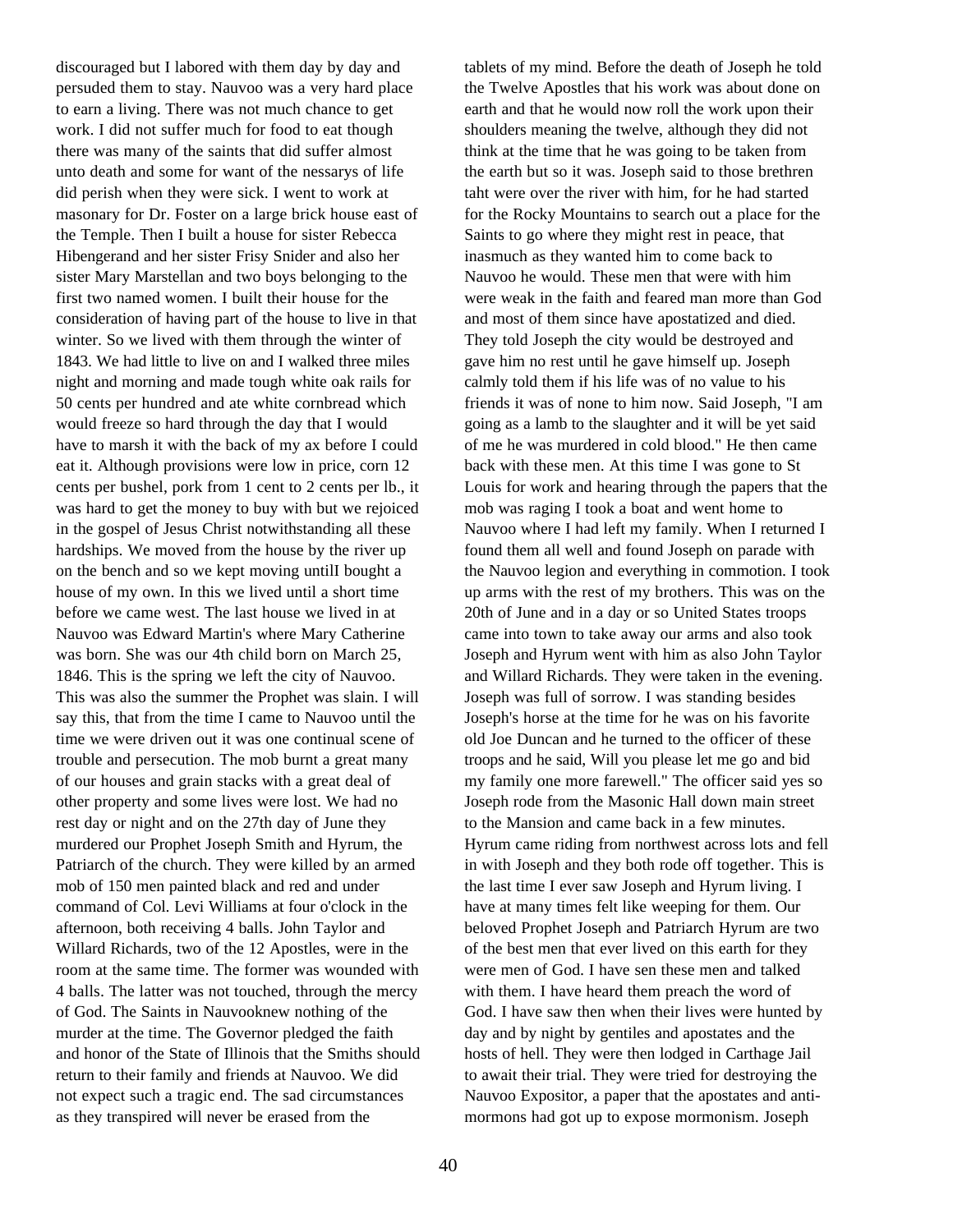discouraged but I labored with them day by day and persuded them to stay. Nauvoo was a very hard place to earn a living. There was not much chance to get work. I did not suffer much for food to eat though there was many of the saints that did suffer almost unto death and some for want of the nessarys of life did perish when they were sick. I went to work at masonary for Dr. Foster on a large brick house east of the Temple. Then I built a house for sister Rebecca Hibengerand and her sister Frisy Snider and also her sister Mary Marstellan and two boys belonging to the first two named women. I built their house for the consideration of having part of the house to live in that winter. So we lived with them through the winter of 1843. We had little to live on and I walked three miles night and morning and made tough white oak rails for 50 cents per hundred and ate white cornbread which would freeze so hard through the day that I would have to marsh it with the back of my ax before I could eat it. Although provisions were low in price, corn 12 cents per bushel, pork from 1 cent to 2 cents per lb., it was hard to get the money to buy with but we rejoiced in the gospel of Jesus Christ notwithstanding all these hardships. We moved from the house by the river up on the bench and so we kept moving untilI bought a house of my own. In this we lived until a short time before we came west. The last house we lived in at Nauvoo was Edward Martin's where Mary Catherine was born. She was our 4th child born on March 25, 1846. This is the spring we left the city of Nauvoo. This was also the summer the Prophet was slain. I will say this, that from the time I came to Nauvoo until the time we were driven out it was one continual scene of trouble and persecution. The mob burnt a great many of our houses and grain stacks with a great deal of other property and some lives were lost. We had no rest day or night and on the 27th day of June they murdered our Prophet Joseph Smith and Hyrum, the Patriarch of the church. They were killed by an armed mob of 150 men painted black and red and under command of Col. Levi Williams at four o'clock in the afternoon, both receiving 4 balls. John Taylor and Willard Richards, two of the 12 Apostles, were in the room at the same time. The former was wounded with 4 balls. The latter was not touched, through the mercy of God. The Saints in Nauvooknew nothing of the murder at the time. The Governor pledged the faith and honor of the State of Illinois that the Smiths should return to their family and friends at Nauvoo. We did not expect such a tragic end. The sad circumstances as they transpired will never be erased from the tablets of my mind. Before the death of Joseph he told the Twelve Apostles that his work was about done on earth and that he would now roll the work upon their shoulders meaning the twelve, although they did not think at the time that he was going to be taken from the earth but so it was. Joseph said to those brethren taht were over the river with him, for he had started for the Rocky Mountains to search out a place for the Saints to go where they might rest in peace, that inasmuch as they wanted him to come back to Nauvoo he would. These men that were with him were weak in the faith and feared man more than God and most of them since have apostatized and died. They told Joseph the city would be destroyed and gave him no rest until he gave himself up. Joseph calmly told them if his life was of no value to his friends it was of none to him now. Said Joseph, "I am going as a lamb to the slaughter and it will be yet said of me he was murdered in cold blood." He then came back with these men. At this time I was gone to St Louis for work and hearing through the papers that the mob was raging I took a boat and went home to Nauvoo where I had left my family. When I returned I found them all well and found Joseph on parade with the Nauvoo legion and everything in commotion. I took up arms with the rest of my brothers. This was on the 20th of June and in a day or so United States troops came into town to take away our arms and also took Joseph and Hyrum went with him as also John Taylor and Willard Richards. They were taken in the evening. Joseph was full of sorrow. I was standing besides Joseph's horse at the time for he was on his favorite old Joe Duncan and he turned to the officer of these troops and he said, Will you please let me go and bid my family one more farewell." The officer said yes so Joseph rode from the Masonic Hall down main street to the Mansion and came back in a few minutes. Hyrum came riding from northwest across lots and fell in with Joseph and they both rode off together. This is the last time I ever saw Joseph and Hyrum living. I have at many times felt like weeping for them. Our beloved Prophet Joseph and Patriarch Hyrum are two of the best men that ever lived on this earth for they were men of God. I have sen these men and talked with them. I have heard them preach the word of God. I have saw then when their lives were hunted by day and by night by gentiles and apostates and the hosts of hell. They were then lodged in Carthage Jail to await their trial. They were tried for destroying the Nauvoo Expositor, a paper that the apostates and anti-mormons had got up to expose mormonism. Joseph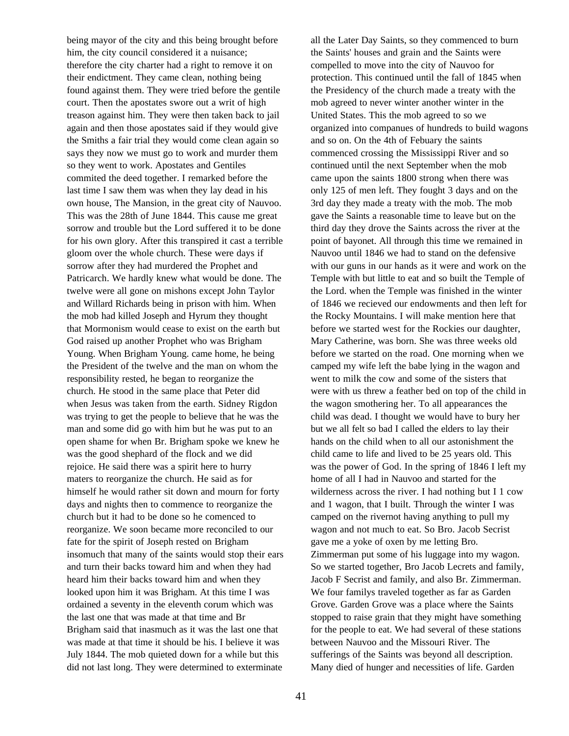being mayor of the city and this being brought before him, the city council considered it a nuisance; therefore the city charter had a right to remove it on their endictment. They came clean, nothing being found against them. They were tried before the gentile court. Then the apostates swore out a writ of high treason against him. They were then taken back to jail again and then those apostates said if they would give the Smiths a fair trial they would come clean again so says they now we must go to work and murder them so they went to work. Apostates and Gentiles commited the deed together. I remarked before the last time I saw them was when they lay dead in his own house, The Mansion, in the great city of Nauvoo. This was the 28th of June 1844. This cause me great sorrow and trouble but the Lord suffered it to be done for his own glory. After this transpired it cast a terrible gloom over the whole church. These were days if sorrow after they had murdered the Prophet and Patricarch. We hardly knew what would be done. The twelve were all gone on mishons except John Taylor and Willard Richards being in prison with him. When the mob had killed Joseph and Hyrum they thought that Mormonism would cease to exist on the earth but God raised up another Prophet who was Brigham Young. When Brigham Young. came home, he being the President of the twelve and the man on whom the responsibility rested, he began to reorganize the church. He stood in the same place that Peter did when Jesus was taken from the earth. Sidney Rigdon was trying to get the people to believe that he was the man and some did go with him but he was put to an open shame for when Br. Brigham spoke we knew he was the good shephard of the flock and we did rejoice. He said there was a spirit here to hurry maters to reorganize the church. He said as for himself he would rather sit down and mourn for forty days and nights then to commence to reorganize the church but it had to be done so he comenced to reorganize. We soon became more reconciled to our fate for the spirit of Joseph rested on Brigham insomuch that many of the saints would stop their ears and turn their backs toward him and when they had heard him their backs toward him and when they looked upon him it was Brigham. At this time I was ordained a seventy in the eleventh corum which was the last one that was made at that time and Br Brigham said that inasmuch as it was the last one that was made at that time it should be his. I believe it was July 1844. The mob quieted down for a while but this did not last long. They were determined to exterminate all the Later Day Saints, so they commenced to burn the Saints' houses and grain and the Saints were compelled to move into the city of Nauvoo for protection. This continued until the fall of 1845 when the Presidency of the church made a treaty with the mob agreed to never winter another winter in the United States. This the mob agreed to so we organized into companues of hundreds to build wagons and so on. On the 4th of Febuary the saints commenced crossing the Mississippi River and so continued until the next September when the mob came upon the saints 1800 strong when there was only 125 of men left. They fought 3 days and on the 3rd day they made a treaty with the mob. The mob gave the Saints a reasonable time to leave but on the third day they drove the Saints across the river at the point of bayonet. All through this time we remained in Nauvoo until 1846 we had to stand on the defensive with our guns in our hands as it were and work on the Temple with but little to eat and so built the Temple of the Lord. when the Temple was finished in the winter of 1846 we recieved our endowments and then left for the Rocky Mountains. I will make mention here that before we started west for the Rockies our daughter, Mary Catherine, was born. She was three weeks old before we started on the road. One morning when we camped my wife left the babe lying in the wagon and went to milk the cow and some of the sisters that were with us threw a feather bed on top of the child in the wagon smothering her. To all appearances the child was dead. I thought we would have to bury her but we all felt so bad I called the elders to lay their hands on the child when to all our astonishment the child came to life and lived to be 25 years old. This was the power of God. In the spring of 1846 I left my home of all I had in Nauvoo and started for the wilderness across the river. I had nothing but I 1 cow and 1 wagon, that I built. Through the winter I was camped on the rivernot having anything to pull my wagon and not much to eat. So Bro. Jacob Secrist gave me a yoke of oxen by me letting Bro. Zimmerman put some of his luggage into my wagon. So we started together, Bro Jacob Lecrets and family, Jacob F Secrist and family, and also Br. Zimmerman. We four familys traveled together as far as Garden Grove. Garden Grove was a place where the Saints stopped to raise grain that they might have something for the people to eat. We had several of these stations between Nauvoo and the Missouri River. The sufferings of the Saints was beyond all description. Many died of hunger and necessities of life. Garden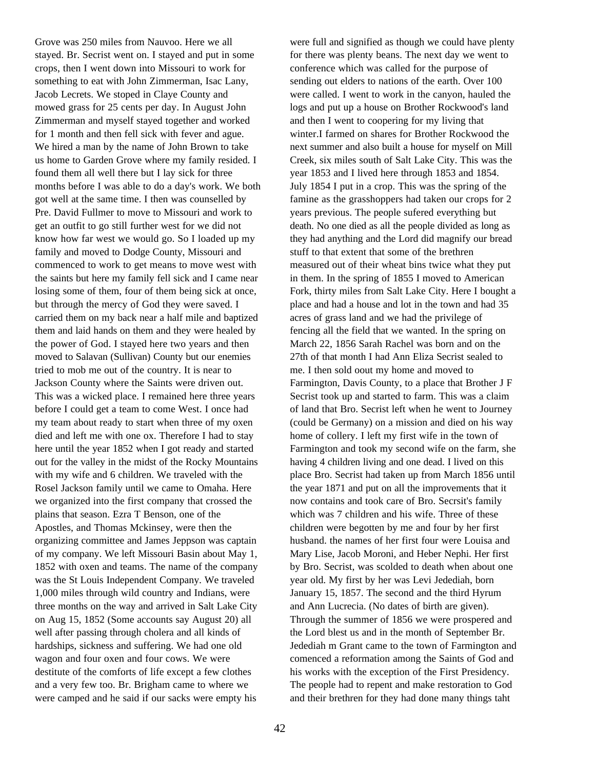Grove was 250 miles from Nauvoo. Here we all stayed. Br. Secrist went on. I stayed and put in some crops, then I went down into Missouri to work for something to eat with John Zimmerman, Isac Lany, Jacob Lecrets. We stoped in Claye County and mowed grass for 25 cents per day. In August John Zimmerman and myself stayed together and worked for 1 month and then fell sick with fever and ague. We hired a man by the name of John Brown to take us home to Garden Grove where my family resided. I found them all well there but I lay sick for three months before I was able to do a day's work. We both got well at the same time. I then was counselled by Pre. David Fullmer to move to Missouri and work to get an outfit to go still further west for we did not know how far west we would go. So I loaded up my family and moved to Dodge County, Missouri and commenced to work to get means to move west with the saints but here my family fell sick and I came near losing some of them, four of them being sick at once, but through the mercy of God they were saved. I carried them on my back near a half mile and baptized them and laid hands on them and they were healed by the power of God. I stayed here two years and then moved to Salavan (Sullivan) County but our enemies tried to mob me out of the country. It is near to Jackson County where the Saints were driven out. This was a wicked place. I remained here three years before I could get a team to come West. I once had my team about ready to start when three of my oxen died and left me with one ox. Therefore I had to stay here until the year 1852 when I got ready and started out for the valley in the midst of the Rocky Mountains with my wife and 6 children. We traveled with the Rosel Jackson family until we came to Omaha. Here we organized into the first company that crossed the plains that season. Ezra T Benson, one of the Apostles, and Thomas Mckinsey, were then the organizing committee and James Jeppson was captain of my company. We left Missouri Basin about May 1, 1852 with oxen and teams. The name of the company was the St Louis Independent Company. We traveled 1,000 miles through wild country and Indians, were three months on the way and arrived in Salt Lake City on Aug 15, 1852 (Some accounts say August 20) all well after passing through cholera and all kinds of hardships, sickness and suffering. We had one old wagon and four oxen and four cows. We were destitute of the comforts of life except a few clothes and a very few too. Br. Brigham came to where we were camped and he said if our sacks were empty his were full and signified as though we could have plenty for there was plenty beans. The next day we went to conference which was called for the purpose of sending out elders to nations of the earth. Over 100 were called. I went to work in the canyon, hauled the logs and put up a house on Brother Rockwood's land and then I went to coopering for my living that winter.I farmed on shares for Brother Rockwood the next summer and also built a house for myself on Mill Creek, six miles south of Salt Lake City. This was the year 1853 and I lived here through 1853 and 1854. July 1854 I put in a crop. This was the spring of the famine as the grasshoppers had taken our crops for 2 years previous. The people sufered everything but death. No one died as all the people divided as long as they had anything and the Lord did magnify our bread stuff to that extent that some of the brethren measured out of their wheat bins twice what they put in them. In the spring of 1855 I moved to American Fork, thirty miles from Salt Lake City. Here I bought a place and had a house and lot in the town and had 35 acres of grass land and we had the privilege of fencing all the field that we wanted. In the spring on March 22, 1856 Sarah Rachel was born and on the 27th of that month I had Ann Eliza Secrist sealed to me. I then sold oout my home and moved to Farmington, Davis County, to a place that Brother J F Secrist took up and started to farm. This was a claim of land that Bro. Secrist left when he went to Journey (could be Germany) on a mission and died on his way home of collery. I left my first wife in the town of Farmington and took my second wife on the farm, she having 4 children living and one dead. I lived on this place Bro. Secrist had taken up from March 1856 until the year 1871 and put on all the improvements that it now contains and took care of Bro. Secrsit's family which was 7 children and his wife. Three of these children were begotten by me and four by her first husband. the names of her first four were Louisa and Mary Lise, Jacob Moroni, and Heber Nephi. Her first by Bro. Secrist, was scolded to death when about one year old. My first by her was Levi Jedediah, born January 15, 1857. The second and the third Hyrum and Ann Lucrecia. (No dates of birth are given). Through the summer of 1856 we were prospered and the Lord blest us and in the month of September Br. Jedediah m Grant came to the town of Farmington and comenced a reformation among the Saints of God and his works with the exception of the First Presidency. The people had to repent and make restoration to God and their brethren for they had done many things taht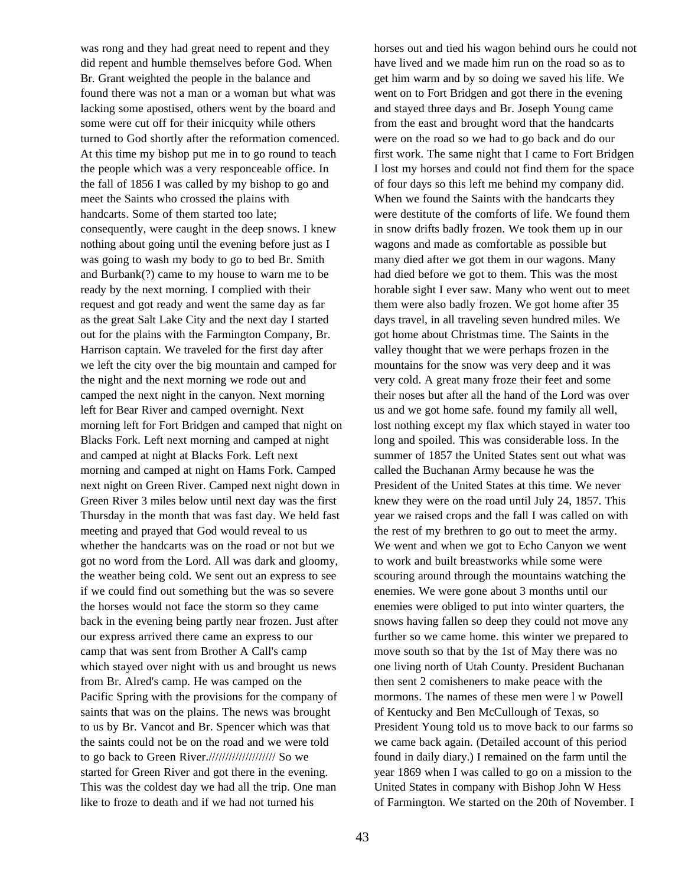was rong and they had great need to repent and they did repent and humble themselves before God. When Br. Grant weighted the people in the balance and found there was not a man or a woman but what was lacking some apostised, others went by the board and some were cut off for their inicquity while others turned to God shortly after the reformation comenced. At this time my bishop put me in to go round to teach the people which was a very responceable office. In the fall of 1856 I was called by my bishop to go and meet the Saints who crossed the plains with handcarts. Some of them started too late; consequently, were caught in the deep snows. I knew nothing about going until the evening before just as I was going to wash my body to go to bed Br. Smith and Burbank(?) came to my house to warn me to be ready by the next morning. I complied with their request and got ready and went the same day as far as the great Salt Lake City and the next day I started out for the plains with the Farmington Company, Br. Harrison captain. We traveled for the first day after we left the city over the big mountain and camped for the night and the next morning we rode out and camped the next night in the canyon. Next morning left for Bear River and camped overnight. Next morning left for Fort Bridgen and camped that night on Blacks Fork. Left next morning and camped at night and camped at night at Blacks Fork. Left next morning and camped at night on Hams Fork. Camped next night on Green River. Camped next night down in Green River 3 miles below until next day was the first Thursday in the month that was fast day. We held fast meeting and prayed that God would reveal to us whether the handcarts was on the road or not but we got no word from the Lord. All was dark and gloomy, the weather being cold. We sent out an express to see if we could find out something but the was so severe the horses would not face the storm so they came back in the evening being partly near frozen. Just after our express arrived there came an express to our camp that was sent from Brother A Call's camp which stayed over night with us and brought us news from Br. Alred's camp. He was camped on the Pacific Spring with the provisions for the company of saints that was on the plains. The news was brought to us by Br. Vancot and Br. Spencer which was that the saints could not be on the road and we were told to go back to Green River./////////////////// So we started for Green River and got there in the evening. This was the coldest day we had all the trip. One man like to froze to death and if we had not turned his horses out and tied his wagon behind ours he could not have lived and we made him run on the road so as to get him warm and by so doing we saved his life. We went on to Fort Bridgen and got there in the evening and stayed three days and Br. Joseph Young came from the east and brought word that the handcarts were on the road so we had to go back and do our first work. The same night that I came to Fort Bridgen I lost my horses and could not find them for the space of four days so this left me behind my company did. When we found the Saints with the handcarts they were destitute of the comforts of life. We found them in snow drifts badly frozen. We took them up in our wagons and made as comfortable as possible but many died after we got them in our wagons. Many had died before we got to them. This was the most horable sight I ever saw. Many who went out to meet them were also badly frozen. We got home after 35 days travel, in all traveling seven hundred miles. We got home about Christmas time. The Saints in the valley thought that we were perhaps frozen in the mountains for the snow was very deep and it was very cold. A great many froze their feet and some their noses but after all the hand of the Lord was over us and we got home safe. found my family all well, lost nothing except my flax which stayed in water too long and spoiled. This was considerable loss. In the summer of 1857 the United States sent out what was called the Buchanan Army because he was the President of the United States at this time. We never knew they were on the road until July 24, 1857. This year we raised crops and the fall I was called on with the rest of my brethren to go out to meet the army. We went and when we got to Echo Canyon we went to work and built breastworks while some were scouring around through the mountains watching the enemies. We were gone about 3 months until our enemies were obliged to put into winter quarters, the snows having fallen so deep they could not move any further so we came home. this winter we prepared to move south so that by the 1st of May there was no one living north of Utah County. President Buchanan then sent 2 comisheners to make peace with the mormons. The names of these men were l w Powell of Kentucky and Ben McCullough of Texas, so President Young told us to move back to our farms so we came back again. (Detailed account of this period found in daily diary.) I remained on the farm until the year 1869 when I was called to go on a mission to the United States in company with Bishop John W Hess of Farmington. We started on the 20th of November. I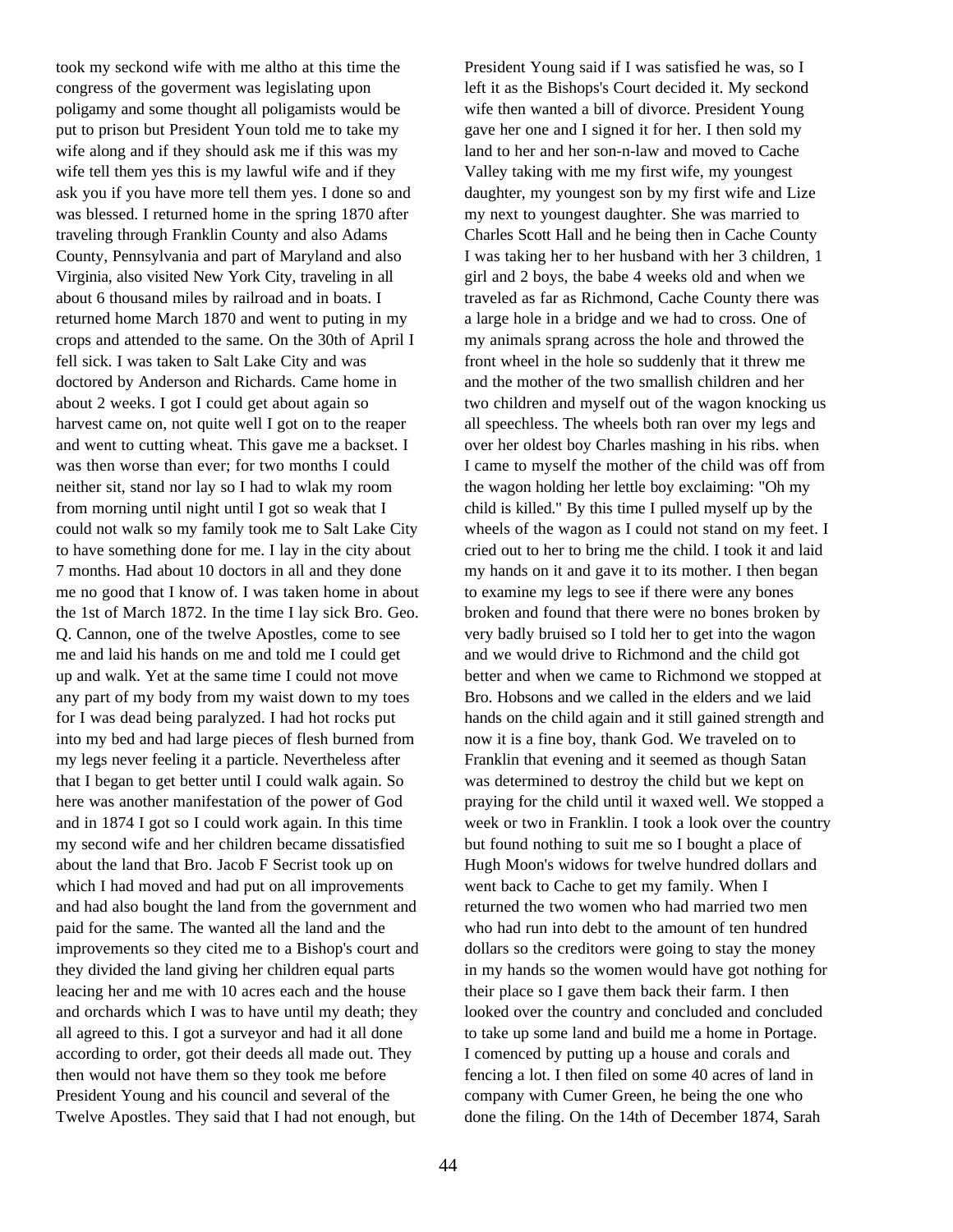took my seckond wife with me altho at this time the congress of the goverment was legislating upon poligamy and some thought all poligamists would be put to prison but President Youn told me to take my wife along and if they should ask me if this was my wife tell them yes this is my lawful wife and if they ask you if you have more tell them yes. I done so and was blessed. I returned home in the spring 1870 after traveling through Franklin County and also Adams County, Pennsylvania and part of Maryland and also Virginia, also visited New York City, traveling in all about 6 thousand miles by railroad and in boats. I returned home March 1870 and went to puting in my crops and attended to the same. On the 30th of April I fell sick. I was taken to Salt Lake City and was doctored by Anderson and Richards. Came home in about 2 weeks. I got I could get about again so harvest came on, not quite well I got on to the reaper and went to cutting wheat. This gave me a backset. I was then worse than ever; for two months I could neither sit, stand nor lay so I had to wlak my room from morning until night until I got so weak that I could not walk so my family took me to Salt Lake City to have something done for me. I lay in the city about 7 months. Had about 10 doctors in all and they done me no good that I know of. I was taken home in about the 1st of March 1872. In the time I lay sick Bro. Geo. Q. Cannon, one of the twelve Apostles, come to see me and laid his hands on me and told me I could get up and walk. Yet at the same time I could not move any part of my body from my waist down to my toes for I was dead being paralyzed. I had hot rocks put into my bed and had large pieces of flesh burned from my legs never feeling it a particle. Nevertheless after that I began to get better until I could walk again. So here was another manifestation of the power of God and in 1874 I got so I could work again. In this time my second wife and her children became dissatisfied about the land that Bro. Jacob F Secrist took up on which I had moved and had put on all improvements and had also bought the land from the government and paid for the same. The wanted all the land and the improvements so they cited me to a Bishop's court and they divided the land giving her children equal parts leacing her and me with 10 acres each and the house and orchards which I was to have until my death; they all agreed to this. I got a surveyor and had it all done according to order, got their deeds all made out. They then would not have them so they took me before President Young and his council and several of the Twelve Apostles. They said that I had not enough, but President Young said if I was satisfied he was, so I left it as the Bishops's Court decided it. My seckond wife then wanted a bill of divorce. President Young gave her one and I signed it for her. I then sold my land to her and her son-n-law and moved to Cache Valley taking with me my first wife, my youngest daughter, my youngest son by my first wife and Lize my next to youngest daughter. She was married to Charles Scott Hall and he being then in Cache County I was taking her to her husband with her 3 children, 1 girl and 2 boys, the babe 4 weeks old and when we traveled as far as Richmond, Cache County there was a large hole in a bridge and we had to cross. One of my animals sprang across the hole and throwed the front wheel in the hole so suddenly that it threw me and the mother of the two smallish children and her two children and myself out of the wagon knocking us all speechless. The wheels both ran over my legs and over her oldest boy Charles mashing in his ribs. when I came to myself the mother of the child was off from the wagon holding her lettle boy exclaiming: "Oh my child is killed." By this time I pulled myself up by the wheels of the wagon as I could not stand on my feet. I cried out to her to bring me the child. I took it and laid my hands on it and gave it to its mother. I then began to examine my legs to see if there were any bones broken and found that there were no bones broken by very badly bruised so I told her to get into the wagon and we would drive to Richmond and the child got better and when we came to Richmond we stopped at Bro. Hobsons and we called in the elders and we laid hands on the child again and it still gained strength and now it is a fine boy, thank God. We traveled on to Franklin that evening and it seemed as though Satan was determined to destroy the child but we kept on praying for the child until it waxed well. We stopped a week or two in Franklin. I took a look over the country but found nothing to suit me so I bought a place of Hugh Moon's widows for twelve hundred dollars and went back to Cache to get my family. When I returned the two women who had married two men who had run into debt to the amount of ten hundred dollars so the creditors were going to stay the money in my hands so the women would have got nothing for their place so I gave them back their farm. I then looked over the country and concluded and concluded to take up some land and build me a home in Portage. I comenced by putting up a house and corals and fencing a lot. I then filed on some 40 acres of land in company with Cumer Green, he being the one who done the filing. On the 14th of December 1874, Sarah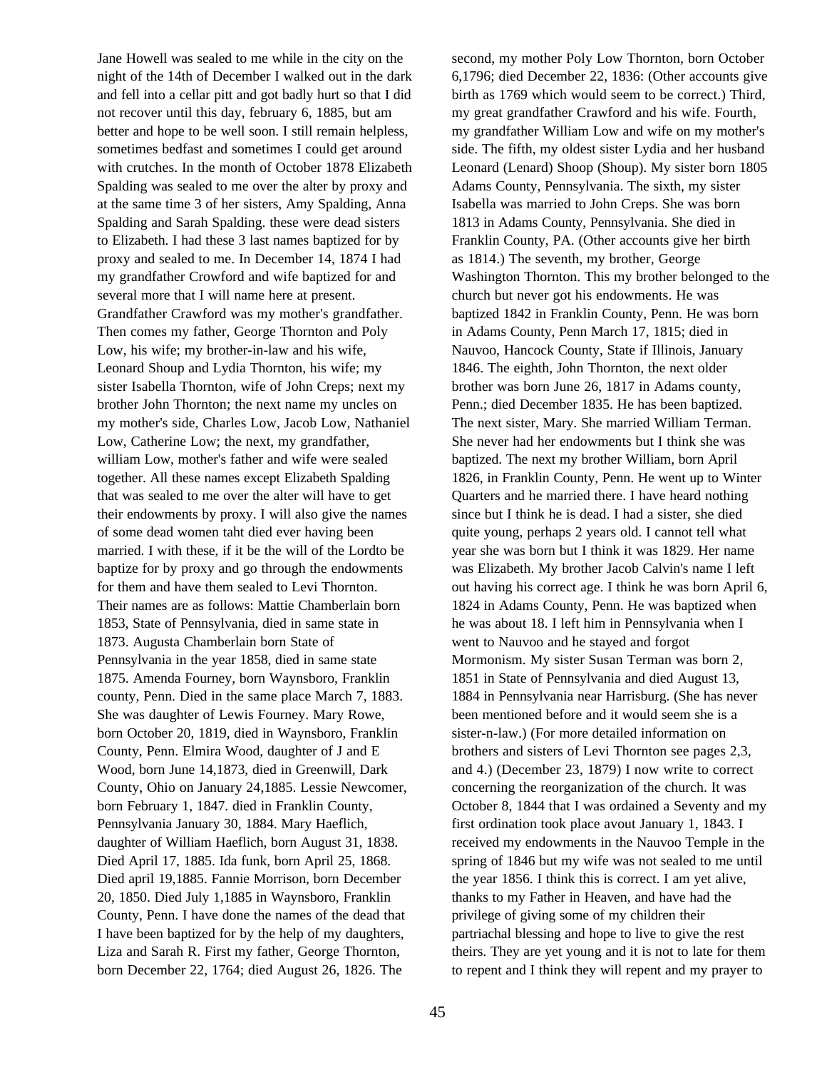Jane Howell was sealed to me while in the city on the night of the 14th of December I walked out in the dark and fell into a cellar pitt and got badly hurt so that I did not recover until this day, february 6, 1885, but am better and hope to be well soon. I still remain helpless, sometimes bedfast and sometimes I could get around with crutches. In the month of October 1878 Elizabeth Spalding was sealed to me over the alter by proxy and at the same time 3 of her sisters, Amy Spalding, Anna Spalding and Sarah Spalding. these were dead sisters to Elizabeth. I had these 3 last names baptized for by proxy and sealed to me. In December 14, 1874 I had my grandfather Crowford and wife baptized for and several more that I will name here at present. Grandfather Crawford was my mother's grandfather. Then comes my father, George Thornton and Poly Low, his wife; my brother-in-law and his wife, Leonard Shoup and Lydia Thornton, his wife; my sister Isabella Thornton, wife of John Creps; next my brother John Thornton; the next name my uncles on my mother's side, Charles Low, Jacob Low, Nathaniel Low, Catherine Low; the next, my grandfather, william Low, mother's father and wife were sealed together. All these names except Elizabeth Spalding that was sealed to me over the alter will have to get their endowments by proxy. I will also give the names of some dead women taht died ever having been married. I with these, if it be the will of the Lordto be baptize for by proxy and go through the endowments for them and have them sealed to Levi Thornton. Their names are as follows: Mattie Chamberlain born 1853, State of Pennsylvania, died in same state in 1873. Augusta Chamberlain born State of Pennsylvania in the year 1858, died in same state 1875. Amenda Fourney, born Waynsboro, Franklin county, Penn. Died in the same place March 7, 1883. She was daughter of Lewis Fourney. Mary Rowe, born October 20, 1819, died in Waynsboro, Franklin County, Penn. Elmira Wood, daughter of J and E Wood, born June 14,1873, died in Greenwill, Dark County, Ohio on January 24,1885. Lessie Newcomer, born February 1, 1847. died in Franklin County, Pennsylvania January 30, 1884. Mary Haeflich, daughter of William Haeflich, born August 31, 1838. Died April 17, 1885. Ida funk, born April 25, 1868. Died april 19,1885. Fannie Morrison, born December 20, 1850. Died July 1,1885 in Waynsboro, Franklin County, Penn. I have done the names of the dead that I have been baptized for by the help of my daughters, Liza and Sarah R. First my father, George Thornton, born December 22, 1764; died August 26, 1826. The second, my mother Poly Low Thornton, born October 6,1796; died December 22, 1836: (Other accounts give birth as 1769 which would seem to be correct.) Third, my great grandfather Crawford and his wife. Fourth, my grandfather William Low and wife on my mother's side. The fifth, my oldest sister Lydia and her husband Leonard (Lenard) Shoop (Shoup). My sister born 1805 Adams County, Pennsylvania. The sixth, my sister Isabella was married to John Creps. She was born 1813 in Adams County, Pennsylvania. She died in Franklin County, PA. (Other accounts give her birth as 1814.) The seventh, my brother, George Washington Thornton. This my brother belonged to the church but never got his endowments. He was baptized 1842 in Franklin County, Penn. He was born in Adams County, Penn March 17, 1815; died in Nauvoo, Hancock County, State if Illinois, January 1846. The eighth, John Thornton, the next older brother was born June 26, 1817 in Adams county, Penn.; died December 1835. He has been baptized. The next sister, Mary. She married William Terman. She never had her endowments but I think she was baptized. The next my brother William, born April 1826, in Franklin County, Penn. He went up to Winter Quarters and he married there. I have heard nothing since but I think he is dead. I had a sister, she died quite young, perhaps 2 years old. I cannot tell what year she was born but I think it was 1829. Her name was Elizabeth. My brother Jacob Calvin's name I left out having his correct age. I think he was born April 6, 1824 in Adams County, Penn. He was baptized when he was about 18. I left him in Pennsylvania when I went to Nauvoo and he stayed and forgot Mormonism. My sister Susan Terman was born 2, 1851 in State of Pennsylvania and died August 13, 1884 in Pennsylvania near Harrisburg. (She has never been mentioned before and it would seem she is a sister-n-law.) (For more detailed information on brothers and sisters of Levi Thornton see pages 2,3, and 4.) (December 23, 1879) I now write to correct concerning the reorganization of the church. It was October 8, 1844 that I was ordained a Seventy and my first ordination took place avout January 1, 1843. I received my endowments in the Nauvoo Temple in the spring of 1846 but my wife was not sealed to me until the year 1856. I think this is correct. I am yet alive, thanks to my Father in Heaven, and have had the privilege of giving some of my children their partriachal blessing and hope to live to give the rest theirs. They are yet young and it is not to late for them to repent and I think they will repent and my prayer to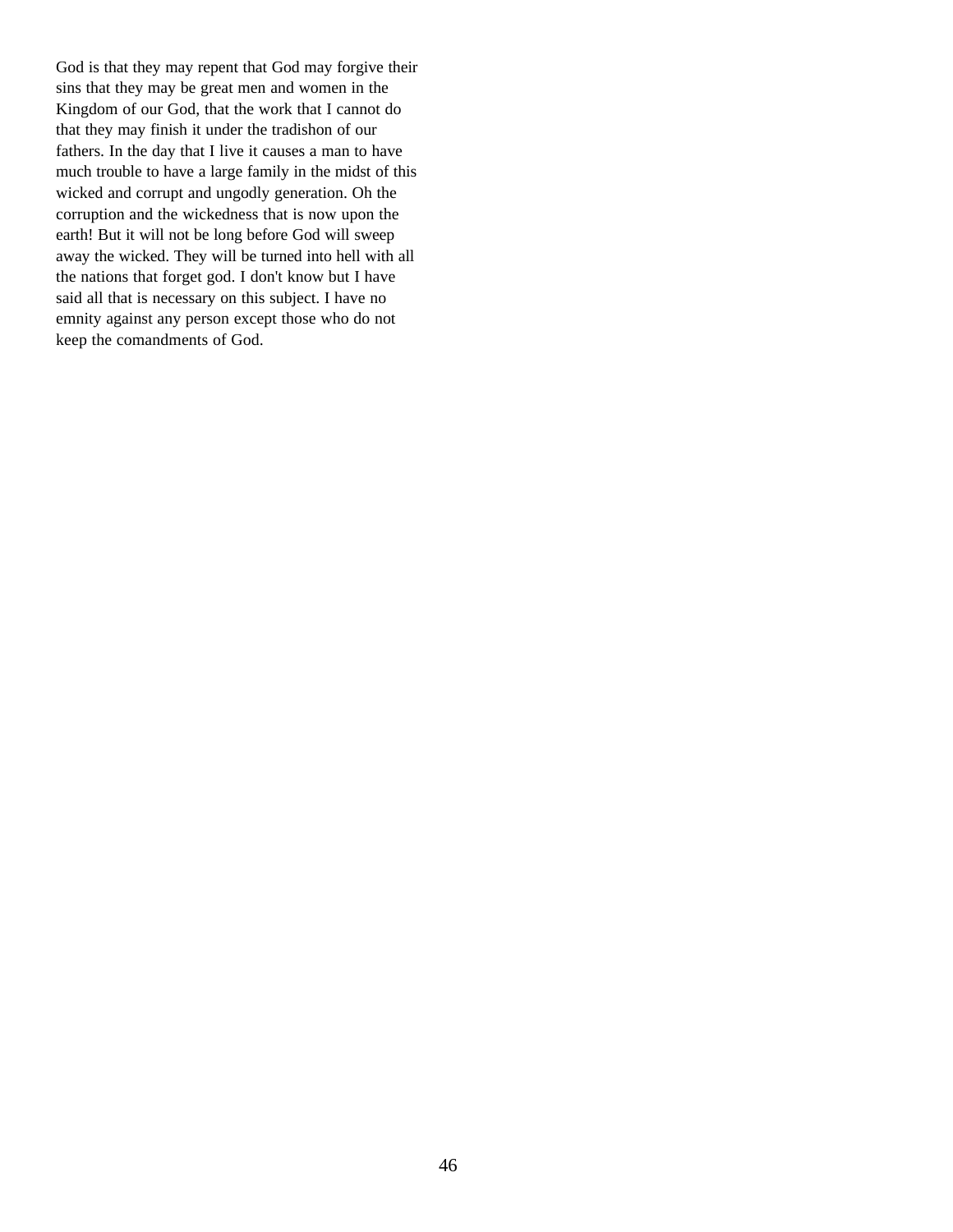God is that they may repent that God may forgive their sins that they may be great men and women in the Kingdom of our God, that the work that I cannot do that they may finish it under the tradishon of our fathers. In the day that I live it causes a man to have much trouble to have a large family in the midst of this wicked and corrupt and ungodly generation. Oh the corruption and the wickedness that is now upon the earth! But it will not be long before God will sweep away the wicked. They will be turned into hell with all the nations that forget god. I don't know but I have said all that is necessary on this subject. I have no emnity against any person except those who do not keep the comandments of God.